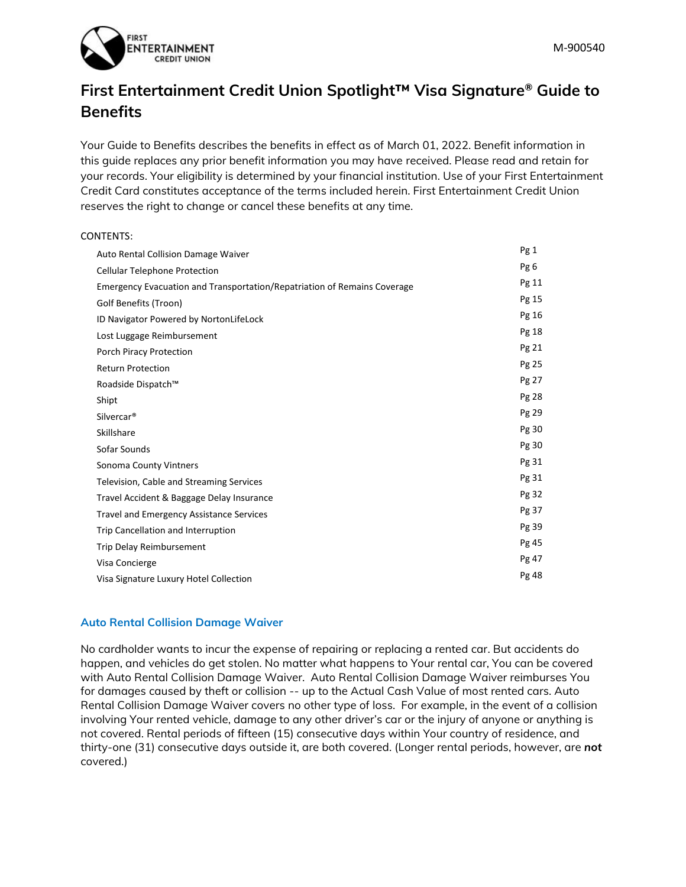M-900540

# First Entertainment Credit Union Spotlight™ Visa Signature® Guide to Benefits

Your Guide to Benefits describes the benefits in effect as of March 01, 2022. Benefit information in this guide replaces any prior benefit information you may have received. Please read and retain for your records. Your eligibility is determined by your financial institution. Use of your First Entertainment Credit Card constitutes acceptance of the terms included herein. First Entertainment Credit Union reserves the right to change or cancel these benefits at any time.

CONTENTS:

| | |
|---|---|
| Auto Rental Collision Damage Waiver | Pg 1 |
| Cellular Telephone Protection | Pg 6 |
| Emergency Evacuation and Transportation/Repatriation of Remains Coverage | Pg 11 |
| Golf Benefits (Troon) | Pg 15 |
| ID Navigator Powered by NortonLifeLock | Pg 16 |
| Lost Luggage Reimbursement | Pg 18 |
| Porch Piracy Protection | Pg 21 |
| Return Protection | Pg 25 |
| Roadside Dispatch™ | Pg 27 |
| Shipt | Pg 28 |
| Silvercar® | Pg 29 |
| Skillshare | Pg 30 |
| Sofar Sounds | Pg 30 |
| Sonoma County Vintners | Pg 31 |
| Television, Cable and Streaming Services | Pg 31 |
| Travel Accident & Baggage Delay Insurance | Pg 32 |
| Travel and Emergency Assistance Services | Pg 37 |
| Trip Cancellation and Interruption | Pg 39 |
| Trip Delay Reimbursement | Pg 45 |
| Visa Concierge | Pg 47 |
| Visa Signature Luxury Hotel Collection | Pg 48 |

## Auto Rental Collision Damage Waiver

No cardholder wants to incur the expense of repairing or replacing a rented car. But accidents do happen, and vehicles do get stolen. No matter what happens to Your rental car, You can be covered with Auto Rental Collision Damage Waiver. Auto Rental Collision Damage Waiver reimburses You for damages caused by theft or collision -- up to the Actual Cash Value of most rented cars. Auto Rental Collision Damage Waiver covers no other type of loss. For example, in the event of a collision involving Your rented vehicle, damage to any other driver's car or the injury of anyone or anything is not covered. Rental periods of fifteen (15) consecutive days within Your country of residence, and thirty-one (31) consecutive days outside it, are both covered. (Longer rental periods, however, are **not** covered.)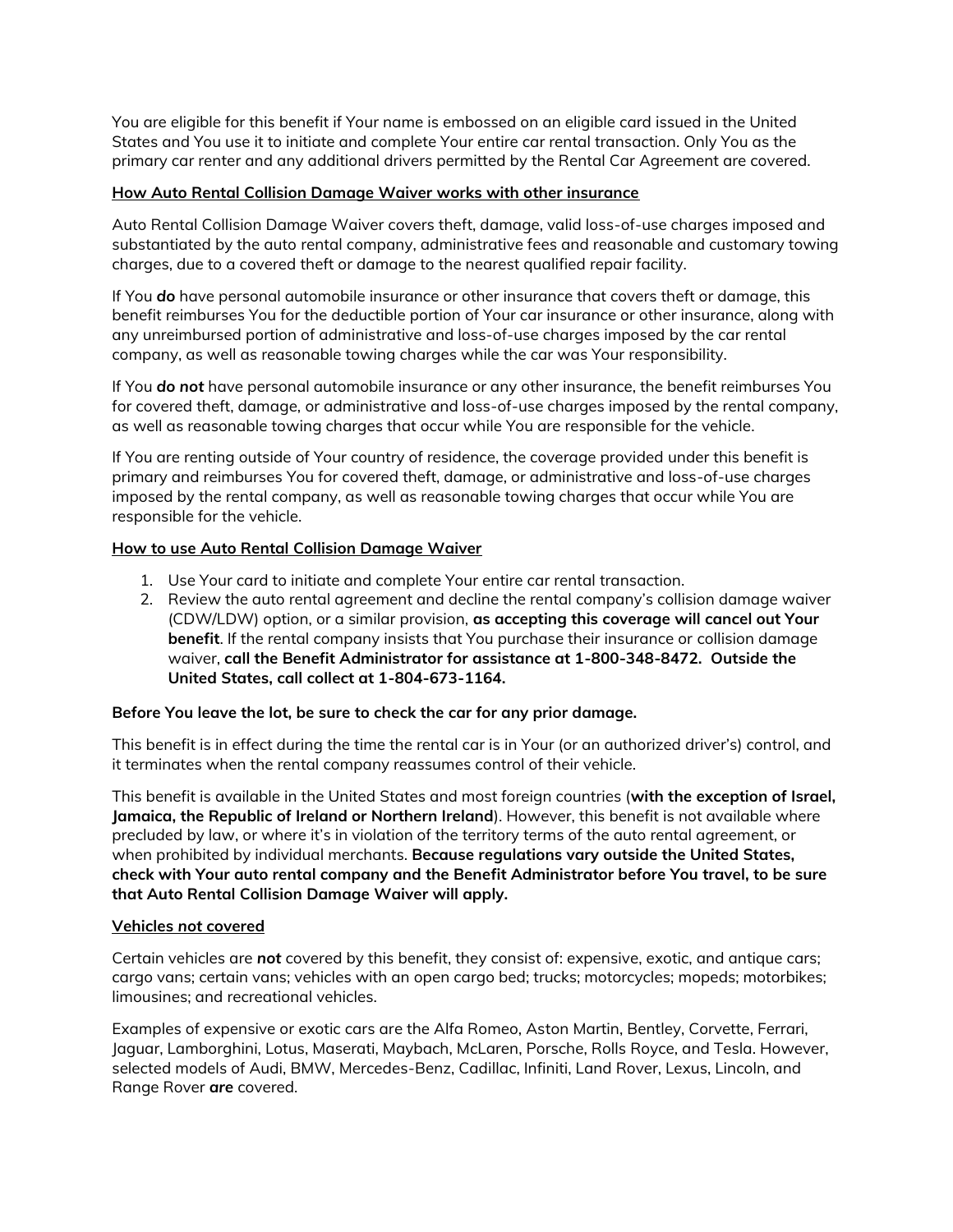You are eligible for this benefit if Your name is embossed on an eligible card issued in the United States and You use it to initiate and complete Your entire car rental transaction. Only You as the primary car renter and any additional drivers permitted by the Rental Car Agreement are covered.

### How Auto Rental Collision Damage Waiver works with other insurance

Auto Rental Collision Damage Waiver covers theft, damage, valid loss-of-use charges imposed and substantiated by the auto rental company, administrative fees and reasonable and customary towing charges, due to a covered theft or damage to the nearest qualified repair facility.

If You ***do*** have personal automobile insurance or other insurance that covers theft or damage, this benefit reimburses You for the deductible portion of Your car insurance or other insurance, along with any unreimbursed portion of administrative and loss-of-use charges imposed by the car rental company, as well as reasonable towing charges while the car was Your responsibility.

If You ***do not*** have personal automobile insurance or any other insurance, the benefit reimburses You for covered theft, damage, or administrative and loss-of-use charges imposed by the rental company, as well as reasonable towing charges that occur while You are responsible for the vehicle.

If You are renting outside of Your country of residence, the coverage provided under this benefit is primary and reimburses You for covered theft, damage, or administrative and loss-of-use charges imposed by the rental company, as well as reasonable towing charges that occur while You are responsible for the vehicle.

### How to use Auto Rental Collision Damage Waiver

1. Use Your card to initiate and complete Your entire car rental transaction.
2. Review the auto rental agreement and decline the rental company's collision damage waiver (CDW/LDW) option, or a similar provision, **as accepting this coverage will cancel out Your benefit**. If the rental company insists that You purchase their insurance or collision damage waiver, **call the Benefit Administrator for assistance at 1-800-348-8472. Outside the United States, call collect at 1-804-673-1164.**

**Before You leave the lot, be sure to check the car for any prior damage.**

This benefit is in effect during the time the rental car is in Your (or an authorized driver's) control, and it terminates when the rental company reassumes control of their vehicle.

This benefit is available in the United States and most foreign countries (**with the exception of Israel, Jamaica, the Republic of Ireland or Northern Ireland**). However, this benefit is not available where precluded by law, or where it's in violation of the territory terms of the auto rental agreement, or when prohibited by individual merchants. **Because regulations vary outside the United States, check with Your auto rental company and the Benefit Administrator before You travel, to be sure that Auto Rental Collision Damage Waiver will apply.**

### Vehicles not covered

Certain vehicles are ***not*** covered by this benefit, they consist of: expensive, exotic, and antique cars; cargo vans; certain vans; vehicles with an open cargo bed; trucks; motorcycles; mopeds; motorbikes; limousines; and recreational vehicles.

Examples of expensive or exotic cars are the Alfa Romeo, Aston Martin, Bentley, Corvette, Ferrari, Jaguar, Lamborghini, Lotus, Maserati, Maybach, McLaren, Porsche, Rolls Royce, and Tesla. However, selected models of Audi, BMW, Mercedes-Benz, Cadillac, Infiniti, Land Rover, Lexus, Lincoln, and Range Rover ***are*** covered.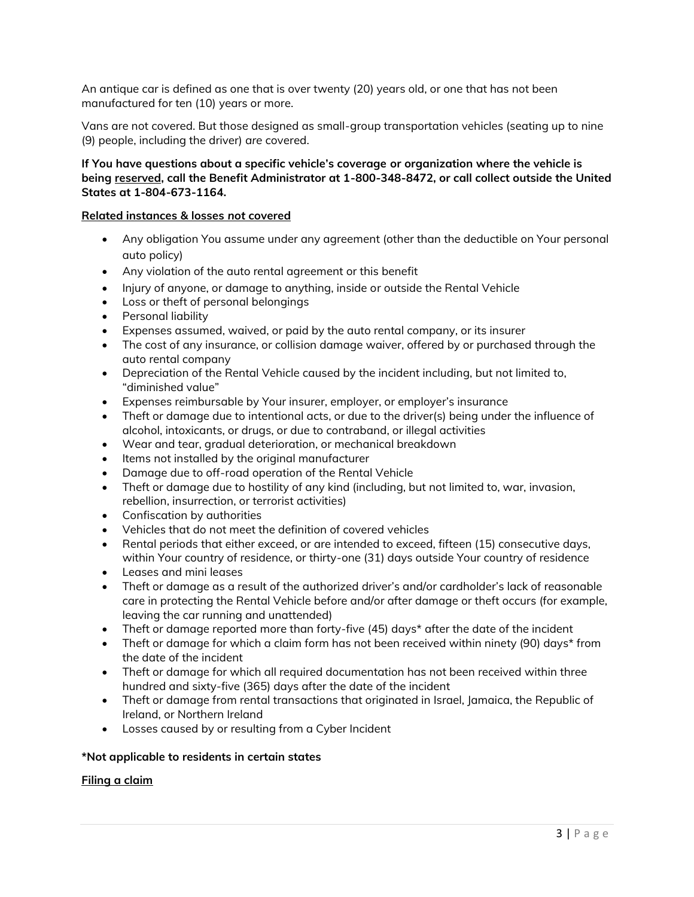An antique car is defined as one that is over twenty (20) years old, or one that has not been manufactured for ten (10) years or more.

Vans are not covered. But those designed as small-group transportation vehicles (seating up to nine (9) people, including the driver) are covered.

**If You have questions about a specific vehicle's coverage or organization where the vehicle is being <u>reserved</u>, call the Benefit Administrator at 1-800-348-8472, or call collect outside the United States at 1-804-673-1164.**

**<u>Related instances & losses *not* covered</u>**

- Any obligation You assume under any agreement (other than the deductible on Your personal auto policy)
- Any violation of the auto rental agreement or this benefit
- Injury of anyone, or damage to anything, inside or outside the Rental Vehicle
- Loss or theft of personal belongings
- Personal liability
- Expenses assumed, waived, or paid by the auto rental company, or its insurer
- The cost of any insurance, or collision damage waiver, offered by or purchased through the auto rental company
- Depreciation of the Rental Vehicle caused by the incident including, but not limited to, "diminished value"
- Expenses reimbursable by Your insurer, employer, or employer's insurance
- Theft or damage due to intentional acts, or due to the driver(s) being under the influence of alcohol, intoxicants, or drugs, or due to contraband, or illegal activities
- Wear and tear, gradual deterioration, or mechanical breakdown
- Items not installed by the original manufacturer
- Damage due to off-road operation of the Rental Vehicle
- Theft or damage due to hostility of any kind (including, but not limited to, war, invasion, rebellion, insurrection, or terrorist activities)
- Confiscation by authorities
- Vehicles that do not meet the definition of covered vehicles
- Rental periods that either exceed, or are intended to exceed, fifteen (15) consecutive days, within Your country of residence, or thirty-one (31) days outside Your country of residence
- Leases and mini leases
- Theft or damage as a result of the authorized driver's and/or cardholder's lack of reasonable care in protecting the Rental Vehicle before and/or after damage or theft occurs (for example, leaving the car running and unattended)
- Theft or damage reported more than forty-five (45) days* after the date of the incident
- Theft or damage for which a claim form has not been received within ninety (90) days* from the date of the incident
- Theft or damage for which all required documentation has not been received within three hundred and sixty-five (365) days after the date of the incident
- Theft or damage from rental transactions that originated in Israel, Jamaica, the Republic of Ireland, or Northern Ireland
- Losses caused by or resulting from a Cyber Incident

**\*Not applicable to residents in certain states**

**<u>Filing a claim</u>**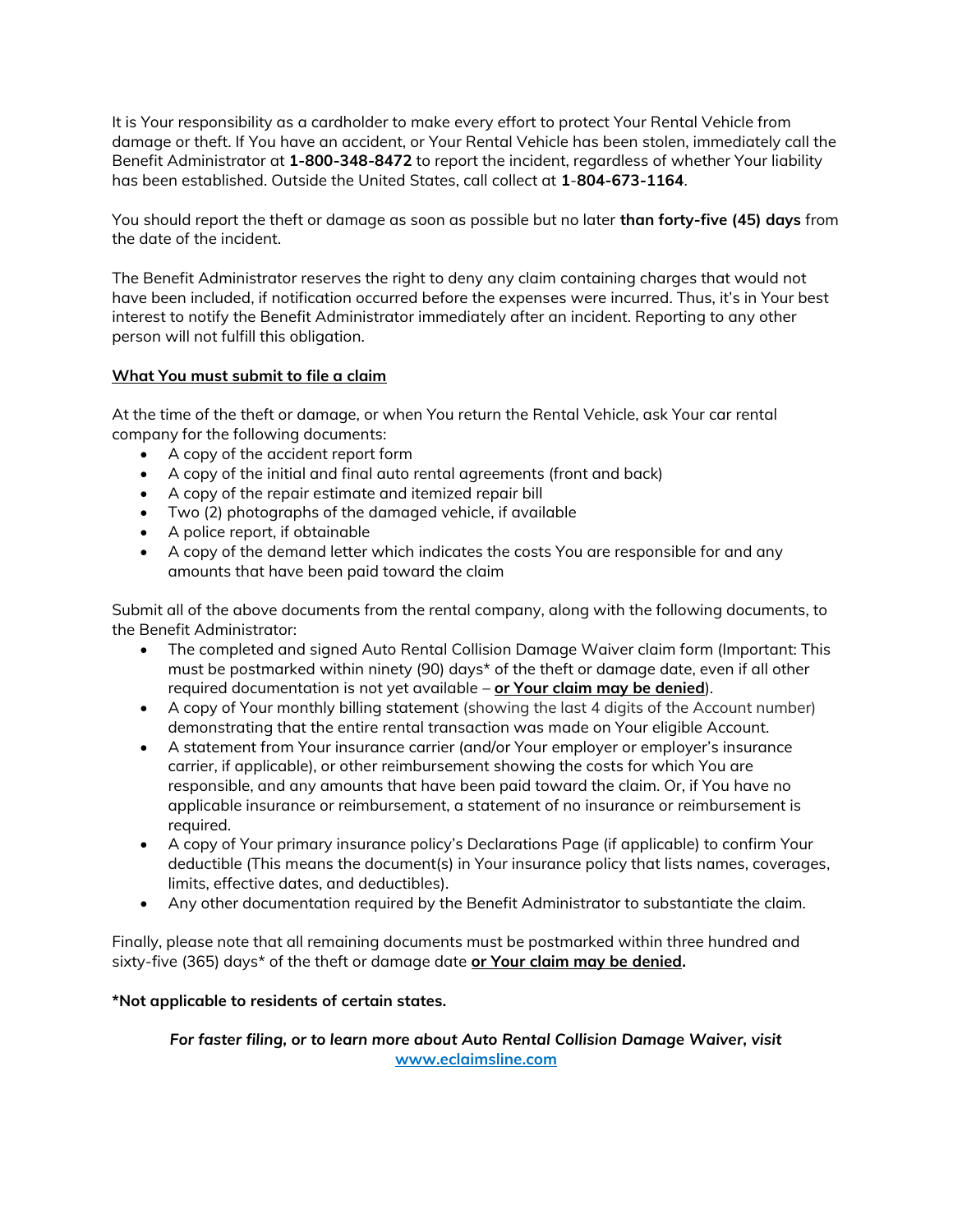It is Your responsibility as a cardholder to make every effort to protect Your Rental Vehicle from damage or theft. If You have an accident, or Your Rental Vehicle has been stolen, immediately call the Benefit Administrator at **1-800-348-8472** to report the incident, regardless of whether Your liability has been established. Outside the United States, call collect at **1-804-673-1164**.

You should report the theft or damage as soon as possible but no later **than forty-five (45) days** from the date of the incident.

The Benefit Administrator reserves the right to deny any claim containing charges that would not have been included, if notification occurred before the expenses were incurred. Thus, it's in Your best interest to notify the Benefit Administrator immediately after an incident. Reporting to any other person will not fulfill this obligation.

**<u>What You must submit to file a claim</u>**

At the time of the theft or damage, or when You return the Rental Vehicle, ask Your car rental company for the following documents:

- A copy of the accident report form
- A copy of the initial and final auto rental agreements (front and back)
- A copy of the repair estimate and itemized repair bill
- Two (2) photographs of the damaged vehicle, if available
- A police report, if obtainable
- A copy of the demand letter which indicates the costs You are responsible for and any amounts that have been paid toward the claim

Submit all of the above documents from the rental company, along with the following documents, to the Benefit Administrator:

- The completed and signed Auto Rental Collision Damage Waiver claim form (Important: This must be postmarked within ninety (90) days* of the theft or damage date, even if all other required documentation is not yet available – **<u>or Your claim may be denied</u>**).
- A copy of Your monthly billing statement (showing the last 4 digits of the Account number) demonstrating that the entire rental transaction was made on Your eligible Account.
- A statement from Your insurance carrier (and/or Your employer or employer's insurance carrier, if applicable), or other reimbursement showing the costs for which You are responsible, and any amounts that have been paid toward the claim. Or, if You have no applicable insurance or reimbursement, a statement of no insurance or reimbursement is required.
- A copy of Your primary insurance policy's Declarations Page (if applicable) to confirm Your deductible (This means the document(s) in Your insurance policy that lists names, coverages, limits, effective dates, and deductibles).
- Any other documentation required by the Benefit Administrator to substantiate the claim.

Finally, please note that all remaining documents must be postmarked within three hundred and sixty-five (365) days* of the theft or damage date **<u>or Your claim may be denied</u>.**

**\*Not applicable to residents of certain states.**

***For faster filing, or to learn more about Auto Rental Collision Damage Waiver, visit*** [www.eclaimsline.com](www.eclaimsline.com)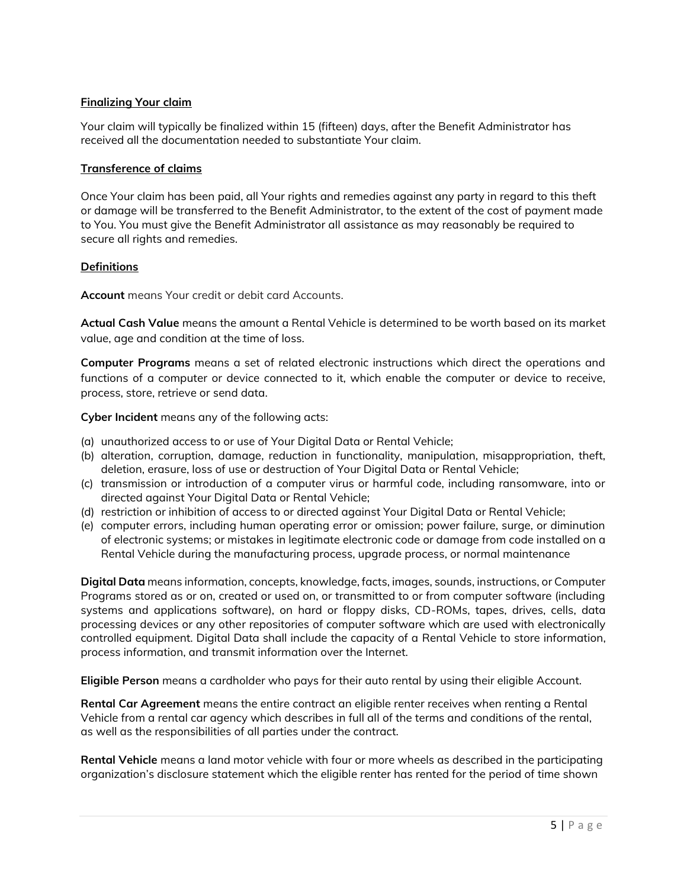**Finalizing Your claim**

Your claim will typically be finalized within 15 (fifteen) days, after the Benefit Administrator has received all the documentation needed to substantiate Your claim.

**Transference of claims**

Once Your claim has been paid, all Your rights and remedies against any party in regard to this theft or damage will be transferred to the Benefit Administrator, to the extent of the cost of payment made to You. You must give the Benefit Administrator all assistance as may reasonably be required to secure all rights and remedies.

**Definitions**

**Account** means Your credit or debit card Accounts.

**Actual Cash Value** means the amount a Rental Vehicle is determined to be worth based on its market value, age and condition at the time of loss.

**Computer Programs** means a set of related electronic instructions which direct the operations and functions of a computer or device connected to it, which enable the computer or device to receive, process, store, retrieve or send data.

**Cyber Incident** means any of the following acts:

(a) unauthorized access to or use of Your Digital Data or Rental Vehicle;
(b) alteration, corruption, damage, reduction in functionality, manipulation, misappropriation, theft, deletion, erasure, loss of use or destruction of Your Digital Data or Rental Vehicle;
(c) transmission or introduction of a computer virus or harmful code, including ransomware, into or directed against Your Digital Data or Rental Vehicle;
(d) restriction or inhibition of access to or directed against Your Digital Data or Rental Vehicle;
(e) computer errors, including human operating error or omission; power failure, surge, or diminution of electronic systems; or mistakes in legitimate electronic code or damage from code installed on a Rental Vehicle during the manufacturing process, upgrade process, or normal maintenance

**Digital Data** means information, concepts, knowledge, facts, images, sounds, instructions, or Computer Programs stored as or on, created or used on, or transmitted to or from computer software (including systems and applications software), on hard or floppy disks, CD-ROMs, tapes, drives, cells, data processing devices or any other repositories of computer software which are used with electronically controlled equipment. Digital Data shall include the capacity of a Rental Vehicle to store information, process information, and transmit information over the Internet.

**Eligible Person** means a cardholder who pays for their auto rental by using their eligible Account.

**Rental Car Agreement** means the entire contract an eligible renter receives when renting a Rental Vehicle from a rental car agency which describes in full all of the terms and conditions of the rental, as well as the responsibilities of all parties under the contract.

**Rental Vehicle** means a land motor vehicle with four or more wheels as described in the participating organization's disclosure statement which the eligible renter has rented for the period of time shown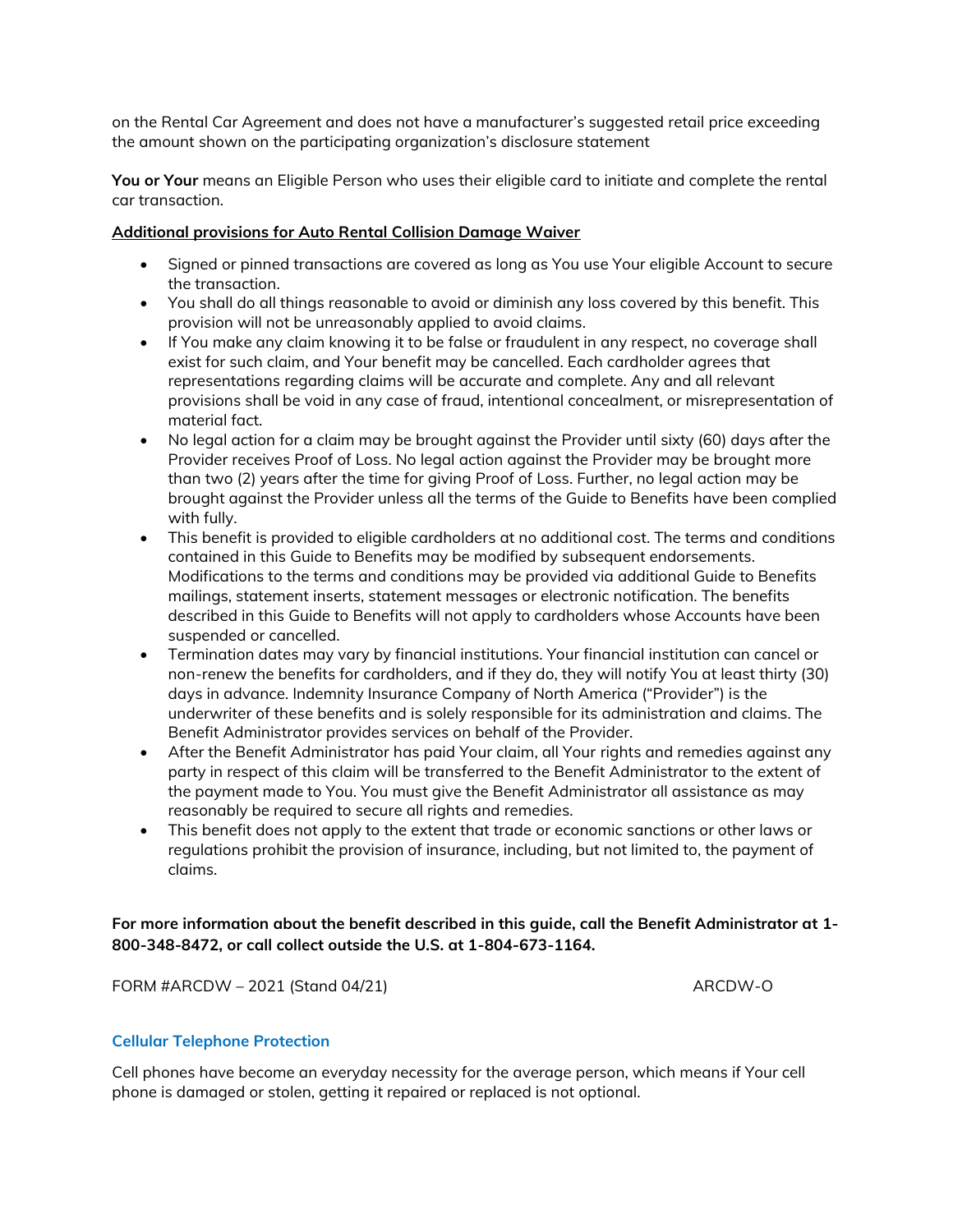on the Rental Car Agreement and does not have a manufacturer's suggested retail price exceeding the amount shown on the participating organization's disclosure statement

**You or Your** means an Eligible Person who uses their eligible card to initiate and complete the rental car transaction.

**Additional provisions for Auto Rental Collision Damage Waiver**

- Signed or pinned transactions are covered as long as You use Your eligible Account to secure the transaction.
- You shall do all things reasonable to avoid or diminish any loss covered by this benefit. This provision will not be unreasonably applied to avoid claims.
- If You make any claim knowing it to be false or fraudulent in any respect, no coverage shall exist for such claim, and Your benefit may be cancelled. Each cardholder agrees that representations regarding claims will be accurate and complete. Any and all relevant provisions shall be void in any case of fraud, intentional concealment, or misrepresentation of material fact.
- No legal action for a claim may be brought against the Provider until sixty (60) days after the Provider receives Proof of Loss. No legal action against the Provider may be brought more than two (2) years after the time for giving Proof of Loss. Further, no legal action may be brought against the Provider unless all the terms of the Guide to Benefits have been complied with fully.
- This benefit is provided to eligible cardholders at no additional cost. The terms and conditions contained in this Guide to Benefits may be modified by subsequent endorsements. Modifications to the terms and conditions may be provided via additional Guide to Benefits mailings, statement inserts, statement messages or electronic notification. The benefits described in this Guide to Benefits will not apply to cardholders whose Accounts have been suspended or cancelled.
- Termination dates may vary by financial institutions. Your financial institution can cancel or non-renew the benefits for cardholders, and if they do, they will notify You at least thirty (30) days in advance. Indemnity Insurance Company of North America ("Provider") is the underwriter of these benefits and is solely responsible for its administration and claims. The Benefit Administrator provides services on behalf of the Provider.
- After the Benefit Administrator has paid Your claim, all Your rights and remedies against any party in respect of this claim will be transferred to the Benefit Administrator to the extent of the payment made to You. You must give the Benefit Administrator all assistance as may reasonably be required to secure all rights and remedies.
- This benefit does not apply to the extent that trade or economic sanctions or other laws or regulations prohibit the provision of insurance, including, but not limited to, the payment of claims.

**For more information about the benefit described in this guide, call the Benefit Administrator at 1-800-348-8472, or call collect outside the U.S. at 1-804-673-1164.**

FORM #ARCDW – 2021 (Stand 04/21) ARCDW-O

## Cellular Telephone Protection

Cell phones have become an everyday necessity for the average person, which means if Your cell phone is damaged or stolen, getting it repaired or replaced is not optional.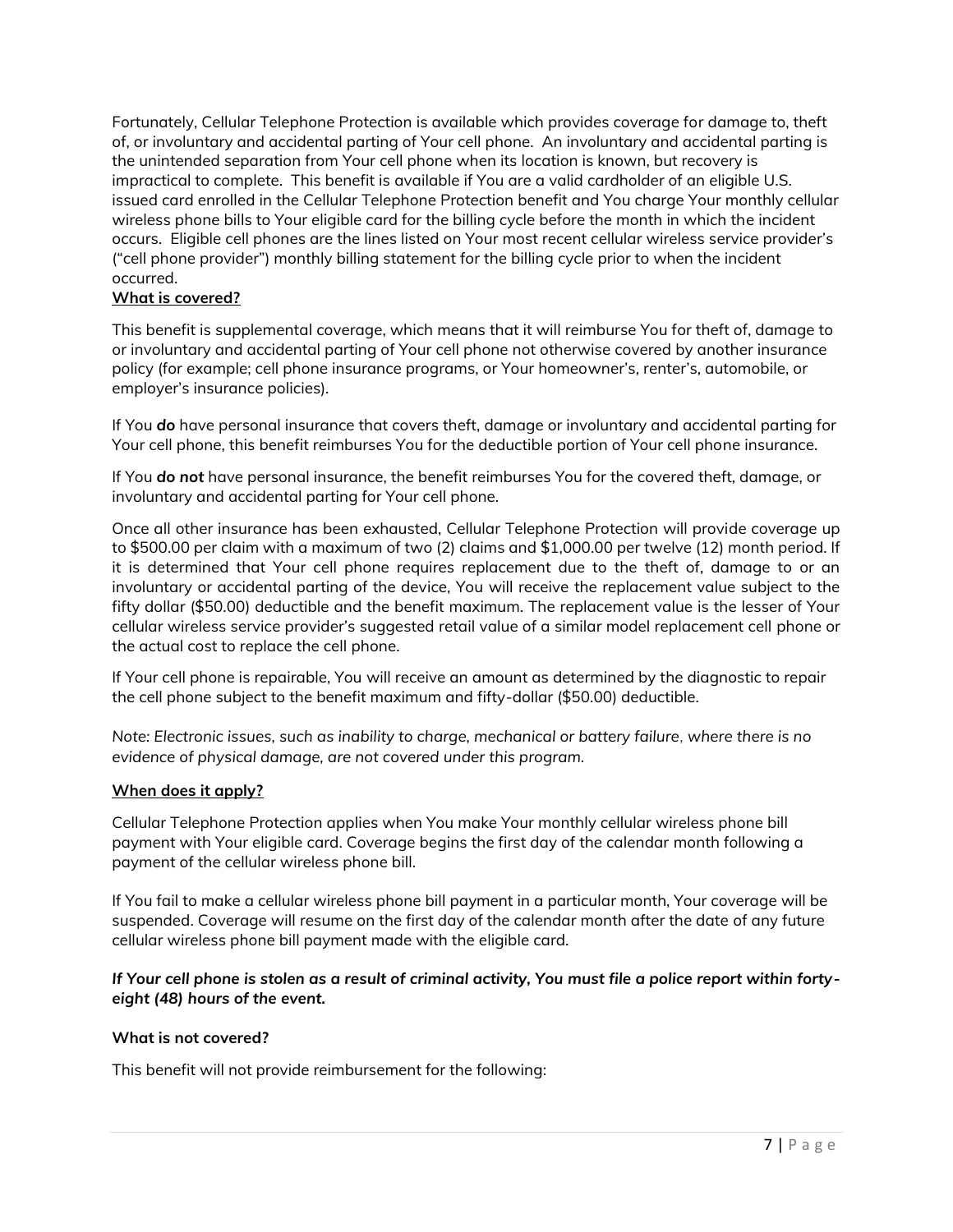Fortunately, Cellular Telephone Protection is available which provides coverage for damage to, theft of, or involuntary and accidental parting of Your cell phone. An involuntary and accidental parting is the unintended separation from Your cell phone when its location is known, but recovery is impractical to complete. This benefit is available if You are a valid cardholder of an eligible U.S. issued card enrolled in the Cellular Telephone Protection benefit and You charge Your monthly cellular wireless phone bills to Your eligible card for the billing cycle before the month in which the incident occurs. Eligible cell phones are the lines listed on Your most recent cellular wireless service provider's ("cell phone provider") monthly billing statement for the billing cycle prior to when the incident occurred.

**What is covered?**

This benefit is supplemental coverage, which means that it will reimburse You for theft of, damage to or involuntary and accidental parting of Your cell phone not otherwise covered by another insurance policy (for example; cell phone insurance programs, or Your homeowner's, renter's, automobile, or employer's insurance policies).

If You ***do*** have personal insurance that covers theft, damage or involuntary and accidental parting for Your cell phone, this benefit reimburses You for the deductible portion of Your cell phone insurance.

If You ***do not*** have personal insurance, the benefit reimburses You for the covered theft, damage, or involuntary and accidental parting for Your cell phone.

Once all other insurance has been exhausted, Cellular Telephone Protection will provide coverage up to $500.00 per claim with a maximum of two (2) claims and $1,000.00 per twelve (12) month period. If it is determined that Your cell phone requires replacement due to the theft of, damage to or an involuntary or accidental parting of the device, You will receive the replacement value subject to the fifty dollar ($50.00) deductible and the benefit maximum. The replacement value is the lesser of Your cellular wireless service provider's suggested retail value of a similar model replacement cell phone or the actual cost to replace the cell phone.

If Your cell phone is repairable, You will receive an amount as determined by the diagnostic to repair the cell phone subject to the benefit maximum and fifty-dollar ($50.00) deductible.

*Note: Electronic issues, such as inability to charge, mechanical or battery failure, where there is no evidence of physical damage, are not covered under this program.*

**When does it apply?**

Cellular Telephone Protection applies when You make Your monthly cellular wireless phone bill payment with Your eligible card. Coverage begins the first day of the calendar month following a payment of the cellular wireless phone bill.

If You fail to make a cellular wireless phone bill payment in a particular month, Your coverage will be suspended. Coverage will resume on the first day of the calendar month after the date of any future cellular wireless phone bill payment made with the eligible card.

***If Your cell phone is stolen as a result of criminal activity, You must file a police report within forty-eight (48) hours of the event.***

**What is not covered?**

This benefit will not provide reimbursement for the following: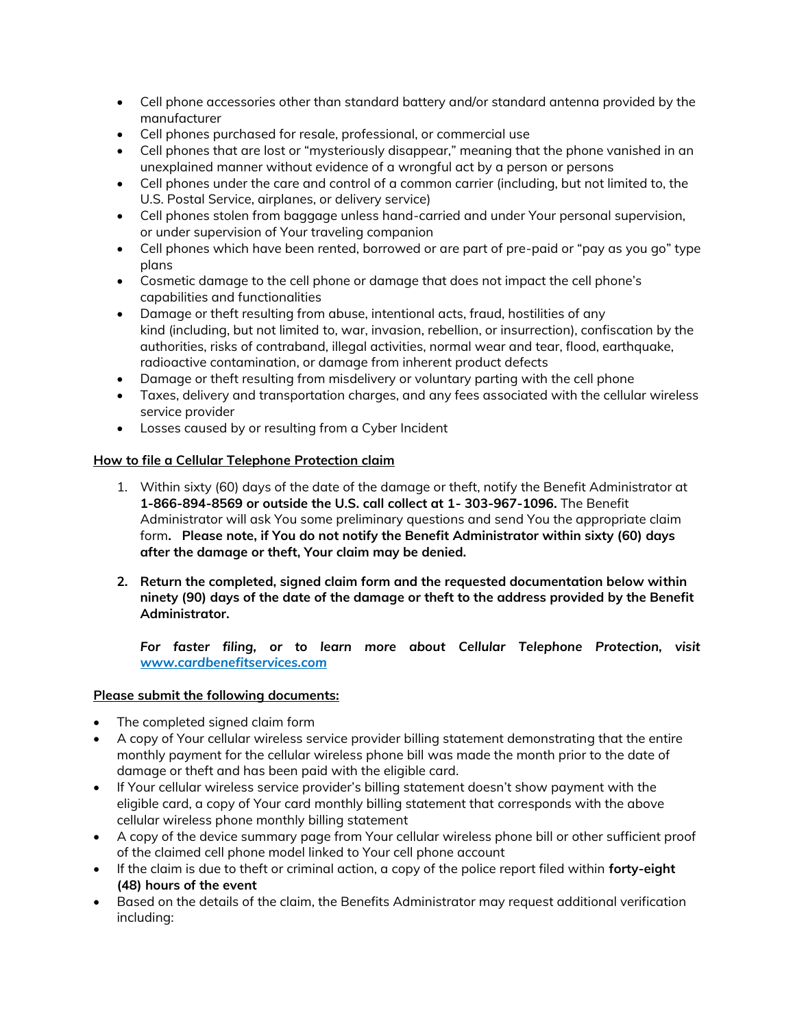- Cell phone accessories other than standard battery and/or standard antenna provided by the manufacturer
- Cell phones purchased for resale, professional, or commercial use
- Cell phones that are lost or "mysteriously disappear," meaning that the phone vanished in an unexplained manner without evidence of a wrongful act by a person or persons
- Cell phones under the care and control of a common carrier (including, but not limited to, the U.S. Postal Service, airplanes, or delivery service)
- Cell phones stolen from baggage unless hand-carried and under Your personal supervision, or under supervision of Your traveling companion
- Cell phones which have been rented, borrowed or are part of pre-paid or "pay as you go" type plans
- Cosmetic damage to the cell phone or damage that does not impact the cell phone's capabilities and functionalities
- Damage or theft resulting from abuse, intentional acts, fraud, hostilities of any kind (including, but not limited to, war, invasion, rebellion, or insurrection), confiscation by the authorities, risks of contraband, illegal activities, normal wear and tear, flood, earthquake, radioactive contamination, or damage from inherent product defects
- Damage or theft resulting from misdelivery or voluntary parting with the cell phone
- Taxes, delivery and transportation charges, and any fees associated with the cellular wireless service provider
- Losses caused by or resulting from a Cyber Incident

<u>**How to file a Cellular Telephone Protection claim**</u>

1. Within sixty (60) days of the date of the damage or theft, notify the Benefit Administrator at **1-866-894-8569 or outside the U.S. call collect at 1- 303-967-1096.** The Benefit Administrator will ask You some preliminary questions and send You the appropriate claim form**. Please note, if You do not notify the Benefit Administrator within sixty (60) days after the damage or theft, Your claim may be denied.**

2. **Return the completed, signed claim form and the requested documentation below within ninety (90) days of the date of the damage or theft to the address provided by the Benefit Administrator.**

   ***For faster filing, or to learn more about Cellular Telephone Protection, visit [www.cardbenefitservices.com](www.cardbenefitservices.com)***

<u>**Please submit the following documents:**</u>

- The completed signed claim form
- A copy of Your cellular wireless service provider billing statement demonstrating that the entire monthly payment for the cellular wireless phone bill was made the month prior to the date of damage or theft and has been paid with the eligible card.
- If Your cellular wireless service provider's billing statement doesn't show payment with the eligible card, a copy of Your card monthly billing statement that corresponds with the above cellular wireless phone monthly billing statement
- A copy of the device summary page from Your cellular wireless phone bill or other sufficient proof of the claimed cell phone model linked to Your cell phone account
- If the claim is due to theft or criminal action, a copy of the police report filed within **forty-eight (48) hours of the event**
- Based on the details of the claim, the Benefits Administrator may request additional verification including: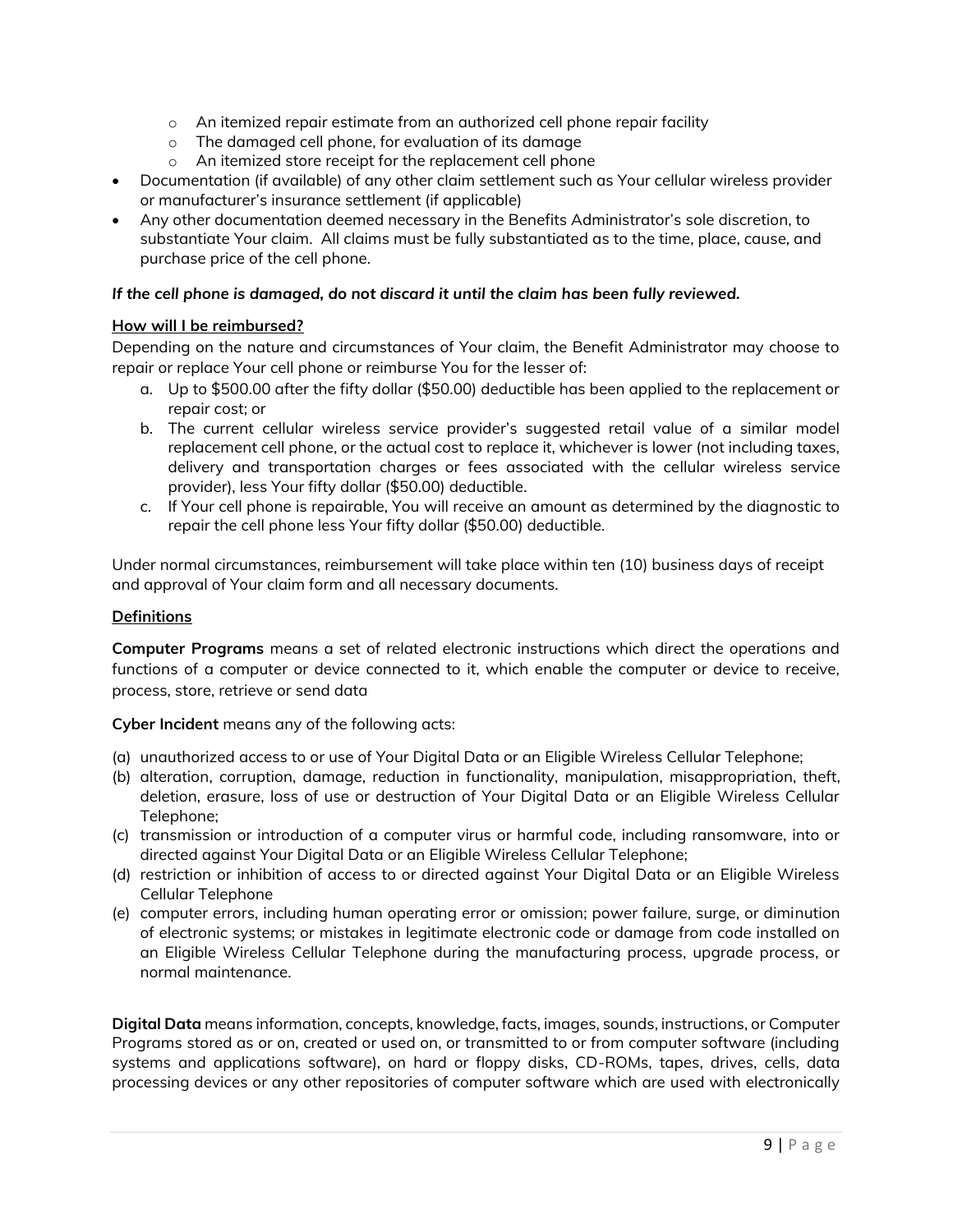- An itemized repair estimate from an authorized cell phone repair facility
    - The damaged cell phone, for evaluation of its damage
    - An itemized store receipt for the replacement cell phone
- Documentation (if available) of any other claim settlement such as Your cellular wireless provider or manufacturer's insurance settlement (if applicable)
- Any other documentation deemed necessary in the Benefits Administrator's sole discretion, to substantiate Your claim. All claims must be fully substantiated as to the time, place, cause, and purchase price of the cell phone.

***If the cell phone is damaged, do not discard it until the claim has been fully reviewed.***

**How will I be reimbursed?**

Depending on the nature and circumstances of Your claim, the Benefit Administrator may choose to repair or replace Your cell phone or reimburse You for the lesser of:

a. Up to $500.00 after the fifty dollar ($50.00) deductible has been applied to the replacement or repair cost; or
b. The current cellular wireless service provider's suggested retail value of a similar model replacement cell phone, or the actual cost to replace it, whichever is lower (not including taxes, delivery and transportation charges or fees associated with the cellular wireless service provider), less Your fifty dollar ($50.00) deductible.
c. If Your cell phone is repairable, You will receive an amount as determined by the diagnostic to repair the cell phone less Your fifty dollar ($50.00) deductible.

Under normal circumstances, reimbursement will take place within ten (10) business days of receipt and approval of Your claim form and all necessary documents.

**Definitions**

**Computer Programs** means a set of related electronic instructions which direct the operations and functions of a computer or device connected to it, which enable the computer or device to receive, process, store, retrieve or send data

**Cyber Incident** means any of the following acts:

(a) unauthorized access to or use of Your Digital Data or an Eligible Wireless Cellular Telephone;
(b) alteration, corruption, damage, reduction in functionality, manipulation, misappropriation, theft, deletion, erasure, loss of use or destruction of Your Digital Data or an Eligible Wireless Cellular Telephone;
(c) transmission or introduction of a computer virus or harmful code, including ransomware, into or directed against Your Digital Data or an Eligible Wireless Cellular Telephone;
(d) restriction or inhibition of access to or directed against Your Digital Data or an Eligible Wireless Cellular Telephone
(e) computer errors, including human operating error or omission; power failure, surge, or diminution of electronic systems; or mistakes in legitimate electronic code or damage from code installed on an Eligible Wireless Cellular Telephone during the manufacturing process, upgrade process, or normal maintenance.

**Digital Data** means information, concepts, knowledge, facts, images, sounds, instructions, or Computer Programs stored as or on, created or used on, or transmitted to or from computer software (including systems and applications software), on hard or floppy disks, CD-ROMs, tapes, drives, cells, data processing devices or any other repositories of computer software which are used with electronically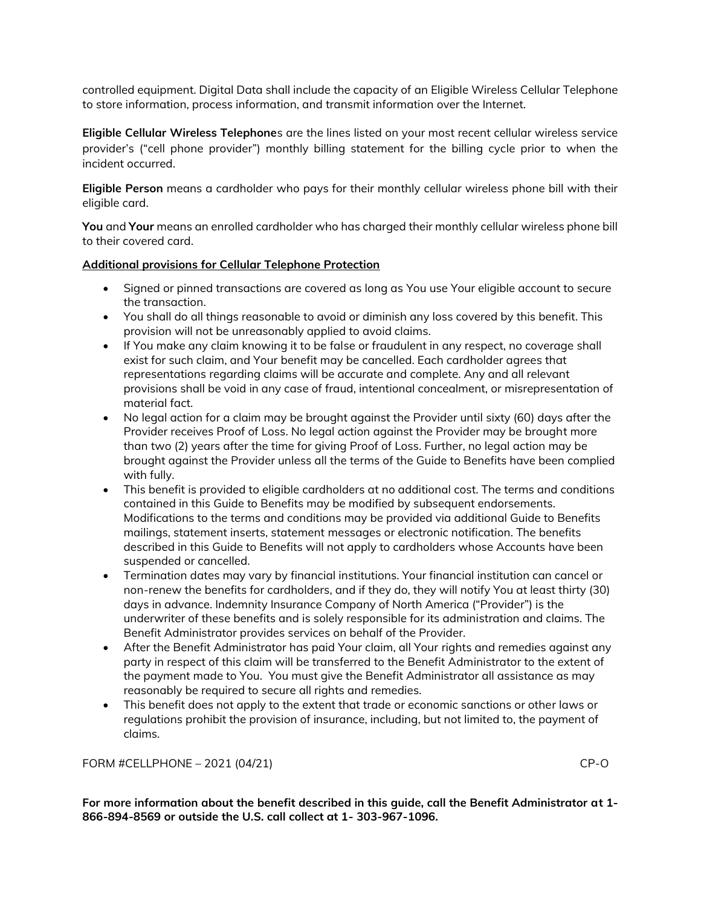controlled equipment. Digital Data shall include the capacity of an Eligible Wireless Cellular Telephone to store information, process information, and transmit information over the Internet.

**Eligible Cellular Wireless Telephone**s are the lines listed on your most recent cellular wireless service provider's ("cell phone provider") monthly billing statement for the billing cycle prior to when the incident occurred.

**Eligible Person** means a cardholder who pays for their monthly cellular wireless phone bill with their eligible card.

**You** and **Your** means an enrolled cardholder who has charged their monthly cellular wireless phone bill to their covered card.

**Additional provisions for Cellular Telephone Protection**

- Signed or pinned transactions are covered as long as You use Your eligible account to secure the transaction.
- You shall do all things reasonable to avoid or diminish any loss covered by this benefit. This provision will not be unreasonably applied to avoid claims.
- If You make any claim knowing it to be false or fraudulent in any respect, no coverage shall exist for such claim, and Your benefit may be cancelled. Each cardholder agrees that representations regarding claims will be accurate and complete. Any and all relevant provisions shall be void in any case of fraud, intentional concealment, or misrepresentation of material fact.
- No legal action for a claim may be brought against the Provider until sixty (60) days after the Provider receives Proof of Loss. No legal action against the Provider may be brought more than two (2) years after the time for giving Proof of Loss. Further, no legal action may be brought against the Provider unless all the terms of the Guide to Benefits have been complied with fully.
- This benefit is provided to eligible cardholders at no additional cost. The terms and conditions contained in this Guide to Benefits may be modified by subsequent endorsements. Modifications to the terms and conditions may be provided via additional Guide to Benefits mailings, statement inserts, statement messages or electronic notification. The benefits described in this Guide to Benefits will not apply to cardholders whose Accounts have been suspended or cancelled.
- Termination dates may vary by financial institutions. Your financial institution can cancel or non-renew the benefits for cardholders, and if they do, they will notify You at least thirty (30) days in advance. Indemnity Insurance Company of North America ("Provider") is the underwriter of these benefits and is solely responsible for its administration and claims. The Benefit Administrator provides services on behalf of the Provider.
- After the Benefit Administrator has paid Your claim, all Your rights and remedies against any party in respect of this claim will be transferred to the Benefit Administrator to the extent of the payment made to You. You must give the Benefit Administrator all assistance as may reasonably be required to secure all rights and remedies.
- This benefit does not apply to the extent that trade or economic sanctions or other laws or regulations prohibit the provision of insurance, including, but not limited to, the payment of claims.

FORM #CELLPHONE – 2021 (04/21) CP-O

**For more information about the benefit described in this guide, call the Benefit Administrator at 1-866-894-8569 or outside the U.S. call collect at 1- 303-967-1096.**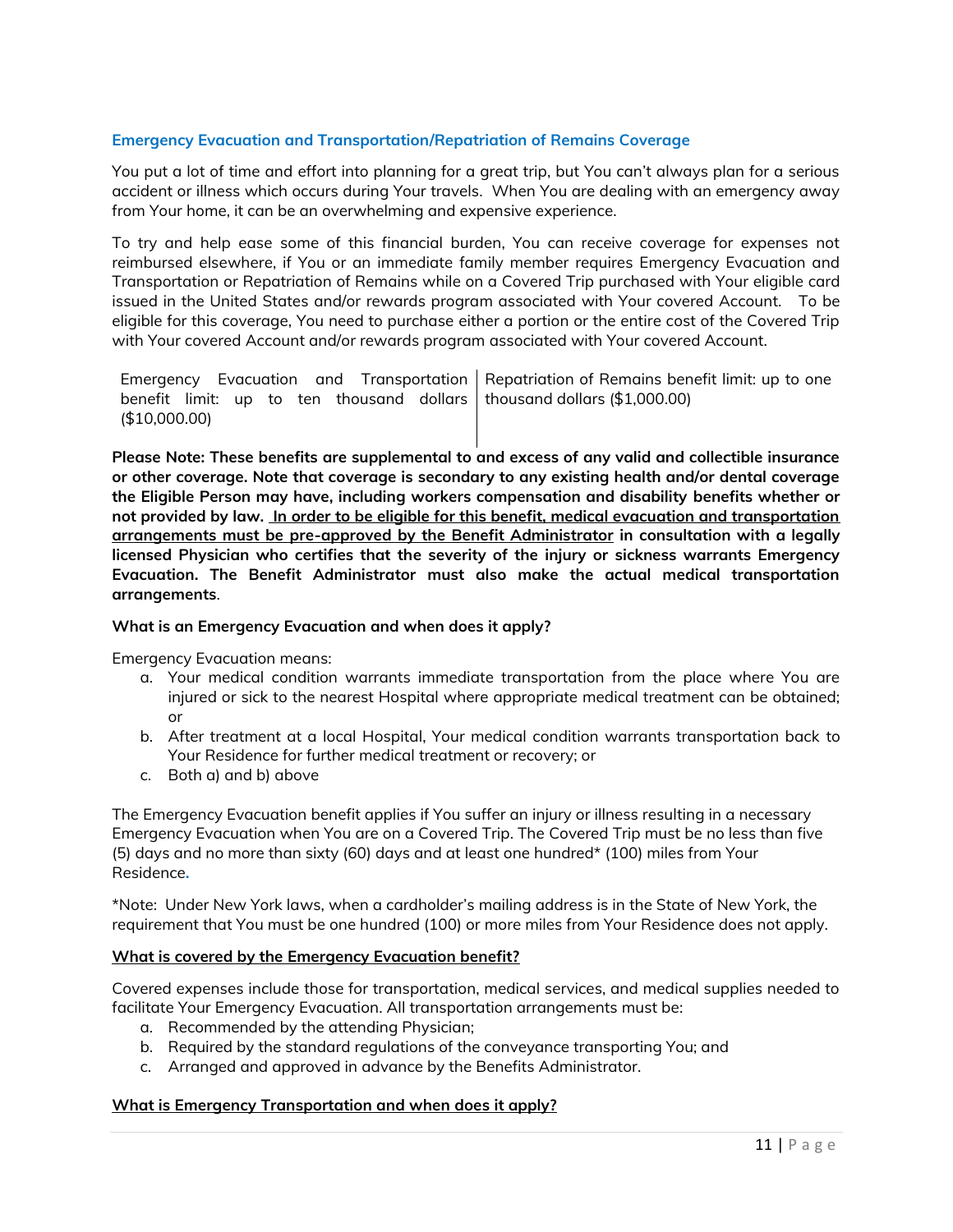## Emergency Evacuation and Transportation/Repatriation of Remains Coverage

You put a lot of time and effort into planning for a great trip, but You can't always plan for a serious accident or illness which occurs during Your travels. When You are dealing with an emergency away from Your home, it can be an overwhelming and expensive experience.

To try and help ease some of this financial burden, You can receive coverage for expenses not reimbursed elsewhere, if You or an immediate family member requires Emergency Evacuation and Transportation or Repatriation of Remains while on a Covered Trip purchased with Your eligible card issued in the United States and/or rewards program associated with Your covered Account. To be eligible for this coverage, You need to purchase either a portion or the entire cost of the Covered Trip with Your covered Account and/or rewards program associated with Your covered Account.

| Emergency Evacuation and Transportation benefit limit: up to ten thousand dollars ($10,000.00) | Repatriation of Remains benefit limit: up to one thousand dollars ($1,000.00) |
|---|---|

**Please Note: These benefits are supplemental to and excess of any valid and collectible insurance or other coverage. Note that coverage is secondary to any existing health and/or dental coverage the Eligible Person may have, including workers compensation and disability benefits whether or not provided by law. <u>In order to be eligible for this benefit, medical evacuation and transportation arrangements must be pre-approved by the Benefit Administrator</u> in consultation with a legally licensed Physician who certifies that the severity of the injury or sickness warrants Emergency Evacuation. The Benefit Administrator must also make the actual medical transportation arrangements**.

**What is an Emergency Evacuation and when does it apply?**

Emergency Evacuation means:

a. Your medical condition warrants immediate transportation from the place where You are injured or sick to the nearest Hospital where appropriate medical treatment can be obtained; or
b. After treatment at a local Hospital, Your medical condition warrants transportation back to Your Residence for further medical treatment or recovery; or
c. Both a) and b) above

The Emergency Evacuation benefit applies if You suffer an injury or illness resulting in a necessary Emergency Evacuation when You are on a Covered Trip. The Covered Trip must be no less than five (5) days and no more than sixty (60) days and at least one hundred* (100) miles from Your Residence.

*Note: Under New York laws, when a cardholder's mailing address is in the State of New York, the requirement that You must be one hundred (100) or more miles from Your Residence does not apply.

**<u>What is covered by the Emergency Evacuation benefit?</u>**

Covered expenses include those for transportation, medical services, and medical supplies needed to facilitate Your Emergency Evacuation. All transportation arrangements must be:

a. Recommended by the attending Physician;
b. Required by the standard regulations of the conveyance transporting You; and
c. Arranged and approved in advance by the Benefits Administrator.

**<u>What is Emergency Transportation and when does it apply?</u>**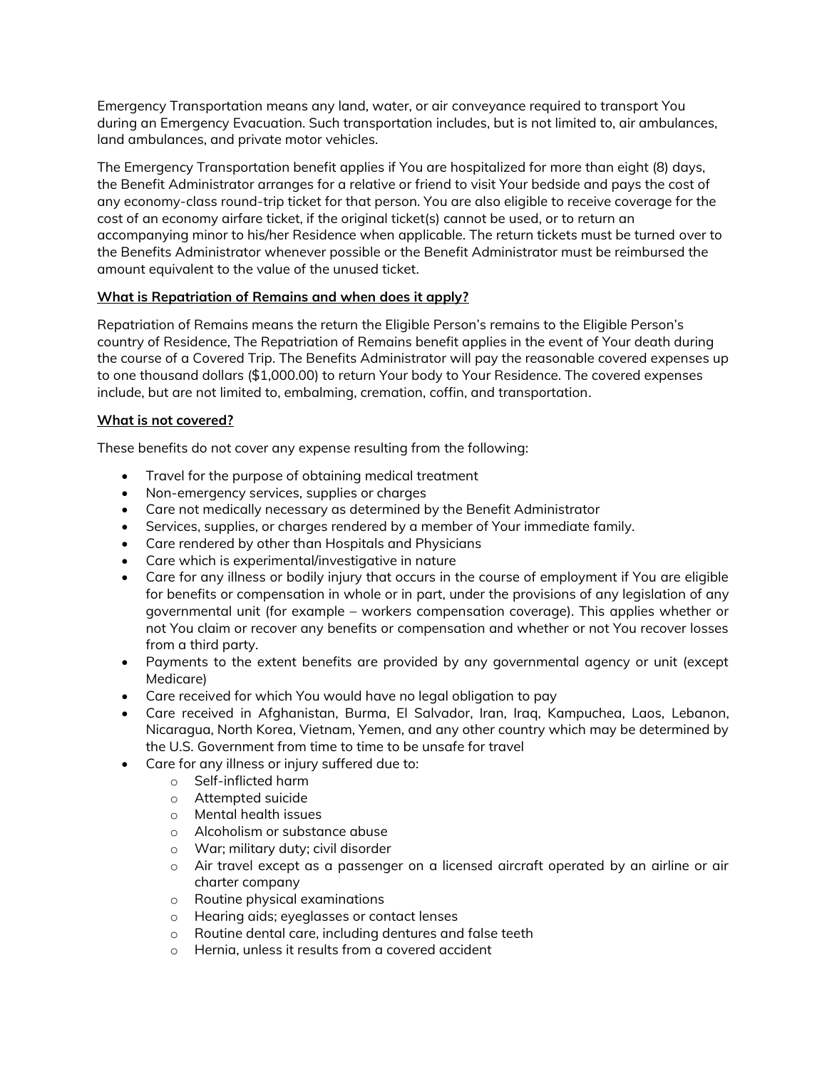Emergency Transportation means any land, water, or air conveyance required to transport You during an Emergency Evacuation. Such transportation includes, but is not limited to, air ambulances, land ambulances, and private motor vehicles.

The Emergency Transportation benefit applies if You are hospitalized for more than eight (8) days, the Benefit Administrator arranges for a relative or friend to visit Your bedside and pays the cost of any economy-class round-trip ticket for that person. You are also eligible to receive coverage for the cost of an economy airfare ticket, if the original ticket(s) cannot be used, or to return an accompanying minor to his/her Residence when applicable. The return tickets must be turned over to the Benefits Administrator whenever possible or the Benefit Administrator must be reimbursed the amount equivalent to the value of the unused ticket.

**What is Repatriation of Remains and when does it apply?**

Repatriation of Remains means the return the Eligible Person's remains to the Eligible Person's country of Residence, The Repatriation of Remains benefit applies in the event of Your death during the course of a Covered Trip. The Benefits Administrator will pay the reasonable covered expenses up to one thousand dollars ($1,000.00) to return Your body to Your Residence. The covered expenses include, but are not limited to, embalming, cremation, coffin, and transportation.

**What is not covered?**

These benefits do not cover any expense resulting from the following:

- Travel for the purpose of obtaining medical treatment
- Non-emergency services, supplies or charges
- Care not medically necessary as determined by the Benefit Administrator
- Services, supplies, or charges rendered by a member of Your immediate family.
- Care rendered by other than Hospitals and Physicians
- Care which is experimental/investigative in nature
- Care for any illness or bodily injury that occurs in the course of employment if You are eligible for benefits or compensation in whole or in part, under the provisions of any legislation of any governmental unit (for example – workers compensation coverage). This applies whether or not You claim or recover any benefits or compensation and whether or not You recover losses from a third party.
- Payments to the extent benefits are provided by any governmental agency or unit (except Medicare)
- Care received for which You would have no legal obligation to pay
- Care received in Afghanistan, Burma, El Salvador, Iran, Iraq, Kampuchea, Laos, Lebanon, Nicaragua, North Korea, Vietnam, Yemen, and any other country which may be determined by the U.S. Government from time to time to be unsafe for travel
- Care for any illness or injury suffered due to:
  - Self-inflicted harm
  - Attempted suicide
  - Mental health issues
  - Alcoholism or substance abuse
  - War; military duty; civil disorder
  - Air travel except as a passenger on a licensed aircraft operated by an airline or air charter company
  - Routine physical examinations
  - Hearing aids; eyeglasses or contact lenses
  - Routine dental care, including dentures and false teeth
  - Hernia, unless it results from a covered accident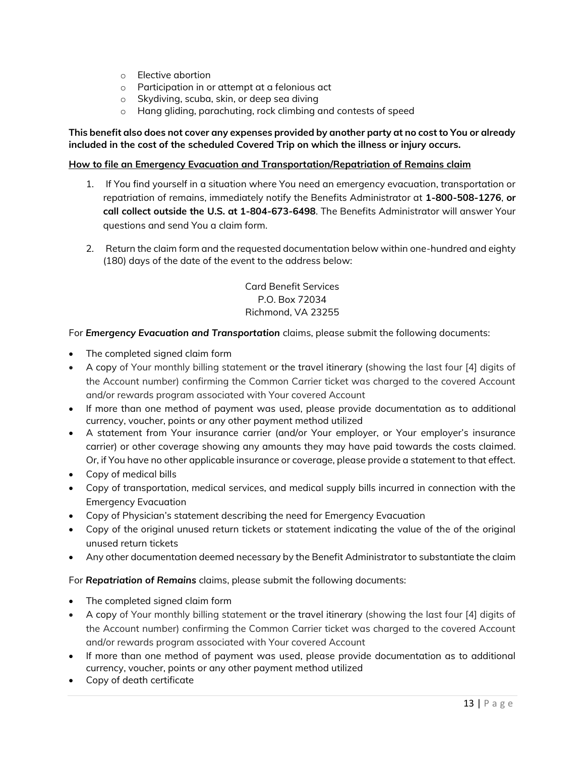- Elective abortion
- Participation in or attempt at a felonious act
- Skydiving, scuba, skin, or deep sea diving
- Hang gliding, parachuting, rock climbing and contests of speed

**This benefit also does not cover any expenses provided by another party at no cost to You or already included in the cost of the scheduled Covered Trip on which the illness or injury occurs.**

**How to file an Emergency Evacuation and Transportation/Repatriation of Remains claim**

1. If You find yourself in a situation where You need an emergency evacuation, transportation or repatriation of remains, immediately notify the Benefits Administrator at **1-800-508-1276**, **or call collect outside the U.S. at 1-804-673-6498**. The Benefits Administrator will answer Your questions and send You a claim form.

2. Return the claim form and the requested documentation below within one-hundred and eighty (180) days of the date of the event to the address below:

Card Benefit Services
P.O. Box 72034
Richmond, VA 23255

For ***Emergency Evacuation and Transportation*** claims, please submit the following documents:

- The completed signed claim form
- A copy of Your monthly billing statement or the travel itinerary (showing the last four [4] digits of the Account number) confirming the Common Carrier ticket was charged to the covered Account and/or rewards program associated with Your covered Account
- If more than one method of payment was used, please provide documentation as to additional currency, voucher, points or any other payment method utilized
- A statement from Your insurance carrier (and/or Your employer, or Your employer's insurance carrier) or other coverage showing any amounts they may have paid towards the costs claimed. Or, if You have no other applicable insurance or coverage, please provide a statement to that effect.
- Copy of medical bills
- Copy of transportation, medical services, and medical supply bills incurred in connection with the Emergency Evacuation
- Copy of Physician's statement describing the need for Emergency Evacuation
- Copy of the original unused return tickets or statement indicating the value of the of the original unused return tickets
- Any other documentation deemed necessary by the Benefit Administrator to substantiate the claim

For ***Repatriation of Remains*** claims, please submit the following documents:

- The completed signed claim form
- A copy of Your monthly billing statement or the travel itinerary (showing the last four [4] digits of the Account number) confirming the Common Carrier ticket was charged to the covered Account and/or rewards program associated with Your covered Account
- If more than one method of payment was used, please provide documentation as to additional currency, voucher, points or any other payment method utilized
- Copy of death certificate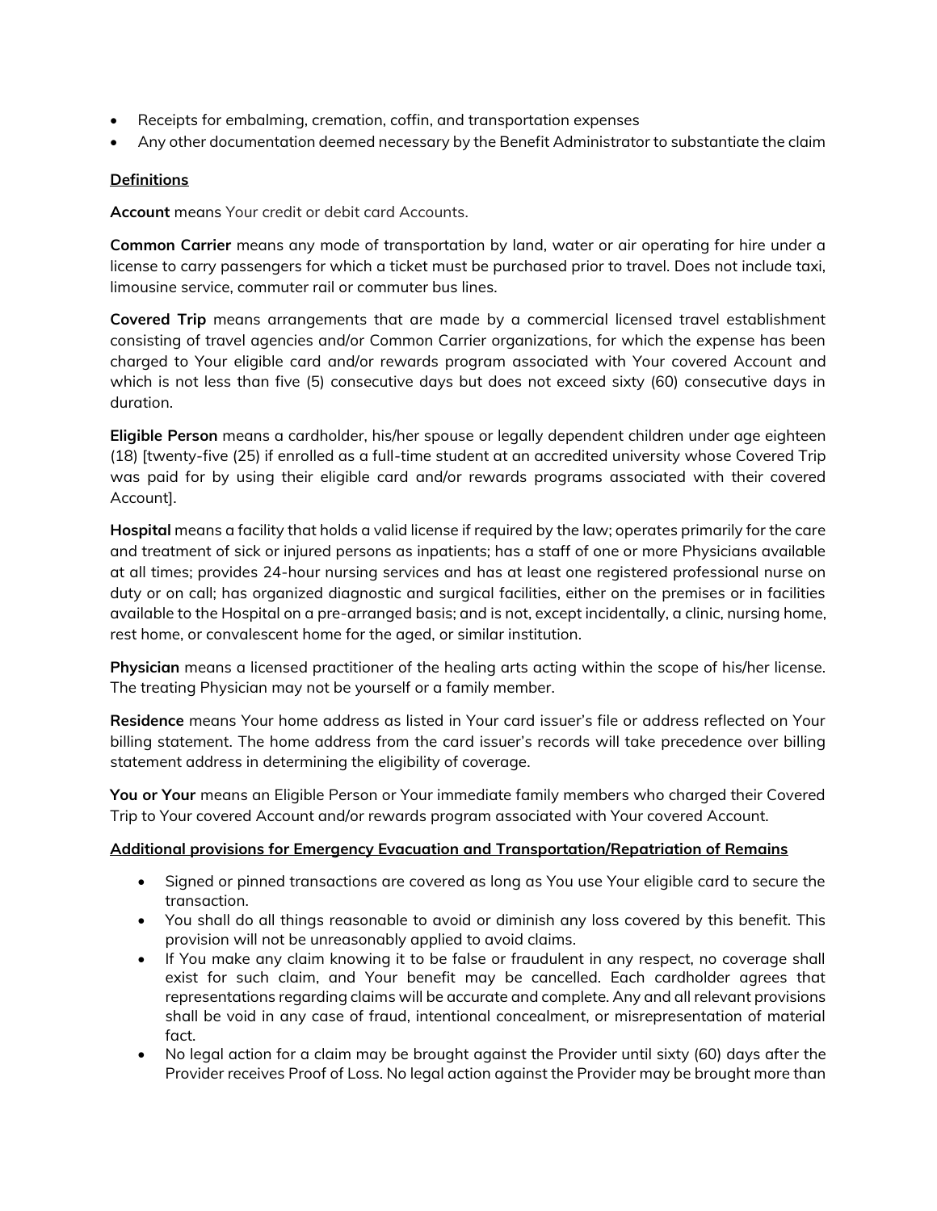- Receipts for embalming, cremation, coffin, and transportation expenses
- Any other documentation deemed necessary by the Benefit Administrator to substantiate the claim

**Definitions**

**Account** means Your credit or debit card Accounts.

**Common Carrier** means any mode of transportation by land, water or air operating for hire under a license to carry passengers for which a ticket must be purchased prior to travel. Does not include taxi, limousine service, commuter rail or commuter bus lines.

**Covered Trip** means arrangements that are made by a commercial licensed travel establishment consisting of travel agencies and/or Common Carrier organizations, for which the expense has been charged to Your eligible card and/or rewards program associated with Your covered Account and which is not less than five (5) consecutive days but does not exceed sixty (60) consecutive days in duration.

**Eligible Person** means a cardholder, his/her spouse or legally dependent children under age eighteen (18) [twenty-five (25) if enrolled as a full-time student at an accredited university whose Covered Trip was paid for by using their eligible card and/or rewards programs associated with their covered Account].

**Hospital** means a facility that holds a valid license if required by the law; operates primarily for the care and treatment of sick or injured persons as inpatients; has a staff of one or more Physicians available at all times; provides 24-hour nursing services and has at least one registered professional nurse on duty or on call; has organized diagnostic and surgical facilities, either on the premises or in facilities available to the Hospital on a pre-arranged basis; and is not, except incidentally, a clinic, nursing home, rest home, or convalescent home for the aged, or similar institution.

**Physician** means a licensed practitioner of the healing arts acting within the scope of his/her license. The treating Physician may not be yourself or a family member.

**Residence** means Your home address as listed in Your card issuer's file or address reflected on Your billing statement. The home address from the card issuer's records will take precedence over billing statement address in determining the eligibility of coverage.

**You or Your** means an Eligible Person or Your immediate family members who charged their Covered Trip to Your covered Account and/or rewards program associated with Your covered Account.

**Additional provisions for Emergency Evacuation and Transportation/Repatriation of Remains**

- Signed or pinned transactions are covered as long as You use Your eligible card to secure the transaction.
- You shall do all things reasonable to avoid or diminish any loss covered by this benefit. This provision will not be unreasonably applied to avoid claims.
- If You make any claim knowing it to be false or fraudulent in any respect, no coverage shall exist for such claim, and Your benefit may be cancelled. Each cardholder agrees that representations regarding claims will be accurate and complete. Any and all relevant provisions shall be void in any case of fraud, intentional concealment, or misrepresentation of material fact.
- No legal action for a claim may be brought against the Provider until sixty (60) days after the Provider receives Proof of Loss. No legal action against the Provider may be brought more than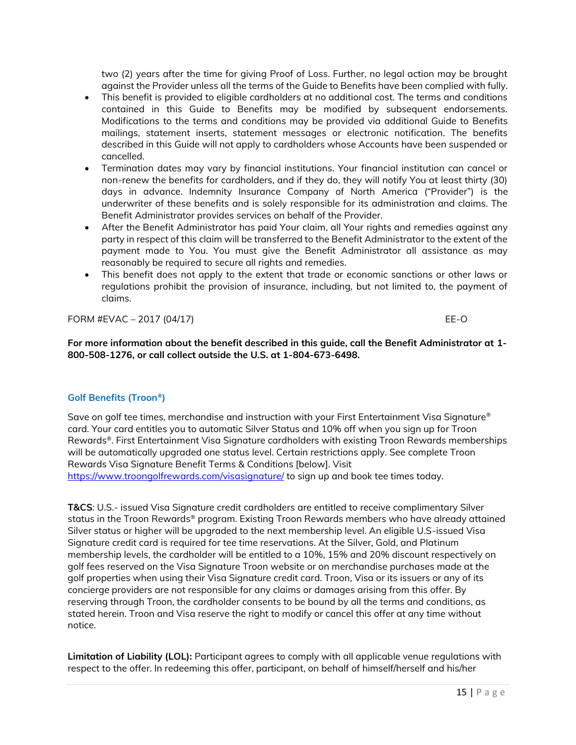two (2) years after the time for giving Proof of Loss. Further, no legal action may be brought against the Provider unless all the terms of the Guide to Benefits have been complied with fully.

- This benefit is provided to eligible cardholders at no additional cost. The terms and conditions contained in this Guide to Benefits may be modified by subsequent endorsements. Modifications to the terms and conditions may be provided via additional Guide to Benefits mailings, statement inserts, statement messages or electronic notification. The benefits described in this Guide will not apply to cardholders whose Accounts have been suspended or cancelled.
- Termination dates may vary by financial institutions. Your financial institution can cancel or non-renew the benefits for cardholders, and if they do, they will notify You at least thirty (30) days in advance. Indemnity Insurance Company of North America ("Provider") is the underwriter of these benefits and is solely responsible for its administration and claims. The Benefit Administrator provides services on behalf of the Provider.
- After the Benefit Administrator has paid Your claim, all Your rights and remedies against any party in respect of this claim will be transferred to the Benefit Administrator to the extent of the payment made to You. You must give the Benefit Administrator all assistance as may reasonably be required to secure all rights and remedies.
- This benefit does not apply to the extent that trade or economic sanctions or other laws or regulations prohibit the provision of insurance, including, but not limited to, the payment of claims.

FORM #EVAC – 2017 (04/17) EE-O

**For more information about the benefit described in this guide, call the Benefit Administrator at 1-800-508-1276, or call collect outside the U.S. at 1-804-673-6498.**

## Golf Benefits (Troon®)

Save on golf tee times, merchandise and instruction with your First Entertainment Visa Signature® card. Your card entitles you to automatic Silver Status and 10% off when you sign up for Troon Rewards®. First Entertainment Visa Signature cardholders with existing Troon Rewards memberships will be automatically upgraded one status level. Certain restrictions apply. See complete Troon Rewards Visa Signature Benefit Terms & Conditions [below]. Visit https://www.troongolfrewards.com/visasignature/ to sign up and book tee times today.

**T&CS**: U.S.- issued Visa Signature credit cardholders are entitled to receive complimentary Silver status in the Troon Rewards® program. Existing Troon Rewards members who have already attained Silver status or higher will be upgraded to the next membership level. An eligible U.S-issued Visa Signature credit card is required for tee time reservations. At the Silver, Gold, and Platinum membership levels, the cardholder will be entitled to a 10%, 15% and 20% discount respectively on golf fees reserved on the Visa Signature Troon website or on merchandise purchases made at the golf properties when using their Visa Signature credit card. Troon, Visa or its issuers or any of its concierge providers are not responsible for any claims or damages arising from this offer. By reserving through Troon, the cardholder consents to be bound by all the terms and conditions, as stated herein. Troon and Visa reserve the right to modify or cancel this offer at any time without notice.

**Limitation of Liability (LOL):** Participant agrees to comply with all applicable venue regulations with respect to the offer. In redeeming this offer, participant, on behalf of himself/herself and his/her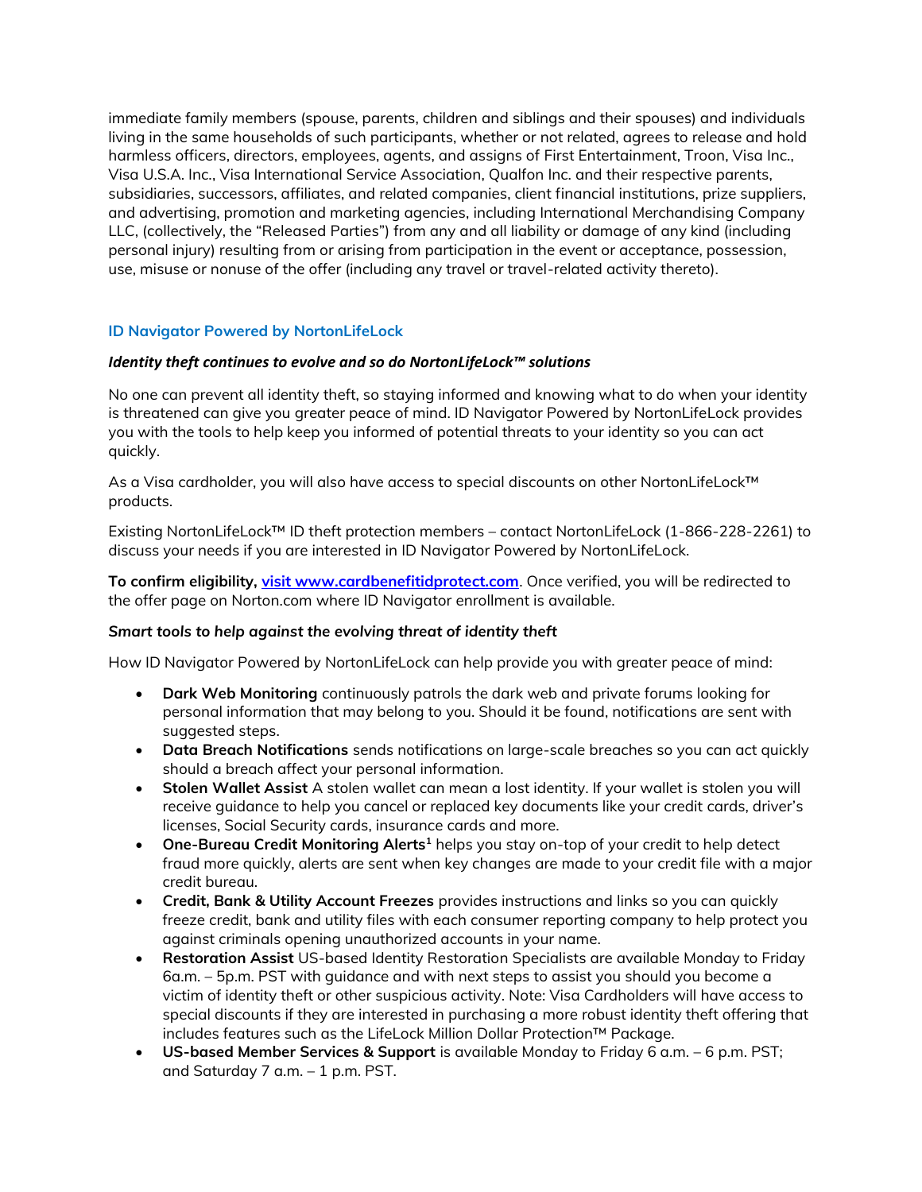immediate family members (spouse, parents, children and siblings and their spouses) and individuals living in the same households of such participants, whether or not related, agrees to release and hold harmless officers, directors, employees, agents, and assigns of First Entertainment, Troon, Visa Inc., Visa U.S.A. Inc., Visa International Service Association, Qualfon Inc. and their respective parents, subsidiaries, successors, affiliates, and related companies, client financial institutions, prize suppliers, and advertising, promotion and marketing agencies, including International Merchandising Company LLC, (collectively, the "Released Parties") from any and all liability or damage of any kind (including personal injury) resulting from or arising from participation in the event or acceptance, possession, use, misuse or nonuse of the offer (including any travel or travel-related activity thereto).

## ID Navigator Powered by NortonLifeLock

***Identity theft continues to evolve and so do NortonLifeLock™ solutions***

No one can prevent all identity theft, so staying informed and knowing what to do when your identity is threatened can give you greater peace of mind. ID Navigator Powered by NortonLifeLock provides you with the tools to help keep you informed of potential threats to your identity so you can act quickly.

As a Visa cardholder, you will also have access to special discounts on other NortonLifeLock™ products.

Existing NortonLifeLock™ ID theft protection members – contact NortonLifeLock (1-866-228-2261) to discuss your needs if you are interested in ID Navigator Powered by NortonLifeLock.

**To confirm eligibility, [visit www.cardbenefitidprotect.com](http://www.cardbenefitidprotect.com)**. Once verified, you will be redirected to the offer page on Norton.com where ID Navigator enrollment is available.

***Smart tools to help against the evolving threat of identity theft***

How ID Navigator Powered by NortonLifeLock can help provide you with greater peace of mind:

- **Dark Web Monitoring** continuously patrols the dark web and private forums looking for personal information that may belong to you. Should it be found, notifications are sent with suggested steps.
- **Data Breach Notifications** sends notifications on large-scale breaches so you can act quickly should a breach affect your personal information.
- **Stolen Wallet Assist** A stolen wallet can mean a lost identity. If your wallet is stolen you will receive guidance to help you cancel or replaced key documents like your credit cards, driver's licenses, Social Security cards, insurance cards and more.
- **One-Bureau Credit Monitoring Alerts[1]** helps you stay on-top of your credit to help detect fraud more quickly, alerts are sent when key changes are made to your credit file with a major credit bureau.
- **Credit, Bank & Utility Account Freezes** provides instructions and links so you can quickly freeze credit, bank and utility files with each consumer reporting company to help protect you against criminals opening unauthorized accounts in your name.
- **Restoration Assist** US-based Identity Restoration Specialists are available Monday to Friday 6a.m. – 5p.m. PST with guidance and with next steps to assist you should you become a victim of identity theft or other suspicious activity. Note: Visa Cardholders will have access to special discounts if they are interested in purchasing a more robust identity theft offering that includes features such as the LifeLock Million Dollar Protection™ Package.
- **US-based Member Services & Support** is available Monday to Friday 6 a.m. – 6 p.m. PST; and Saturday 7 a.m. – 1 p.m. PST.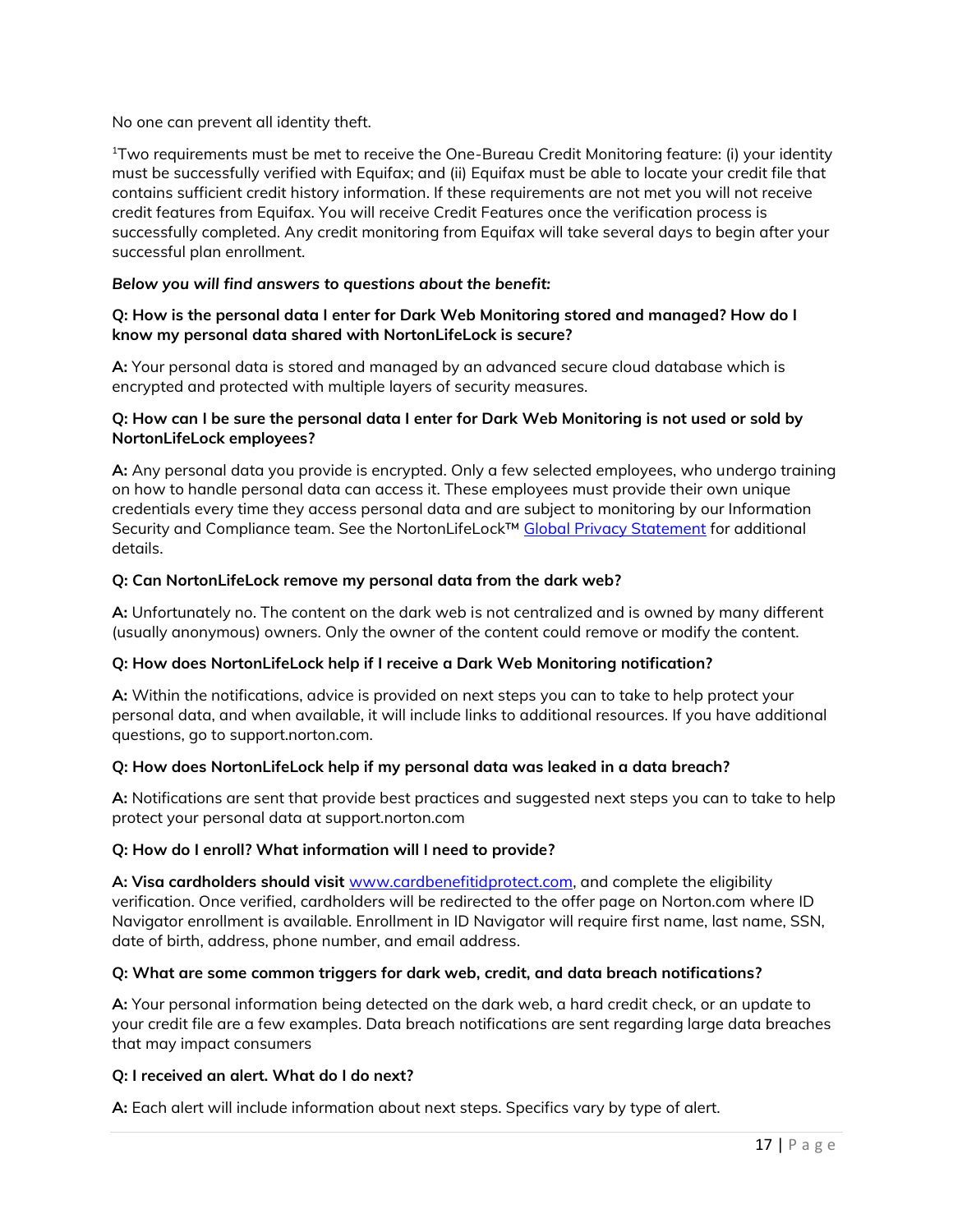No one can prevent all identity theft.

[1]Two requirements must be met to receive the One-Bureau Credit Monitoring feature: (i) your identity must be successfully verified with Equifax; and (ii) Equifax must be able to locate your credit file that contains sufficient credit history information. If these requirements are not met you will not receive credit features from Equifax. You will receive Credit Features once the verification process is successfully completed. Any credit monitoring from Equifax will take several days to begin after your successful plan enrollment.

***Below you will find answers to questions about the benefit:***

**Q: How is the personal data I enter for Dark Web Monitoring stored and managed? How do I know my personal data shared with NortonLifeLock is secure?**

**A:** Your personal data is stored and managed by an advanced secure cloud database which is encrypted and protected with multiple layers of security measures.

**Q: How can I be sure the personal data I enter for Dark Web Monitoring is not used or sold by NortonLifeLock employees?**

**A:** Any personal data you provide is encrypted. Only a few selected employees, who undergo training on how to handle personal data can access it. These employees must provide their own unique credentials every time they access personal data and are subject to monitoring by our Information Security and Compliance team. See the NortonLifeLock™ Global Privacy Statement for additional details.

**Q: Can NortonLifeLock remove my personal data from the dark web?**

**A:** Unfortunately no. The content on the dark web is not centralized and is owned by many different (usually anonymous) owners. Only the owner of the content could remove or modify the content.

**Q: How does NortonLifeLock help if I receive a Dark Web Monitoring notification?**

**A:** Within the notifications, advice is provided on next steps you can to take to help protect your personal data, and when available, it will include links to additional resources. If you have additional questions, go to support.norton.com.

**Q: How does NortonLifeLock help if my personal data was leaked in a data breach?**

**A:** Notifications are sent that provide best practices and suggested next steps you can to take to help protect your personal data at support.norton.com

**Q: How do I enroll? What information will I need to provide?**

**A: Visa cardholders should visit** www.cardbenefitidprotect.com, and complete the eligibility verification. Once verified, cardholders will be redirected to the offer page on Norton.com where ID Navigator enrollment is available. Enrollment in ID Navigator will require first name, last name, SSN, date of birth, address, phone number, and email address.

**Q: What are some common triggers for dark web, credit, and data breach notifications?**

**A:** Your personal information being detected on the dark web, a hard credit check, or an update to your credit file are a few examples. Data breach notifications are sent regarding large data breaches that may impact consumers

**Q: I received an alert. What do I do next?**

**A:** Each alert will include information about next steps. Specifics vary by type of alert.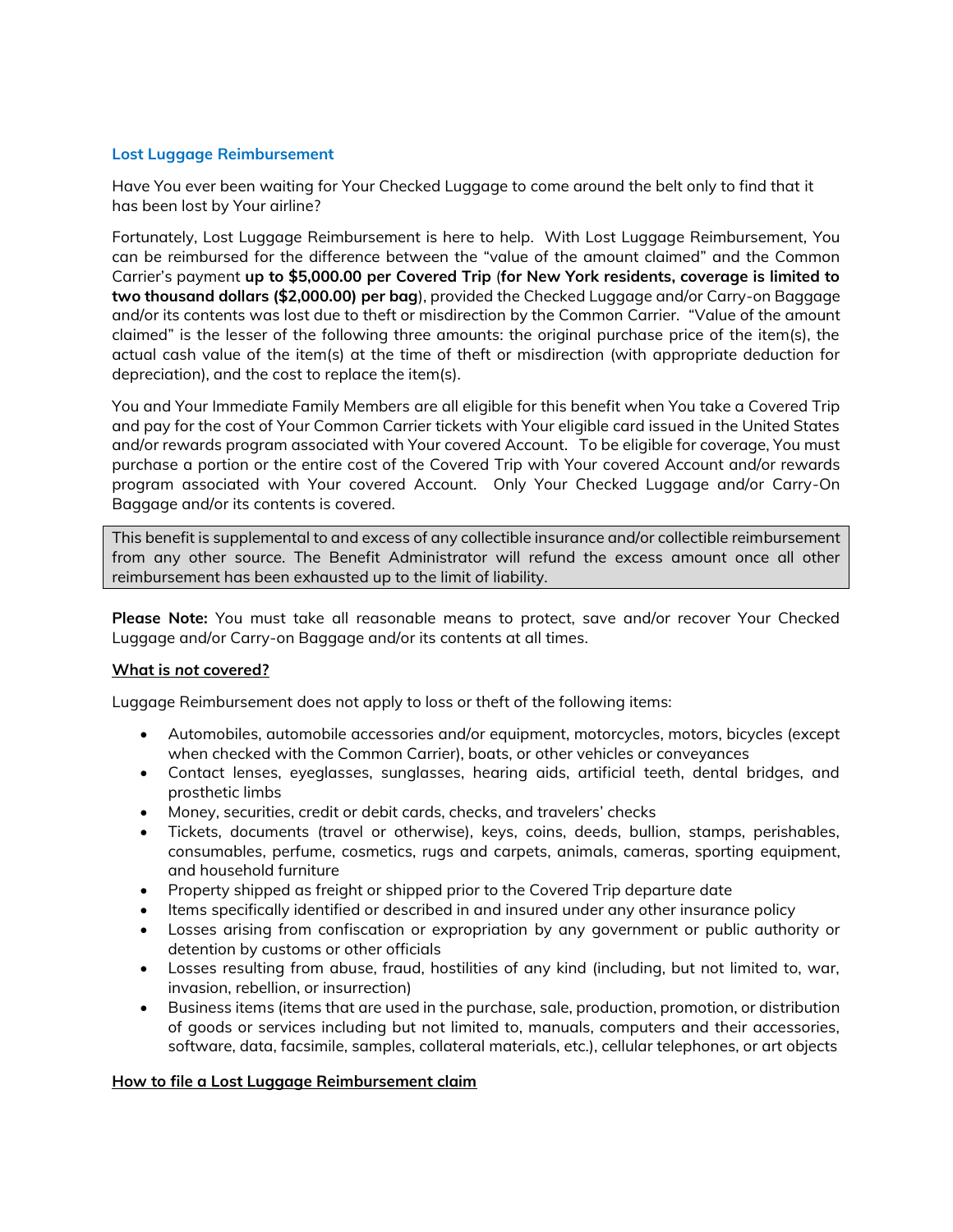### Lost Luggage Reimbursement

Have You ever been waiting for Your Checked Luggage to come around the belt only to find that it has been lost by Your airline?

Fortunately, Lost Luggage Reimbursement is here to help. With Lost Luggage Reimbursement, You can be reimbursed for the difference between the "value of the amount claimed" and the Common Carrier's payment **up to $5,000.00 per Covered Trip** (**for New York residents, coverage is limited to two thousand dollars ($2,000.00) per bag**), provided the Checked Luggage and/or Carry-on Baggage and/or its contents was lost due to theft or misdirection by the Common Carrier. "Value of the amount claimed" is the lesser of the following three amounts: the original purchase price of the item(s), the actual cash value of the item(s) at the time of theft or misdirection (with appropriate deduction for depreciation), and the cost to replace the item(s).

You and Your Immediate Family Members are all eligible for this benefit when You take a Covered Trip and pay for the cost of Your Common Carrier tickets with Your eligible card issued in the United States and/or rewards program associated with Your covered Account. To be eligible for coverage, You must purchase a portion or the entire cost of the Covered Trip with Your covered Account and/or rewards program associated with Your covered Account. Only Your Checked Luggage and/or Carry-On Baggage and/or its contents is covered.

This benefit is supplemental to and excess of any collectible insurance and/or collectible reimbursement from any other source. The Benefit Administrator will refund the excess amount once all other reimbursement has been exhausted up to the limit of liability.

**Please Note:** You must take all reasonable means to protect, save and/or recover Your Checked Luggage and/or Carry-on Baggage and/or its contents at all times.

**What is not covered?**

Luggage Reimbursement does not apply to loss or theft of the following items:

- Automobiles, automobile accessories and/or equipment, motorcycles, motors, bicycles (except when checked with the Common Carrier), boats, or other vehicles or conveyances
- Contact lenses, eyeglasses, sunglasses, hearing aids, artificial teeth, dental bridges, and prosthetic limbs
- Money, securities, credit or debit cards, checks, and travelers' checks
- Tickets, documents (travel or otherwise), keys, coins, deeds, bullion, stamps, perishables, consumables, perfume, cosmetics, rugs and carpets, animals, cameras, sporting equipment, and household furniture
- Property shipped as freight or shipped prior to the Covered Trip departure date
- Items specifically identified or described in and insured under any other insurance policy
- Losses arising from confiscation or expropriation by any government or public authority or detention by customs or other officials
- Losses resulting from abuse, fraud, hostilities of any kind (including, but not limited to, war, invasion, rebellion, or insurrection)
- Business items (items that are used in the purchase, sale, production, promotion, or distribution of goods or services including but not limited to, manuals, computers and their accessories, software, data, facsimile, samples, collateral materials, etc.), cellular telephones, or art objects

**How to file a Lost Luggage Reimbursement claim**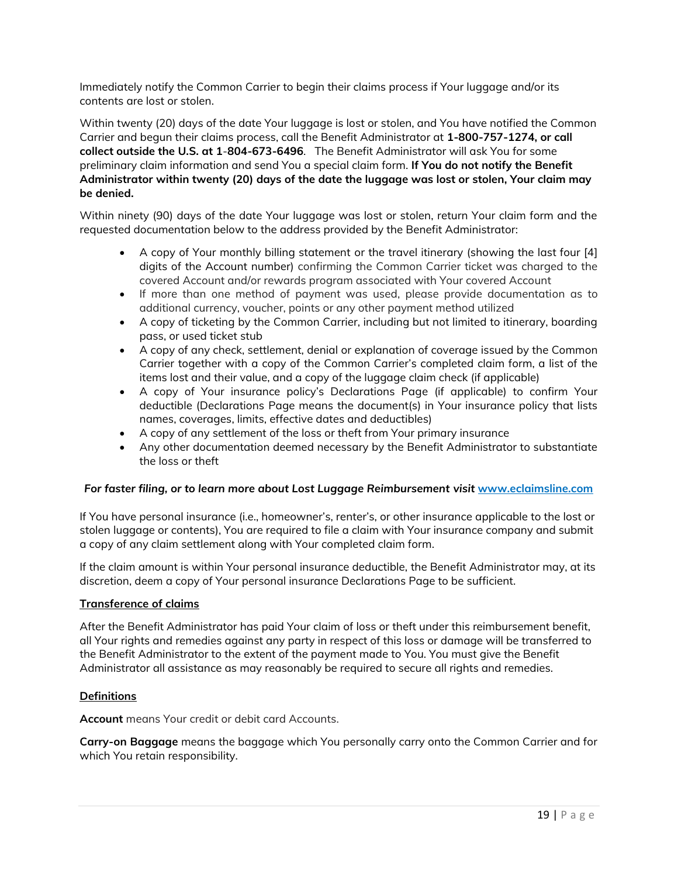Immediately notify the Common Carrier to begin their claims process if Your luggage and/or its contents are lost or stolen.

Within twenty (20) days of the date Your luggage is lost or stolen, and You have notified the Common Carrier and begun their claims process, call the Benefit Administrator at **1-800-757-1274, or call collect outside the U.S. at 1-804-673-6496**. The Benefit Administrator will ask You for some preliminary claim information and send You a special claim form. **If You do not notify the Benefit Administrator within twenty (20) days of the date the luggage was lost or stolen, Your claim may be denied.**

Within ninety (90) days of the date Your luggage was lost or stolen, return Your claim form and the requested documentation below to the address provided by the Benefit Administrator:

- A copy of Your monthly billing statement or the travel itinerary (showing the last four [4] digits of the Account number) confirming the Common Carrier ticket was charged to the covered Account and/or rewards program associated with Your covered Account
- If more than one method of payment was used, please provide documentation as to additional currency, voucher, points or any other payment method utilized
- A copy of ticketing by the Common Carrier, including but not limited to itinerary, boarding pass, or used ticket stub
- A copy of any check, settlement, denial or explanation of coverage issued by the Common Carrier together with a copy of the Common Carrier's completed claim form, a list of the items lost and their value, and a copy of the luggage claim check (if applicable)
- A copy of Your insurance policy's Declarations Page (if applicable) to confirm Your deductible (Declarations Page means the document(s) in Your insurance policy that lists names, coverages, limits, effective dates and deductibles)
- A copy of any settlement of the loss or theft from Your primary insurance
- Any other documentation deemed necessary by the Benefit Administrator to substantiate the loss or theft

***For faster filing, or to learn more about Lost Luggage Reimbursement visit [www.eclaimsline.com](www.eclaimsline.com)***

If You have personal insurance (i.e., homeowner's, renter's, or other insurance applicable to the lost or stolen luggage or contents), You are required to file a claim with Your insurance company and submit a copy of any claim settlement along with Your completed claim form.

If the claim amount is within Your personal insurance deductible, the Benefit Administrator may, at its discretion, deem a copy of Your personal insurance Declarations Page to be sufficient.

**Transference of claims**

After the Benefit Administrator has paid Your claim of loss or theft under this reimbursement benefit, all Your rights and remedies against any party in respect of this loss or damage will be transferred to the Benefit Administrator to the extent of the payment made to You. You must give the Benefit Administrator all assistance as may reasonably be required to secure all rights and remedies.

**Definitions**

**Account** means Your credit or debit card Accounts.

**Carry-on Baggage** means the baggage which You personally carry onto the Common Carrier and for which You retain responsibility.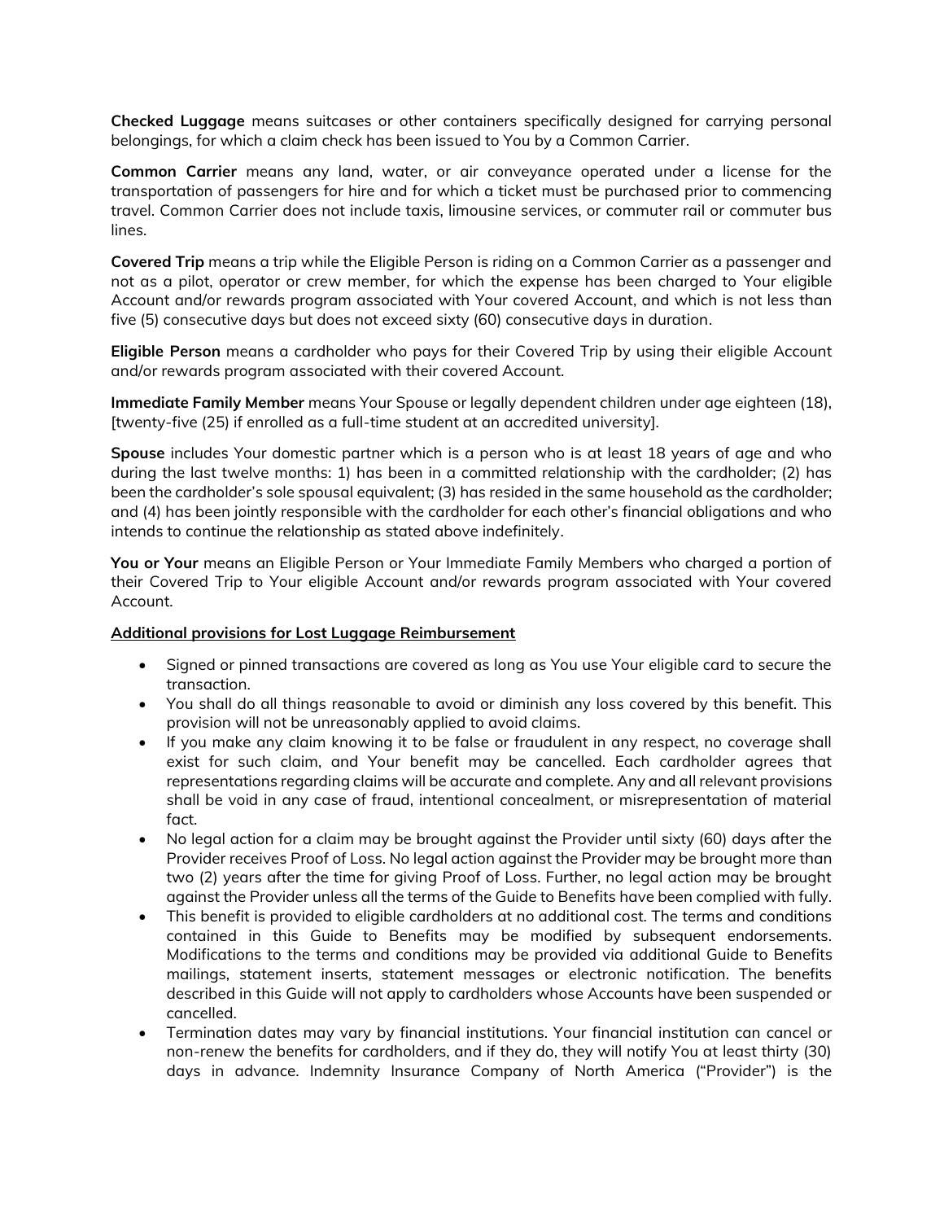**Checked Luggage** means suitcases or other containers specifically designed for carrying personal belongings, for which a claim check has been issued to You by a Common Carrier.

**Common Carrier** means any land, water, or air conveyance operated under a license for the transportation of passengers for hire and for which a ticket must be purchased prior to commencing travel. Common Carrier does not include taxis, limousine services, or commuter rail or commuter bus lines.

**Covered Trip** means a trip while the Eligible Person is riding on a Common Carrier as a passenger and not as a pilot, operator or crew member, for which the expense has been charged to Your eligible Account and/or rewards program associated with Your covered Account, and which is not less than five (5) consecutive days but does not exceed sixty (60) consecutive days in duration.

**Eligible Person** means a cardholder who pays for their Covered Trip by using their eligible Account and/or rewards program associated with their covered Account.

**Immediate Family Member** means Your Spouse or legally dependent children under age eighteen (18), [twenty-five (25) if enrolled as a full-time student at an accredited university].

**Spouse** includes Your domestic partner which is a person who is at least 18 years of age and who during the last twelve months: 1) has been in a committed relationship with the cardholder; (2) has been the cardholder's sole spousal equivalent; (3) has resided in the same household as the cardholder; and (4) has been jointly responsible with the cardholder for each other's financial obligations and who intends to continue the relationship as stated above indefinitely.

**You or Your** means an Eligible Person or Your Immediate Family Members who charged a portion of their Covered Trip to Your eligible Account and/or rewards program associated with Your covered Account.

**Additional provisions for Lost Luggage Reimbursement**

- Signed or pinned transactions are covered as long as You use Your eligible card to secure the transaction.
- You shall do all things reasonable to avoid or diminish any loss covered by this benefit. This provision will not be unreasonably applied to avoid claims.
- If you make any claim knowing it to be false or fraudulent in any respect, no coverage shall exist for such claim, and Your benefit may be cancelled. Each cardholder agrees that representations regarding claims will be accurate and complete. Any and all relevant provisions shall be void in any case of fraud, intentional concealment, or misrepresentation of material fact.
- No legal action for a claim may be brought against the Provider until sixty (60) days after the Provider receives Proof of Loss. No legal action against the Provider may be brought more than two (2) years after the time for giving Proof of Loss. Further, no legal action may be brought against the Provider unless all the terms of the Guide to Benefits have been complied with fully.
- This benefit is provided to eligible cardholders at no additional cost. The terms and conditions contained in this Guide to Benefits may be modified by subsequent endorsements. Modifications to the terms and conditions may be provided via additional Guide to Benefits mailings, statement inserts, statement messages or electronic notification. The benefits described in this Guide will not apply to cardholders whose Accounts have been suspended or cancelled.
- Termination dates may vary by financial institutions. Your financial institution can cancel or non-renew the benefits for cardholders, and if they do, they will notify You at least thirty (30) days in advance. Indemnity Insurance Company of North America ("Provider") is the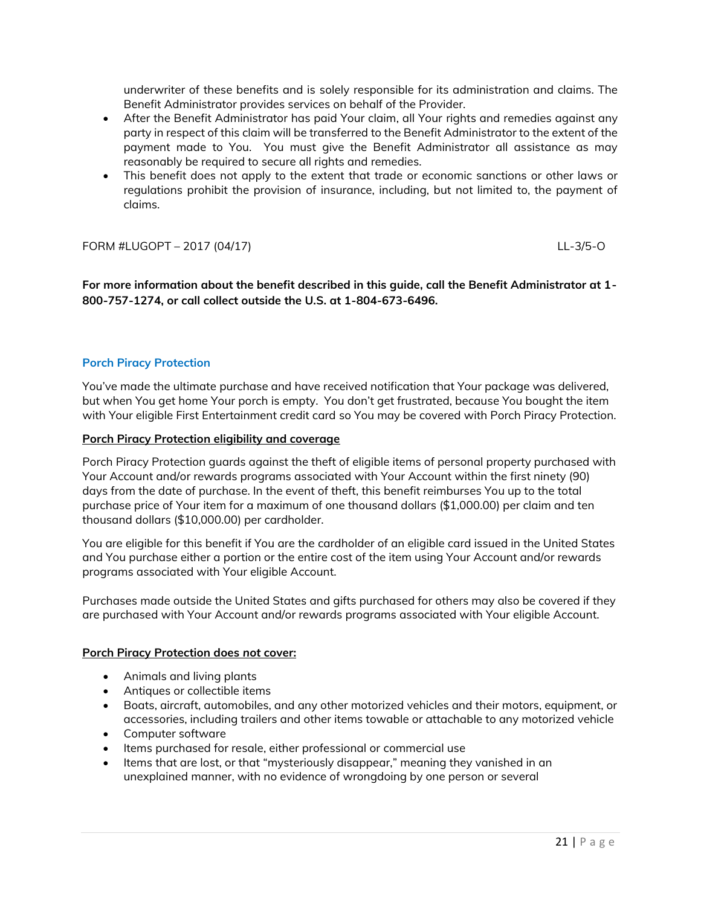underwriter of these benefits and is solely responsible for its administration and claims. The Benefit Administrator provides services on behalf of the Provider.

- After the Benefit Administrator has paid Your claim, all Your rights and remedies against any party in respect of this claim will be transferred to the Benefit Administrator to the extent of the payment made to You. You must give the Benefit Administrator all assistance as may reasonably be required to secure all rights and remedies.
- This benefit does not apply to the extent that trade or economic sanctions or other laws or regulations prohibit the provision of insurance, including, but not limited to, the payment of claims.

FORM #LUGOPT – 2017 (04/17) LL-3/5-O

**For more information about the benefit described in this guide, call the Benefit Administrator at 1-800-757-1274, or call collect outside the U.S. at 1-804-673-6496.**

## Porch Piracy Protection

You've made the ultimate purchase and have received notification that Your package was delivered, but when You get home Your porch is empty. You don't get frustrated, because You bought the item with Your eligible First Entertainment credit card so You may be covered with Porch Piracy Protection.

### Porch Piracy Protection eligibility and coverage

Porch Piracy Protection guards against the theft of eligible items of personal property purchased with Your Account and/or rewards programs associated with Your Account within the first ninety (90) days from the date of purchase. In the event of theft, this benefit reimburses You up to the total purchase price of Your item for a maximum of one thousand dollars ($1,000.00) per claim and ten thousand dollars ($10,000.00) per cardholder.

You are eligible for this benefit if You are the cardholder of an eligible card issued in the United States and You purchase either a portion or the entire cost of the item using Your Account and/or rewards programs associated with Your eligible Account.

Purchases made outside the United States and gifts purchased for others may also be covered if they are purchased with Your Account and/or rewards programs associated with Your eligible Account.

### Porch Piracy Protection does not cover:

- Animals and living plants
- Antiques or collectible items
- Boats, aircraft, automobiles, and any other motorized vehicles and their motors, equipment, or accessories, including trailers and other items towable or attachable to any motorized vehicle
- Computer software
- Items purchased for resale, either professional or commercial use
- Items that are lost, or that "mysteriously disappear," meaning they vanished in an unexplained manner, with no evidence of wrongdoing by one person or several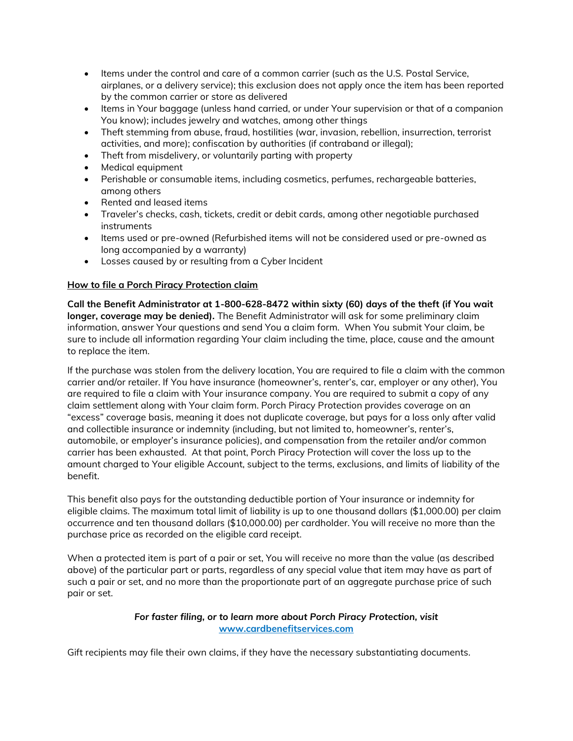- Items under the control and care of a common carrier (such as the U.S. Postal Service, airplanes, or a delivery service); this exclusion does not apply once the item has been reported by the common carrier or store as delivered
- Items in Your baggage (unless hand carried, or under Your supervision or that of a companion You know); includes jewelry and watches, among other things
- Theft stemming from abuse, fraud, hostilities (war, invasion, rebellion, insurrection, terrorist activities, and more); confiscation by authorities (if contraband or illegal);
- Theft from misdelivery, or voluntarily parting with property
- Medical equipment
- Perishable or consumable items, including cosmetics, perfumes, rechargeable batteries, among others
- Rented and leased items
- Traveler's checks, cash, tickets, credit or debit cards, among other negotiable purchased instruments
- Items used or pre-owned (Refurbished items will not be considered used or pre-owned as long accompanied by a warranty)
- Losses caused by or resulting from a Cyber Incident

**How to file a Porch Piracy Protection claim**

**Call the Benefit Administrator at 1-800-628-8472 within sixty (60) days of the theft (if You wait longer, coverage may be denied).** The Benefit Administrator will ask for some preliminary claim information, answer Your questions and send You a claim form. When You submit Your claim, be sure to include all information regarding Your claim including the time, place, cause and the amount to replace the item.

If the purchase was stolen from the delivery location, You are required to file a claim with the common carrier and/or retailer. If You have insurance (homeowner's, renter's, car, employer or any other), You are required to file a claim with Your insurance company. You are required to submit a copy of any claim settlement along with Your claim form. Porch Piracy Protection provides coverage on an "excess" coverage basis, meaning it does not duplicate coverage, but pays for a loss only after valid and collectible insurance or indemnity (including, but not limited to, homeowner's, renter's, automobile, or employer's insurance policies), and compensation from the retailer and/or common carrier has been exhausted. At that point, Porch Piracy Protection will cover the loss up to the amount charged to Your eligible Account, subject to the terms, exclusions, and limits of liability of the benefit.

This benefit also pays for the outstanding deductible portion of Your insurance or indemnity for eligible claims. The maximum total limit of liability is up to one thousand dollars ($1,000.00) per claim occurrence and ten thousand dollars ($10,000.00) per cardholder. You will receive no more than the purchase price as recorded on the eligible card receipt.

When a protected item is part of a pair or set, You will receive no more than the value (as described above) of the particular part or parts, regardless of any special value that item may have as part of such a pair or set, and no more than the proportionate part of an aggregate purchase price of such pair or set.

***For faster filing, or to learn more about Porch Piracy Protection, visit* [www.cardbenefitservices.com](www.cardbenefitservices.com)**

Gift recipients may file their own claims, if they have the necessary substantiating documents.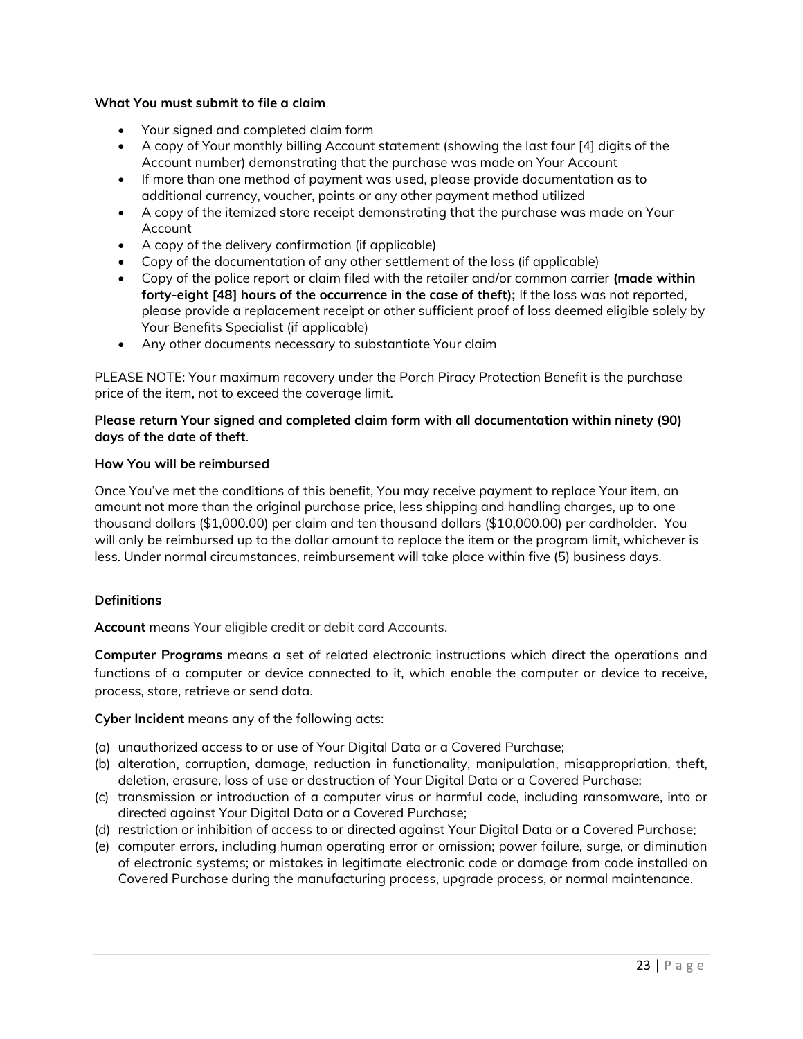**What You must submit to file a claim**

- Your signed and completed claim form
- A copy of Your monthly billing Account statement (showing the last four [4] digits of the Account number) demonstrating that the purchase was made on Your Account
- If more than one method of payment was used, please provide documentation as to additional currency, voucher, points or any other payment method utilized
- A copy of the itemized store receipt demonstrating that the purchase was made on Your Account
- A copy of the delivery confirmation (if applicable)
- Copy of the documentation of any other settlement of the loss (if applicable)
- Copy of the police report or claim filed with the retailer and/or common carrier **(made within forty-eight [48] hours of the occurrence in the case of theft);** If the loss was not reported, please provide a replacement receipt or other sufficient proof of loss deemed eligible solely by Your Benefits Specialist (if applicable)
- Any other documents necessary to substantiate Your claim

PLEASE NOTE: Your maximum recovery under the Porch Piracy Protection Benefit is the purchase price of the item, not to exceed the coverage limit.

**Please return Your signed and completed claim form with all documentation within ninety (90) days of the date of theft**.

**How You will be reimbursed**

Once You've met the conditions of this benefit, You may receive payment to replace Your item, an amount not more than the original purchase price, less shipping and handling charges, up to one thousand dollars ($1,000.00) per claim and ten thousand dollars ($10,000.00) per cardholder. You will only be reimbursed up to the dollar amount to replace the item or the program limit, whichever is less. Under normal circumstances, reimbursement will take place within five (5) business days.

**Definitions**

**Account** means Your eligible credit or debit card Accounts.

**Computer Programs** means a set of related electronic instructions which direct the operations and functions of a computer or device connected to it, which enable the computer or device to receive, process, store, retrieve or send data.

**Cyber Incident** means any of the following acts:

(a) unauthorized access to or use of Your Digital Data or a Covered Purchase;
(b) alteration, corruption, damage, reduction in functionality, manipulation, misappropriation, theft, deletion, erasure, loss of use or destruction of Your Digital Data or a Covered Purchase;
(c) transmission or introduction of a computer virus or harmful code, including ransomware, into or directed against Your Digital Data or a Covered Purchase;
(d) restriction or inhibition of access to or directed against Your Digital Data or a Covered Purchase;
(e) computer errors, including human operating error or omission; power failure, surge, or diminution of electronic systems; or mistakes in legitimate electronic code or damage from code installed on Covered Purchase during the manufacturing process, upgrade process, or normal maintenance.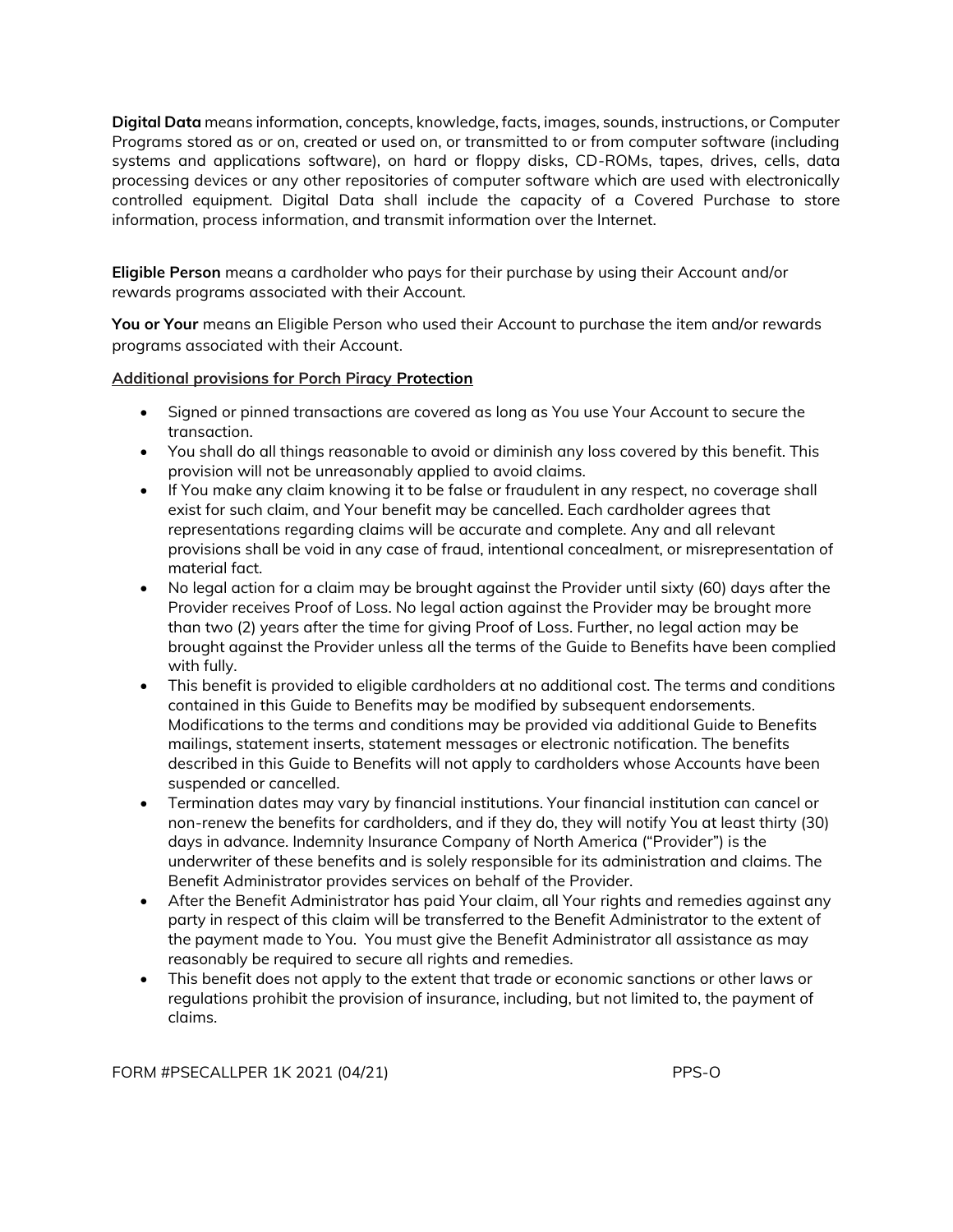**Digital Data** means information, concepts, knowledge, facts, images, sounds, instructions, or Computer Programs stored as or on, created or used on, or transmitted to or from computer software (including systems and applications software), on hard or floppy disks, CD-ROMs, tapes, drives, cells, data processing devices or any other repositories of computer software which are used with electronically controlled equipment. Digital Data shall include the capacity of a Covered Purchase to store information, process information, and transmit information over the Internet.

**Eligible Person** means a cardholder who pays for their purchase by using their Account and/or rewards programs associated with their Account.

**You or Your** means an Eligible Person who used their Account to purchase the item and/or rewards programs associated with their Account.

**Additional provisions for Porch Piracy Protection**

- Signed or pinned transactions are covered as long as You use Your Account to secure the transaction.
- You shall do all things reasonable to avoid or diminish any loss covered by this benefit. This provision will not be unreasonably applied to avoid claims.
- If You make any claim knowing it to be false or fraudulent in any respect, no coverage shall exist for such claim, and Your benefit may be cancelled. Each cardholder agrees that representations regarding claims will be accurate and complete. Any and all relevant provisions shall be void in any case of fraud, intentional concealment, or misrepresentation of material fact.
- No legal action for a claim may be brought against the Provider until sixty (60) days after the Provider receives Proof of Loss. No legal action against the Provider may be brought more than two (2) years after the time for giving Proof of Loss. Further, no legal action may be brought against the Provider unless all the terms of the Guide to Benefits have been complied with fully.
- This benefit is provided to eligible cardholders at no additional cost. The terms and conditions contained in this Guide to Benefits may be modified by subsequent endorsements. Modifications to the terms and conditions may be provided via additional Guide to Benefits mailings, statement inserts, statement messages or electronic notification. The benefits described in this Guide to Benefits will not apply to cardholders whose Accounts have been suspended or cancelled.
- Termination dates may vary by financial institutions. Your financial institution can cancel or non-renew the benefits for cardholders, and if they do, they will notify You at least thirty (30) days in advance. Indemnity Insurance Company of North America ("Provider") is the underwriter of these benefits and is solely responsible for its administration and claims. The Benefit Administrator provides services on behalf of the Provider.
- After the Benefit Administrator has paid Your claim, all Your rights and remedies against any party in respect of this claim will be transferred to the Benefit Administrator to the extent of the payment made to You. You must give the Benefit Administrator all assistance as may reasonably be required to secure all rights and remedies.
- This benefit does not apply to the extent that trade or economic sanctions or other laws or regulations prohibit the provision of insurance, including, but not limited to, the payment of claims.

FORM #PSECALLPER 1K 2021 (04/21) PPS-O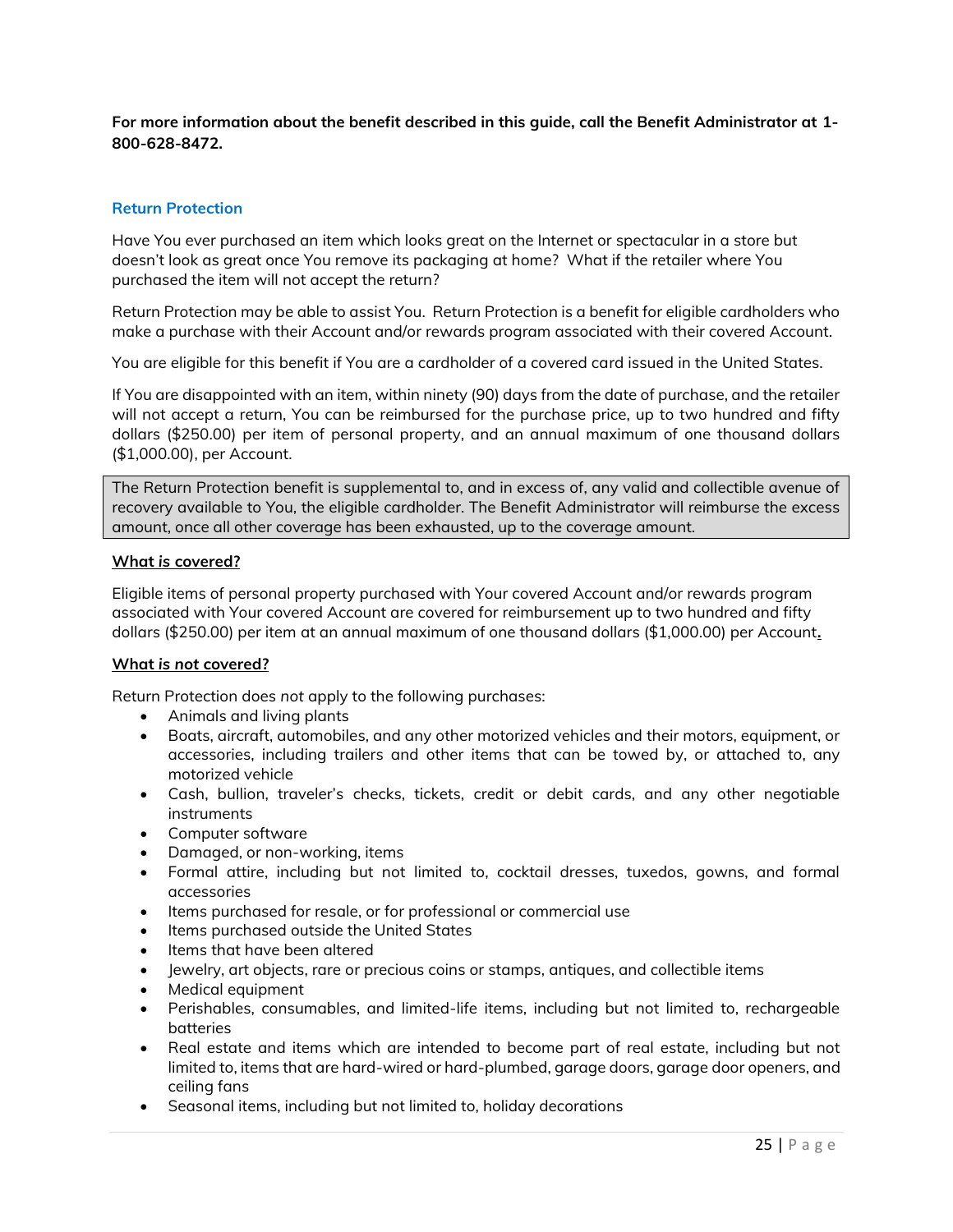**For more information about the benefit described in this guide, call the Benefit Administrator at 1-800-628-8472.**

### Return Protection

Have You ever purchased an item which looks great on the Internet or spectacular in a store but doesn't look as great once You remove its packaging at home? What if the retailer where You purchased the item will not accept the return?

Return Protection may be able to assist You. Return Protection is a benefit for eligible cardholders who make a purchase with their Account and/or rewards program associated with their covered Account.

You are eligible for this benefit if You are a cardholder of a covered card issued in the United States.

If You are disappointed with an item, within ninety (90) days from the date of purchase, and the retailer will not accept a return, You can be reimbursed for the purchase price, up to two hundred and fifty dollars ($250.00) per item of personal property, and an annual maximum of one thousand dollars ($1,000.00), per Account.

> The Return Protection benefit is supplemental to, and in excess of, any valid and collectible avenue of recovery available to You, the eligible cardholder. The Benefit Administrator will reimburse the excess amount, once all other coverage has been exhausted, up to the coverage amount.

**What *is* covered?**

Eligible items of personal property purchased with Your covered Account and/or rewards program associated with Your covered Account are covered for reimbursement up to two hundred and fifty dollars ($250.00) per item at an annual maximum of one thousand dollars ($1,000.00) per Account.

**What *is not* covered?**

Return Protection does *not* apply to the following purchases:

- Animals and living plants
- Boats, aircraft, automobiles, and any other motorized vehicles and their motors, equipment, or accessories, including trailers and other items that can be towed by, or attached to, any motorized vehicle
- Cash, bullion, traveler's checks, tickets, credit or debit cards, and any other negotiable instruments
- Computer software
- Damaged, or non-working, items
- Formal attire, including but not limited to, cocktail dresses, tuxedos, gowns, and formal accessories
- Items purchased for resale, or for professional or commercial use
- Items purchased outside the United States
- Items that have been altered
- Jewelry, art objects, rare or precious coins or stamps, antiques, and collectible items
- Medical equipment
- Perishables, consumables, and limited-life items, including but not limited to, rechargeable batteries
- Real estate and items which are intended to become part of real estate, including but not limited to, items that are hard-wired or hard-plumbed, garage doors, garage door openers, and ceiling fans
- Seasonal items, including but not limited to, holiday decorations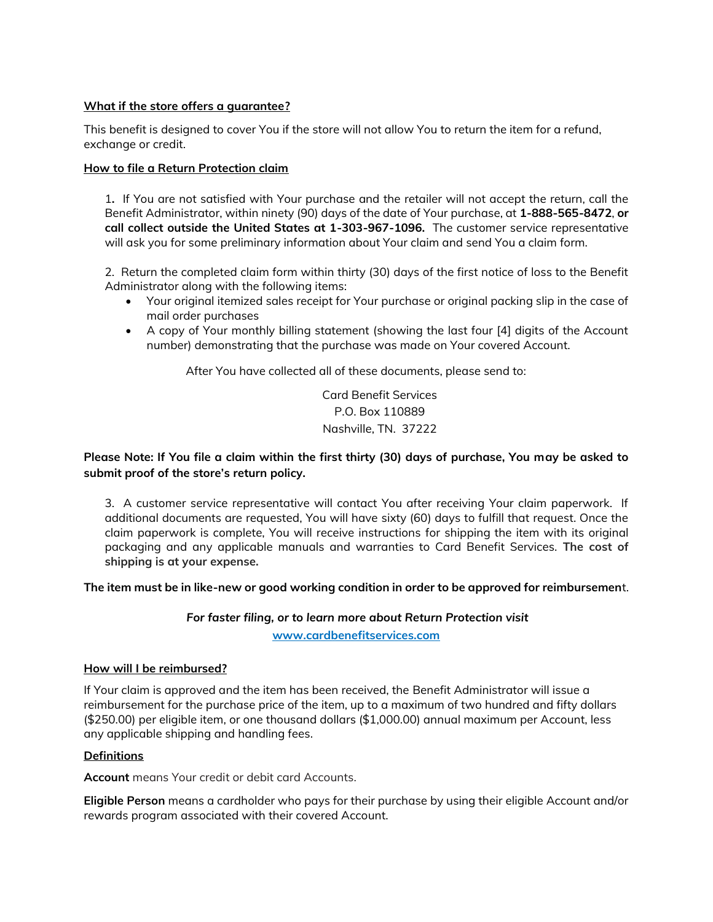**What if the store offers a guarantee?**

This benefit is designed to cover You if the store will not allow You to return the item for a refund, exchange or credit.

**How to file a Return Protection claim**

1. If You are not satisfied with Your purchase and the retailer will not accept the return, call the Benefit Administrator, within ninety (90) days of the date of Your purchase, at **1-888-565-8472**, **or call collect outside the United States at 1-303-967-1096.** The customer service representative will ask you for some preliminary information about Your claim and send You a claim form.

2. Return the completed claim form within thirty (30) days of the first notice of loss to the Benefit Administrator along with the following items:
   - Your original itemized sales receipt for Your purchase or original packing slip in the case of mail order purchases
   - A copy of Your monthly billing statement (showing the last four [4] digits of the Account number) demonstrating that the purchase was made on Your covered Account.

   After You have collected all of these documents, please send to:

   Card Benefit Services
   P.O. Box 110889
   Nashville, TN. 37222

**Please Note: If You file a claim within the first thirty (30) days of purchase, You may be asked to submit proof of the store's return policy.**

3. A customer service representative will contact You after receiving Your claim paperwork. If additional documents are requested, You will have sixty (60) days to fulfill that request. Once the claim paperwork is complete, You will receive instructions for shipping the item with its original packaging and any applicable manuals and warranties to Card Benefit Services. **The cost of shipping is at your expense.**

**The item must be in like-new or good working condition in order to be approved for reimbursement.**

***For faster filing, or to learn more about Return Protection visit***
**www.cardbenefitservices.com**

**How will I be reimbursed?**

If Your claim is approved and the item has been received, the Benefit Administrator will issue a reimbursement for the purchase price of the item, up to a maximum of two hundred and fifty dollars ($250.00) per eligible item, or one thousand dollars ($1,000.00) annual maximum per Account, less any applicable shipping and handling fees.

**Definitions**

**Account** means Your credit or debit card Accounts.

**Eligible Person** means a cardholder who pays for their purchase by using their eligible Account and/or rewards program associated with their covered Account.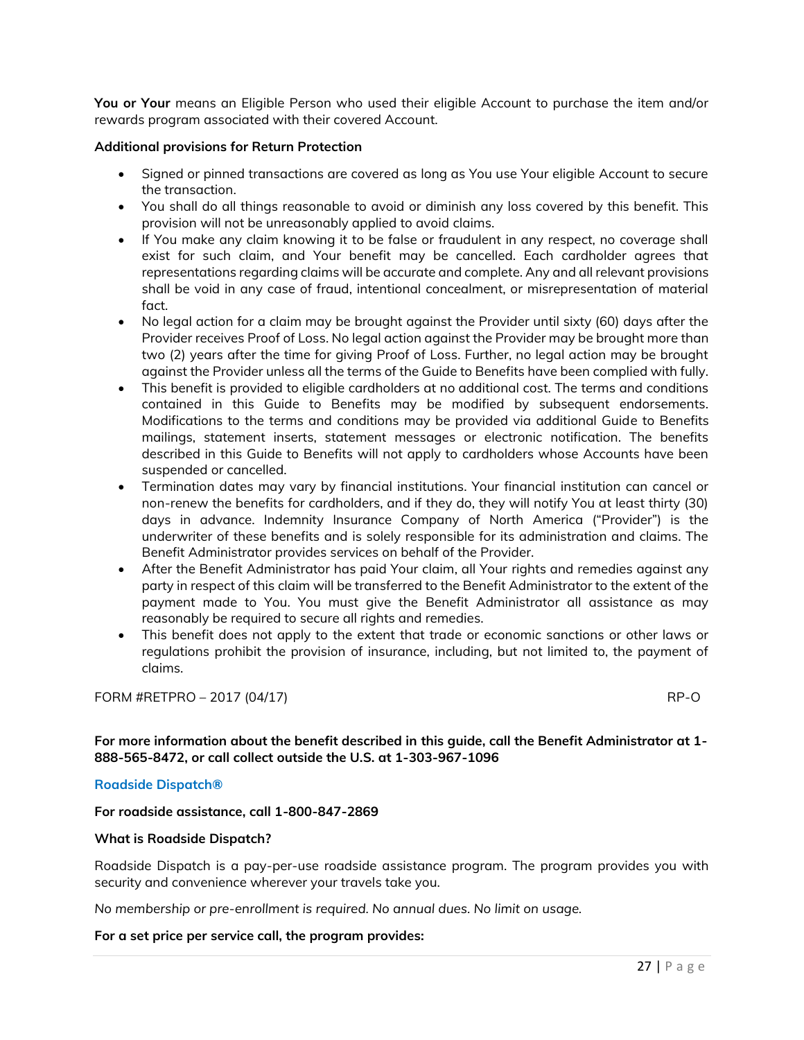**You or Your** means an Eligible Person who used their eligible Account to purchase the item and/or rewards program associated with their covered Account.

**Additional provisions for Return Protection**

- Signed or pinned transactions are covered as long as You use Your eligible Account to secure the transaction.
- You shall do all things reasonable to avoid or diminish any loss covered by this benefit. This provision will not be unreasonably applied to avoid claims.
- If You make any claim knowing it to be false or fraudulent in any respect, no coverage shall exist for such claim, and Your benefit may be cancelled. Each cardholder agrees that representations regarding claims will be accurate and complete. Any and all relevant provisions shall be void in any case of fraud, intentional concealment, or misrepresentation of material fact.
- No legal action for a claim may be brought against the Provider until sixty (60) days after the Provider receives Proof of Loss. No legal action against the Provider may be brought more than two (2) years after the time for giving Proof of Loss. Further, no legal action may be brought against the Provider unless all the terms of the Guide to Benefits have been complied with fully.
- This benefit is provided to eligible cardholders at no additional cost. The terms and conditions contained in this Guide to Benefits may be modified by subsequent endorsements. Modifications to the terms and conditions may be provided via additional Guide to Benefits mailings, statement inserts, statement messages or electronic notification. The benefits described in this Guide to Benefits will not apply to cardholders whose Accounts have been suspended or cancelled.
- Termination dates may vary by financial institutions. Your financial institution can cancel or non-renew the benefits for cardholders, and if they do, they will notify You at least thirty (30) days in advance. Indemnity Insurance Company of North America ("Provider") is the underwriter of these benefits and is solely responsible for its administration and claims. The Benefit Administrator provides services on behalf of the Provider.
- After the Benefit Administrator has paid Your claim, all Your rights and remedies against any party in respect of this claim will be transferred to the Benefit Administrator to the extent of the payment made to You. You must give the Benefit Administrator all assistance as may reasonably be required to secure all rights and remedies.
- This benefit does not apply to the extent that trade or economic sanctions or other laws or regulations prohibit the provision of insurance, including, but not limited to, the payment of claims.

FORM #RETPRO – 2017 (04/17) RP-O

**For more information about the benefit described in this guide, call the Benefit Administrator at 1-888-565-8472, or call collect outside the U.S. at 1-303-967-1096**

## Roadside Dispatch®

**For roadside assistance, call 1-800-847-2869**

**What is Roadside Dispatch?**

Roadside Dispatch is a pay-per-use roadside assistance program. The program provides you with security and convenience wherever your travels take you.

*No membership or pre-enrollment is required. No annual dues. No limit on usage.*

**For a set price per service call, the program provides:**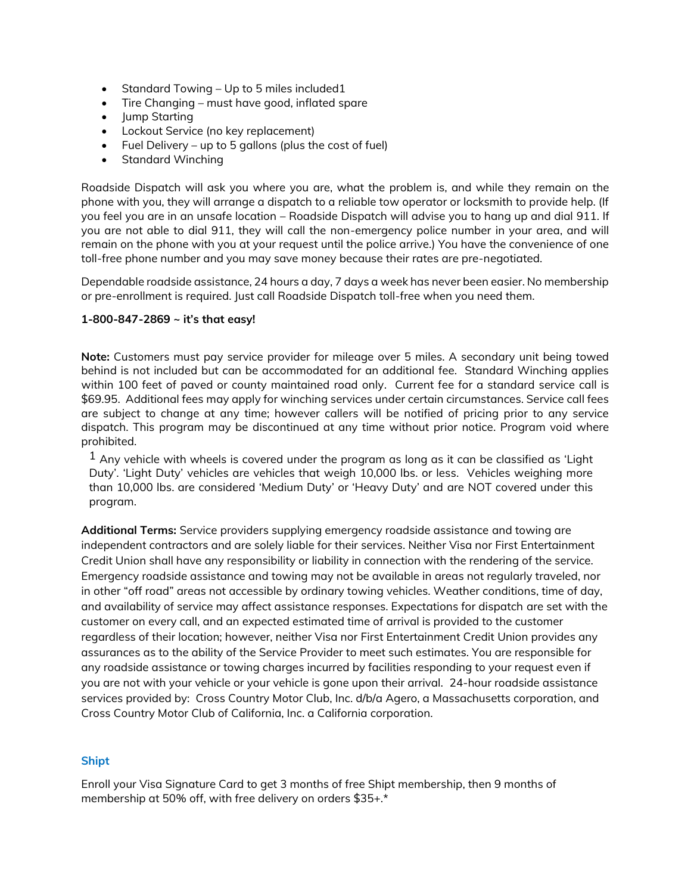- Standard Towing – Up to 5 miles included[1]
- Tire Changing – must have good, inflated spare
- Jump Starting
- Lockout Service (no key replacement)
- Fuel Delivery – up to 5 gallons (plus the cost of fuel)
- Standard Winching

Roadside Dispatch will ask you where you are, what the problem is, and while they remain on the phone with you, they will arrange a dispatch to a reliable tow operator or locksmith to provide help. (If you feel you are in an unsafe location – Roadside Dispatch will advise you to hang up and dial 911. If you are not able to dial 911, they will call the non-emergency police number in your area, and will remain on the phone with you at your request until the police arrive.) You have the convenience of one toll-free phone number and you may save money because their rates are pre-negotiated.

Dependable roadside assistance, 24 hours a day, 7 days a week has never been easier. No membership or pre-enrollment is required. Just call Roadside Dispatch toll-free when you need them.

**1-800-847-2869 ~ it's that easy!**

**Note:** Customers must pay service provider for mileage over 5 miles. A secondary unit being towed behind is not included but can be accommodated for an additional fee. Standard Winching applies within 100 feet of paved or county maintained road only. Current fee for a standard service call is $69.95. Additional fees may apply for winching services under certain circumstances. Service call fees are subject to change at any time; however callers will be notified of pricing prior to any service dispatch. This program may be discontinued at any time without prior notice. Program void where prohibited.

[1] Any vehicle with wheels is covered under the program as long as it can be classified as 'Light Duty'. 'Light Duty' vehicles are vehicles that weigh 10,000 lbs. or less. Vehicles weighing more than 10,000 lbs. are considered 'Medium Duty' or 'Heavy Duty' and are NOT covered under this program.

**Additional Terms:** Service providers supplying emergency roadside assistance and towing are independent contractors and are solely liable for their services. Neither Visa nor First Entertainment Credit Union shall have any responsibility or liability in connection with the rendering of the service. Emergency roadside assistance and towing may not be available in areas not regularly traveled, nor in other "off road" areas not accessible by ordinary towing vehicles. Weather conditions, time of day, and availability of service may affect assistance responses. Expectations for dispatch are set with the customer on every call, and an expected estimated time of arrival is provided to the customer regardless of their location; however, neither Visa nor First Entertainment Credit Union provides any assurances as to the ability of the Service Provider to meet such estimates. You are responsible for any roadside assistance or towing charges incurred by facilities responding to your request even if you are not with your vehicle or your vehicle is gone upon their arrival. 24-hour roadside assistance services provided by: Cross Country Motor Club, Inc. d/b/a Agero, a Massachusetts corporation, and Cross Country Motor Club of California, Inc. a California corporation.

### Shipt

Enroll your Visa Signature Card to get 3 months of free Shipt membership, then 9 months of membership at 50% off, with free delivery on orders $35+.*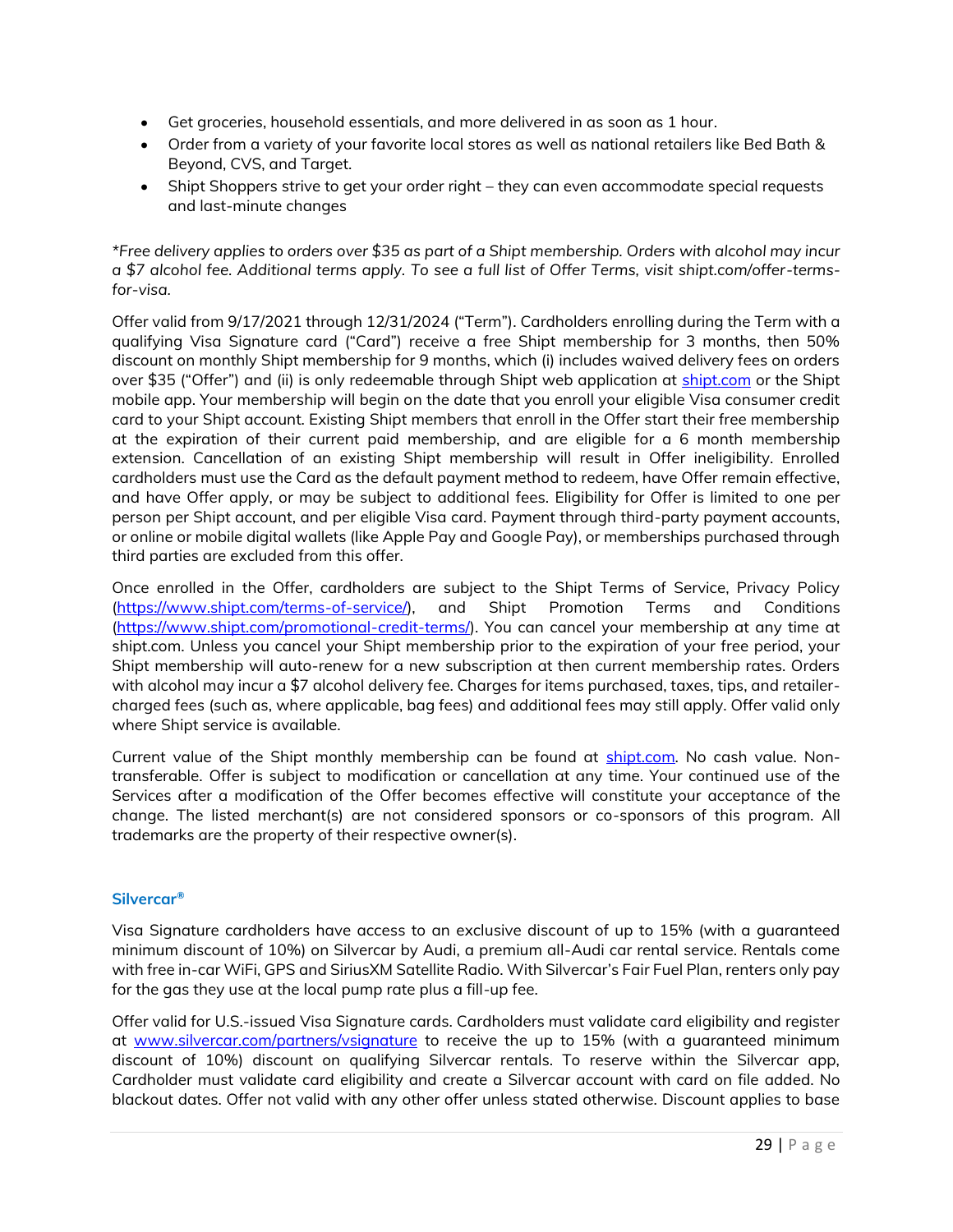- Get groceries, household essentials, and more delivered in as soon as 1 hour.
- Order from a variety of your favorite local stores as well as national retailers like Bed Bath & Beyond, CVS, and Target.
- Shipt Shoppers strive to get your order right – they can even accommodate special requests and last-minute changes

*\*Free delivery applies to orders over $35 as part of a Shipt membership. Orders with alcohol may incur a $7 alcohol fee. Additional terms apply. To see a full list of Offer Terms, visit shipt.com/offer-terms-for-visa.*

Offer valid from 9/17/2021 through 12/31/2024 ("Term"). Cardholders enrolling during the Term with a qualifying Visa Signature card ("Card") receive a free Shipt membership for 3 months, then 50% discount on monthly Shipt membership for 9 months, which (i) includes waived delivery fees on orders over $35 ("Offer") and (ii) is only redeemable through Shipt web application at [shipt.com](shipt.com) or the Shipt mobile app. Your membership will begin on the date that you enroll your eligible Visa consumer credit card to your Shipt account. Existing Shipt members that enroll in the Offer start their free membership at the expiration of their current paid membership, and are eligible for a 6 month membership extension. Cancellation of an existing Shipt membership will result in Offer ineligibility. Enrolled cardholders must use the Card as the default payment method to redeem, have Offer remain effective, and have Offer apply, or may be subject to additional fees. Eligibility for Offer is limited to one per person per Shipt account, and per eligible Visa card. Payment through third-party payment accounts, or online or mobile digital wallets (like Apple Pay and Google Pay), or memberships purchased through third parties are excluded from this offer.

Once enrolled in the Offer, cardholders are subject to the Shipt Terms of Service, Privacy Policy ([https://www.shipt.com/terms-of-service/](https://www.shipt.com/terms-of-service/)), and Shipt Promotion Terms and Conditions ([https://www.shipt.com/promotional-credit-terms/](https://www.shipt.com/promotional-credit-terms/)). You can cancel your membership at any time at shipt.com. Unless you cancel your Shipt membership prior to the expiration of your free period, your Shipt membership will auto-renew for a new subscription at then current membership rates. Orders with alcohol may incur a $7 alcohol delivery fee. Charges for items purchased, taxes, tips, and retailer-charged fees (such as, where applicable, bag fees) and additional fees may still apply. Offer valid only where Shipt service is available.

Current value of the Shipt monthly membership can be found at [shipt.com](shipt.com). No cash value. Non-transferable. Offer is subject to modification or cancellation at any time. Your continued use of the Services after a modification of the Offer becomes effective will constitute your acceptance of the change. The listed merchant(s) are not considered sponsors or co-sponsors of this program. All trademarks are the property of their respective owner(s).

### Silvercar®

Visa Signature cardholders have access to an exclusive discount of up to 15% (with a guaranteed minimum discount of 10%) on Silvercar by Audi, a premium all-Audi car rental service. Rentals come with free in-car WiFi, GPS and SiriusXM Satellite Radio. With Silvercar's Fair Fuel Plan, renters only pay for the gas they use at the local pump rate plus a fill-up fee.

Offer valid for U.S.-issued Visa Signature cards. Cardholders must validate card eligibility and register at [www.silvercar.com/partners/vsignature](www.silvercar.com/partners/vsignature) to receive the up to 15% (with a guaranteed minimum discount of 10%) discount on qualifying Silvercar rentals. To reserve within the Silvercar app, Cardholder must validate card eligibility and create a Silvercar account with card on file added. No blackout dates. Offer not valid with any other offer unless stated otherwise. Discount applies to base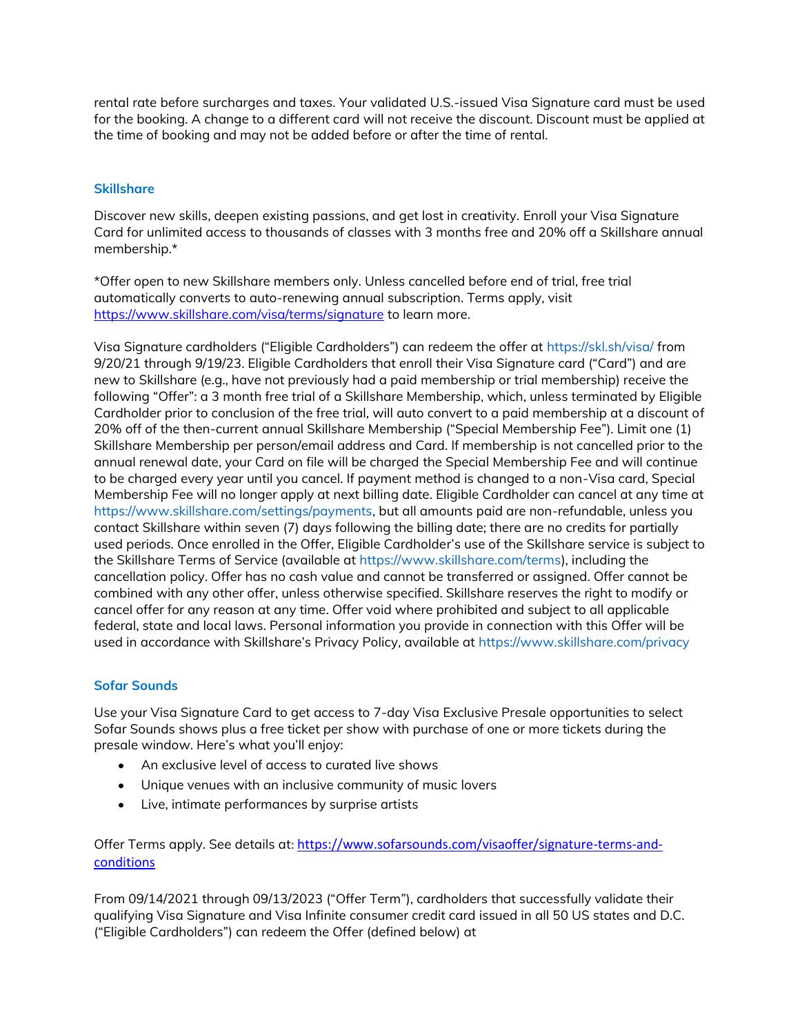rental rate before surcharges and taxes. Your validated U.S.-issued Visa Signature card must be used for the booking. A change to a different card will not receive the discount. Discount must be applied at the time of booking and may not be added before or after the time of rental.

### Skillshare

Discover new skills, deepen existing passions, and get lost in creativity. Enroll your Visa Signature Card for unlimited access to thousands of classes with 3 months free and 20% off a Skillshare annual membership.*

*Offer open to new Skillshare members only. Unless cancelled before end of trial, free trial automatically converts to auto-renewing annual subscription. Terms apply, visit https://www.skillshare.com/visa/terms/signature to learn more.

Visa Signature cardholders ("Eligible Cardholders") can redeem the offer at https://skl.sh/visa/ from 9/20/21 through 9/19/23. Eligible Cardholders that enroll their Visa Signature card ("Card") and are new to Skillshare (e.g., have not previously had a paid membership or trial membership) receive the following "Offer": a 3 month free trial of a Skillshare Membership, which, unless terminated by Eligible Cardholder prior to conclusion of the free trial, will auto convert to a paid membership at a discount of 20% off of the then-current annual Skillshare Membership ("Special Membership Fee"). Limit one (1) Skillshare Membership per person/email address and Card. If membership is not cancelled prior to the annual renewal date, your Card on file will be charged the Special Membership Fee and will continue to be charged every year until you cancel. If payment method is changed to a non-Visa card, Special Membership Fee will no longer apply at next billing date. Eligible Cardholder can cancel at any time at https://www.skillshare.com/settings/payments, but all amounts paid are non-refundable, unless you contact Skillshare within seven (7) days following the billing date; there are no credits for partially used periods. Once enrolled in the Offer, Eligible Cardholder's use of the Skillshare service is subject to the Skillshare Terms of Service (available at https://www.skillshare.com/terms), including the cancellation policy. Offer has no cash value and cannot be transferred or assigned. Offer cannot be combined with any other offer, unless otherwise specified. Skillshare reserves the right to modify or cancel offer for any reason at any time. Offer void where prohibited and subject to all applicable federal, state and local laws. Personal information you provide in connection with this Offer will be used in accordance with Skillshare's Privacy Policy, available at https://www.skillshare.com/privacy

### Sofar Sounds

Use your Visa Signature Card to get access to 7-day Visa Exclusive Presale opportunities to select Sofar Sounds shows plus a free ticket per show with purchase of one or more tickets during the presale window. Here's what you'll enjoy:

- An exclusive level of access to curated live shows
- Unique venues with an inclusive community of music lovers
- Live, intimate performances by surprise artists

Offer Terms apply. See details at: https://www.sofarsounds.com/visaoffer/signature-terms-and-conditions

From 09/14/2021 through 09/13/2023 ("Offer Term"), cardholders that successfully validate their qualifying Visa Signature and Visa Infinite consumer credit card issued in all 50 US states and D.C. ("Eligible Cardholders") can redeem the Offer (defined below) at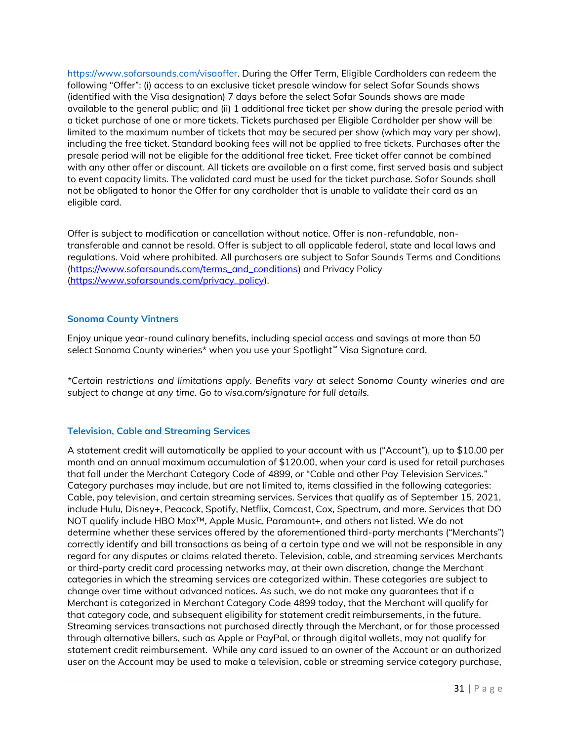https://www.sofarsounds.com/visaoffer. During the Offer Term, Eligible Cardholders can redeem the following "Offer": (i) access to an exclusive ticket presale window for select Sofar Sounds shows (identified with the Visa designation) 7 days before the select Sofar Sounds shows are made available to the general public; and (ii) 1 additional free ticket per show during the presale period with a ticket purchase of one or more tickets. Tickets purchased per Eligible Cardholder per show will be limited to the maximum number of tickets that may be secured per show (which may vary per show), including the free ticket. Standard booking fees will not be applied to free tickets. Purchases after the presale period will not be eligible for the additional free ticket. Free ticket offer cannot be combined with any other offer or discount. All tickets are available on a first come, first served basis and subject to event capacity limits. The validated card must be used for the ticket purchase. Sofar Sounds shall not be obligated to honor the Offer for any cardholder that is unable to validate their card as an eligible card.

Offer is subject to modification or cancellation without notice. Offer is non-refundable, non-transferable and cannot be resold. Offer is subject to all applicable federal, state and local laws and regulations. Void where prohibited. All purchasers are subject to Sofar Sounds Terms and Conditions (https://www.sofarsounds.com/terms_and_conditions) and Privacy Policy (https://www.sofarsounds.com/privacy_policy).

### Sonoma County Vintners

Enjoy unique year-round culinary benefits, including special access and savings at more than 50 select Sonoma County wineries* when you use your Spotlight™ Visa Signature card.

*\*Certain restrictions and limitations apply. Benefits vary at select Sonoma County wineries and are subject to change at any time. Go to visa.com/signature for full details.*

### Television, Cable and Streaming Services

A statement credit will automatically be applied to your account with us ("Account"), up to $10.00 per month and an annual maximum accumulation of $120.00, when your card is used for retail purchases that fall under the Merchant Category Code of 4899, or "Cable and other Pay Television Services." Category purchases may include, but are not limited to, items classified in the following categories: Cable, pay television, and certain streaming services. Services that qualify as of September 15, 2021, include Hulu, Disney+, Peacock, Spotify, Netflix, Comcast, Cox, Spectrum, and more. Services that DO NOT qualify include HBO Max™, Apple Music, Paramount+, and others not listed. We do not determine whether these services offered by the aforementioned third-party merchants ("Merchants") correctly identify and bill transactions as being of a certain type and we will not be responsible in any regard for any disputes or claims related thereto. Television, cable, and streaming services Merchants or third-party credit card processing networks may, at their own discretion, change the Merchant categories in which the streaming services are categorized within. These categories are subject to change over time without advanced notices. As such, we do not make any guarantees that if a Merchant is categorized in Merchant Category Code 4899 today, that the Merchant will qualify for that category code, and subsequent eligibility for statement credit reimbursements, in the future. Streaming services transactions not purchased directly through the Merchant, or for those processed through alternative billers, such as Apple or PayPal, or through digital wallets, may not qualify for statement credit reimbursement. While any card issued to an owner of the Account or an authorized user on the Account may be used to make a television, cable or streaming service category purchase,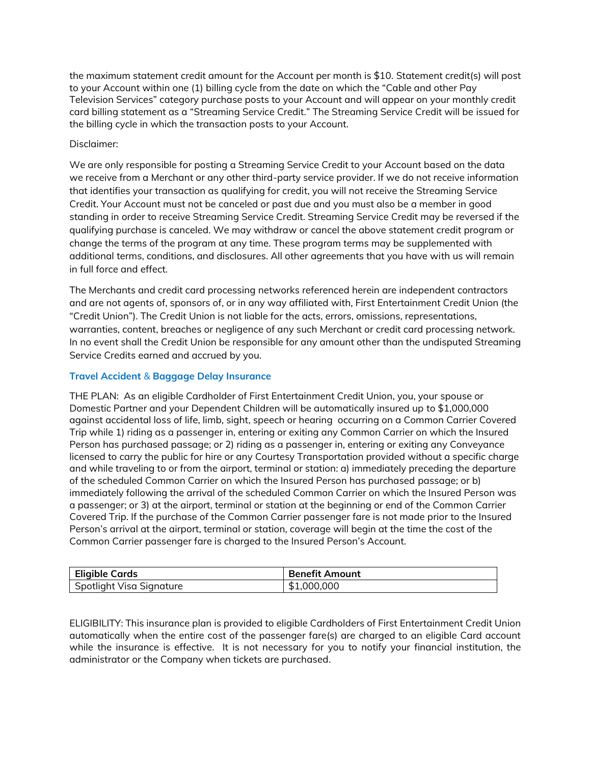the maximum statement credit amount for the Account per month is $10. Statement credit(s) will post to your Account within one (1) billing cycle from the date on which the "Cable and other Pay Television Services" category purchase posts to your Account and will appear on your monthly credit card billing statement as a "Streaming Service Credit." The Streaming Service Credit will be issued for the billing cycle in which the transaction posts to your Account.

Disclaimer:

We are only responsible for posting a Streaming Service Credit to your Account based on the data we receive from a Merchant or any other third-party service provider. If we do not receive information that identifies your transaction as qualifying for credit, you will not receive the Streaming Service Credit. Your Account must not be canceled or past due and you must also be a member in good standing in order to receive Streaming Service Credit. Streaming Service Credit may be reversed if the qualifying purchase is canceled. We may withdraw or cancel the above statement credit program or change the terms of the program at any time. These program terms may be supplemented with additional terms, conditions, and disclosures. All other agreements that you have with us will remain in full force and effect.

The Merchants and credit card processing networks referenced herein are independent contractors and are not agents of, sponsors of, or in any way affiliated with, First Entertainment Credit Union (the "Credit Union"). The Credit Union is not liable for the acts, errors, omissions, representations, warranties, content, breaches or negligence of any such Merchant or credit card processing network. In no event shall the Credit Union be responsible for any amount other than the undisputed Streaming Service Credits earned and accrued by you.

### Travel Accident & Baggage Delay Insurance

THE PLAN: As an eligible Cardholder of First Entertainment Credit Union, you, your spouse or Domestic Partner and your Dependent Children will be automatically insured up to $1,000,000 against accidental loss of life, limb, sight, speech or hearing occurring on a Common Carrier Covered Trip while 1) riding as a passenger in, entering or exiting any Common Carrier on which the Insured Person has purchased passage; or 2) riding as a passenger in, entering or exiting any Conveyance licensed to carry the public for hire or any Courtesy Transportation provided without a specific charge and while traveling to or from the airport, terminal or station: a) immediately preceding the departure of the scheduled Common Carrier on which the Insured Person has purchased passage; or b) immediately following the arrival of the scheduled Common Carrier on which the Insured Person was a passenger; or 3) at the airport, terminal or station at the beginning or end of the Common Carrier Covered Trip. If the purchase of the Common Carrier passenger fare is not made prior to the Insured Person's arrival at the airport, terminal or station, coverage will begin at the time the cost of the Common Carrier passenger fare is charged to the Insured Person's Account.

| Eligible Cards | Benefit Amount |
|---|---|
| Spotlight Visa Signature | $1,000,000 |

ELIGIBILITY: This insurance plan is provided to eligible Cardholders of First Entertainment Credit Union automatically when the entire cost of the passenger fare(s) are charged to an eligible Card account while the insurance is effective. It is not necessary for you to notify your financial institution, the administrator or the Company when tickets are purchased.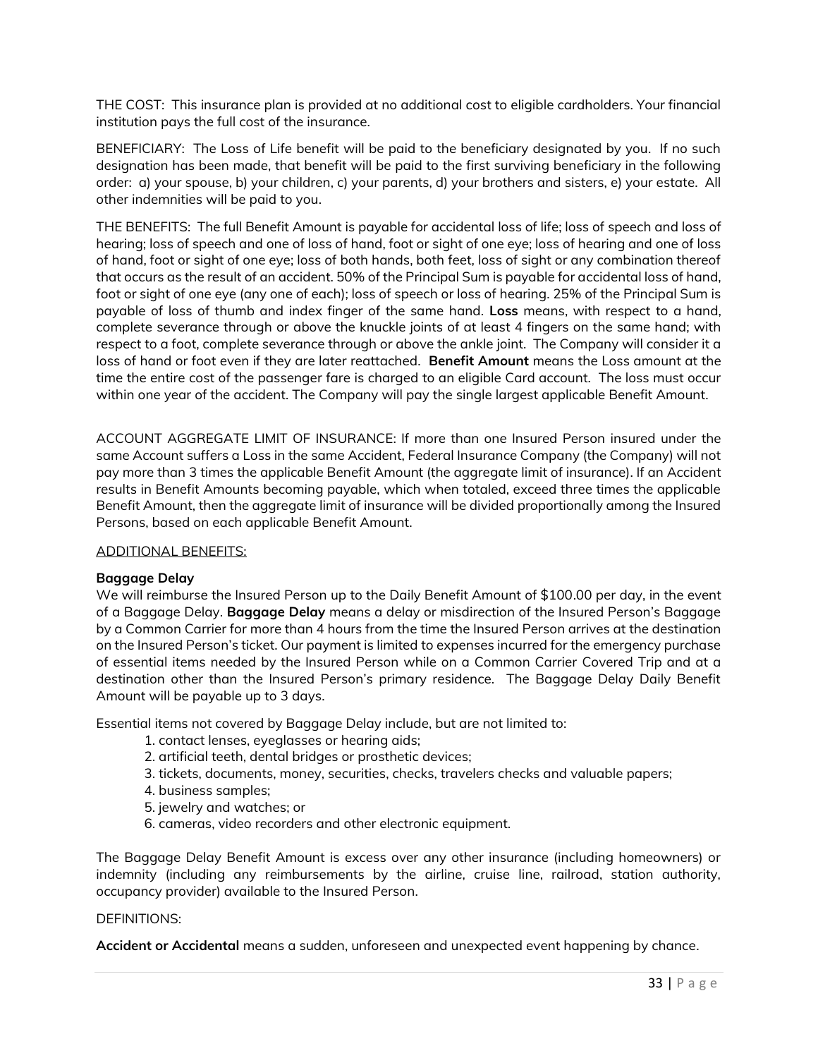THE COST: This insurance plan is provided at no additional cost to eligible cardholders. Your financial institution pays the full cost of the insurance.

BENEFICIARY: The Loss of Life benefit will be paid to the beneficiary designated by you. If no such designation has been made, that benefit will be paid to the first surviving beneficiary in the following order: a) your spouse, b) your children, c) your parents, d) your brothers and sisters, e) your estate. All other indemnities will be paid to you.

THE BENEFITS: The full Benefit Amount is payable for accidental loss of life; loss of speech and loss of hearing; loss of speech and one of loss of hand, foot or sight of one eye; loss of hearing and one of loss of hand, foot or sight of one eye; loss of both hands, both feet, loss of sight or any combination thereof that occurs as the result of an accident. 50% of the Principal Sum is payable for accidental loss of hand, foot or sight of one eye (any one of each); loss of speech or loss of hearing. 25% of the Principal Sum is payable of loss of thumb and index finger of the same hand. **Loss** means, with respect to a hand, complete severance through or above the knuckle joints of at least 4 fingers on the same hand; with respect to a foot, complete severance through or above the ankle joint. The Company will consider it a loss of hand or foot even if they are later reattached. **Benefit Amount** means the Loss amount at the time the entire cost of the passenger fare is charged to an eligible Card account. The loss must occur within one year of the accident. The Company will pay the single largest applicable Benefit Amount.

ACCOUNT AGGREGATE LIMIT OF INSURANCE: If more than one Insured Person insured under the same Account suffers a Loss in the same Accident, Federal Insurance Company (the Company) will not pay more than 3 times the applicable Benefit Amount (the aggregate limit of insurance). If an Accident results in Benefit Amounts becoming payable, which when totaled, exceed three times the applicable Benefit Amount, then the aggregate limit of insurance will be divided proportionally among the Insured Persons, based on each applicable Benefit Amount.

ADDITIONAL BENEFITS:

**Baggage Delay**

We will reimburse the Insured Person up to the Daily Benefit Amount of $100.00 per day, in the event of a Baggage Delay. **Baggage Delay** means a delay or misdirection of the Insured Person's Baggage by a Common Carrier for more than 4 hours from the time the Insured Person arrives at the destination on the Insured Person's ticket. Our payment is limited to expenses incurred for the emergency purchase of essential items needed by the Insured Person while on a Common Carrier Covered Trip and at a destination other than the Insured Person's primary residence. The Baggage Delay Daily Benefit Amount will be payable up to 3 days.

Essential items not covered by Baggage Delay include, but are not limited to:

1. contact lenses, eyeglasses or hearing aids;
2. artificial teeth, dental bridges or prosthetic devices;
3. tickets, documents, money, securities, checks, travelers checks and valuable papers;
4. business samples;
5. jewelry and watches; or
6. cameras, video recorders and other electronic equipment.

The Baggage Delay Benefit Amount is excess over any other insurance (including homeowners) or indemnity (including any reimbursements by the airline, cruise line, railroad, station authority, occupancy provider) available to the Insured Person.

DEFINITIONS:

**Accident or Accidental** means a sudden, unforeseen and unexpected event happening by chance.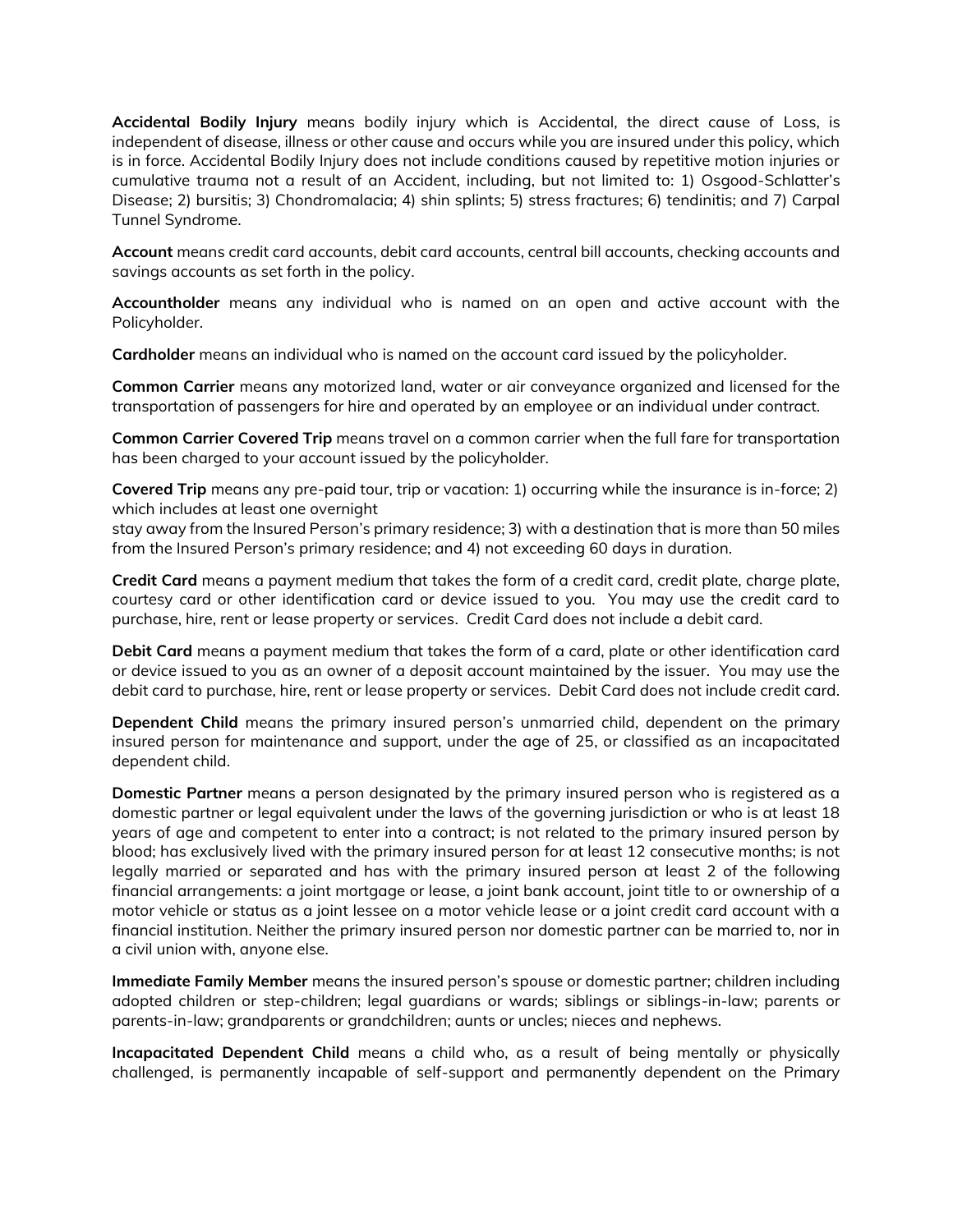**Accidental Bodily Injury** means bodily injury which is Accidental, the direct cause of Loss, is independent of disease, illness or other cause and occurs while you are insured under this policy, which is in force. Accidental Bodily Injury does not include conditions caused by repetitive motion injuries or cumulative trauma not a result of an Accident, including, but not limited to: 1) Osgood-Schlatter's Disease; 2) bursitis; 3) Chondromalacia; 4) shin splints; 5) stress fractures; 6) tendinitis; and 7) Carpal Tunnel Syndrome.

**Account** means credit card accounts, debit card accounts, central bill accounts, checking accounts and savings accounts as set forth in the policy.

**Accountholder** means any individual who is named on an open and active account with the Policyholder.

**Cardholder** means an individual who is named on the account card issued by the policyholder.

**Common Carrier** means any motorized land, water or air conveyance organized and licensed for the transportation of passengers for hire and operated by an employee or an individual under contract.

**Common Carrier Covered Trip** means travel on a common carrier when the full fare for transportation has been charged to your account issued by the policyholder.

**Covered Trip** means any pre-paid tour, trip or vacation: 1) occurring while the insurance is in-force; 2) which includes at least one overnight stay away from the Insured Person's primary residence; 3) with a destination that is more than 50 miles from the Insured Person's primary residence; and 4) not exceeding 60 days in duration.

**Credit Card** means a payment medium that takes the form of a credit card, credit plate, charge plate, courtesy card or other identification card or device issued to you. You may use the credit card to purchase, hire, rent or lease property or services. Credit Card does not include a debit card.

**Debit Card** means a payment medium that takes the form of a card, plate or other identification card or device issued to you as an owner of a deposit account maintained by the issuer. You may use the debit card to purchase, hire, rent or lease property or services. Debit Card does not include credit card.

**Dependent Child** means the primary insured person's unmarried child, dependent on the primary insured person for maintenance and support, under the age of 25, or classified as an incapacitated dependent child.

**Domestic Partner** means a person designated by the primary insured person who is registered as a domestic partner or legal equivalent under the laws of the governing jurisdiction or who is at least 18 years of age and competent to enter into a contract; is not related to the primary insured person by blood; has exclusively lived with the primary insured person for at least 12 consecutive months; is not legally married or separated and has with the primary insured person at least 2 of the following financial arrangements: a joint mortgage or lease, a joint bank account, joint title to or ownership of a motor vehicle or status as a joint lessee on a motor vehicle lease or a joint credit card account with a financial institution. Neither the primary insured person nor domestic partner can be married to, nor in a civil union with, anyone else.

**Immediate Family Member** means the insured person's spouse or domestic partner; children including adopted children or step-children; legal guardians or wards; siblings or siblings-in-law; parents or parents-in-law; grandparents or grandchildren; aunts or uncles; nieces and nephews.

**Incapacitated Dependent Child** means a child who, as a result of being mentally or physically challenged, is permanently incapable of self-support and permanently dependent on the Primary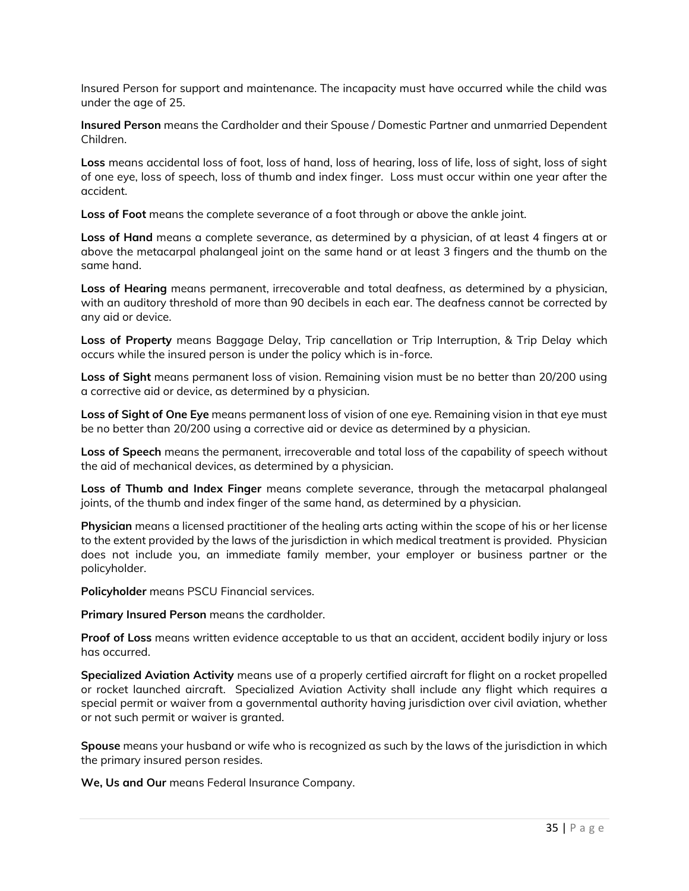Insured Person for support and maintenance. The incapacity must have occurred while the child was under the age of 25.

**Insured Person** means the Cardholder and their Spouse / Domestic Partner and unmarried Dependent Children.

**Loss** means accidental loss of foot, loss of hand, loss of hearing, loss of life, loss of sight, loss of sight of one eye, loss of speech, loss of thumb and index finger. Loss must occur within one year after the accident.

**Loss of Foot** means the complete severance of a foot through or above the ankle joint.

**Loss of Hand** means a complete severance, as determined by a physician, of at least 4 fingers at or above the metacarpal phalangeal joint on the same hand or at least 3 fingers and the thumb on the same hand.

**Loss of Hearing** means permanent, irrecoverable and total deafness, as determined by a physician, with an auditory threshold of more than 90 decibels in each ear. The deafness cannot be corrected by any aid or device.

**Loss of Property** means Baggage Delay, Trip cancellation or Trip Interruption, & Trip Delay which occurs while the insured person is under the policy which is in-force.

**Loss of Sight** means permanent loss of vision. Remaining vision must be no better than 20/200 using a corrective aid or device, as determined by a physician.

**Loss of Sight of One Eye** means permanent loss of vision of one eye. Remaining vision in that eye must be no better than 20/200 using a corrective aid or device as determined by a physician.

**Loss of Speech** means the permanent, irrecoverable and total loss of the capability of speech without the aid of mechanical devices, as determined by a physician.

**Loss of Thumb and Index Finger** means complete severance, through the metacarpal phalangeal joints, of the thumb and index finger of the same hand, as determined by a physician.

**Physician** means a licensed practitioner of the healing arts acting within the scope of his or her license to the extent provided by the laws of the jurisdiction in which medical treatment is provided. Physician does not include you, an immediate family member, your employer or business partner or the policyholder.

**Policyholder** means PSCU Financial services.

**Primary Insured Person** means the cardholder.

**Proof of Loss** means written evidence acceptable to us that an accident, accident bodily injury or loss has occurred.

**Specialized Aviation Activity** means use of a properly certified aircraft for flight on a rocket propelled or rocket launched aircraft. Specialized Aviation Activity shall include any flight which requires a special permit or waiver from a governmental authority having jurisdiction over civil aviation, whether or not such permit or waiver is granted.

**Spouse** means your husband or wife who is recognized as such by the laws of the jurisdiction in which the primary insured person resides.

**We, Us and Our** means Federal Insurance Company.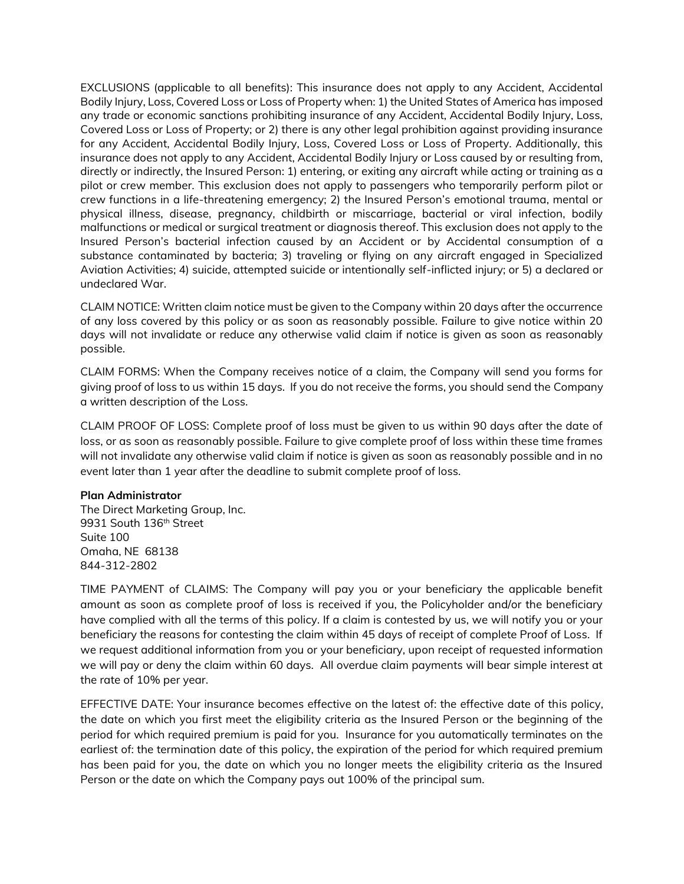EXCLUSIONS (applicable to all benefits): This insurance does not apply to any Accident, Accidental Bodily Injury, Loss, Covered Loss or Loss of Property when: 1) the United States of America has imposed any trade or economic sanctions prohibiting insurance of any Accident, Accidental Bodily Injury, Loss, Covered Loss or Loss of Property; or 2) there is any other legal prohibition against providing insurance for any Accident, Accidental Bodily Injury, Loss, Covered Loss or Loss of Property. Additionally, this insurance does not apply to any Accident, Accidental Bodily Injury or Loss caused by or resulting from, directly or indirectly, the Insured Person: 1) entering, or exiting any aircraft while acting or training as a pilot or crew member. This exclusion does not apply to passengers who temporarily perform pilot or crew functions in a life-threatening emergency; 2) the Insured Person's emotional trauma, mental or physical illness, disease, pregnancy, childbirth or miscarriage, bacterial or viral infection, bodily malfunctions or medical or surgical treatment or diagnosis thereof. This exclusion does not apply to the Insured Person's bacterial infection caused by an Accident or by Accidental consumption of a substance contaminated by bacteria; 3) traveling or flying on any aircraft engaged in Specialized Aviation Activities; 4) suicide, attempted suicide or intentionally self-inflicted injury; or 5) a declared or undeclared War.

CLAIM NOTICE: Written claim notice must be given to the Company within 20 days after the occurrence of any loss covered by this policy or as soon as reasonably possible. Failure to give notice within 20 days will not invalidate or reduce any otherwise valid claim if notice is given as soon as reasonably possible.

CLAIM FORMS: When the Company receives notice of a claim, the Company will send you forms for giving proof of loss to us within 15 days. If you do not receive the forms, you should send the Company a written description of the Loss.

CLAIM PROOF OF LOSS: Complete proof of loss must be given to us within 90 days after the date of loss, or as soon as reasonably possible. Failure to give complete proof of loss within these time frames will not invalidate any otherwise valid claim if notice is given as soon as reasonably possible and in no event later than 1 year after the deadline to submit complete proof of loss.

**Plan Administrator**
The Direct Marketing Group, Inc.
9931 South 136th Street
Suite 100
Omaha, NE 68138
844-312-2802

TIME PAYMENT of CLAIMS: The Company will pay you or your beneficiary the applicable benefit amount as soon as complete proof of loss is received if you, the Policyholder and/or the beneficiary have complied with all the terms of this policy. If a claim is contested by us, we will notify you or your beneficiary the reasons for contesting the claim within 45 days of receipt of complete Proof of Loss. If we request additional information from you or your beneficiary, upon receipt of requested information we will pay or deny the claim within 60 days. All overdue claim payments will bear simple interest at the rate of 10% per year.

EFFECTIVE DATE: Your insurance becomes effective on the latest of: the effective date of this policy, the date on which you first meet the eligibility criteria as the Insured Person or the beginning of the period for which required premium is paid for you. Insurance for you automatically terminates on the earliest of: the termination date of this policy, the expiration of the period for which required premium has been paid for you, the date on which you no longer meets the eligibility criteria as the Insured Person or the date on which the Company pays out 100% of the principal sum.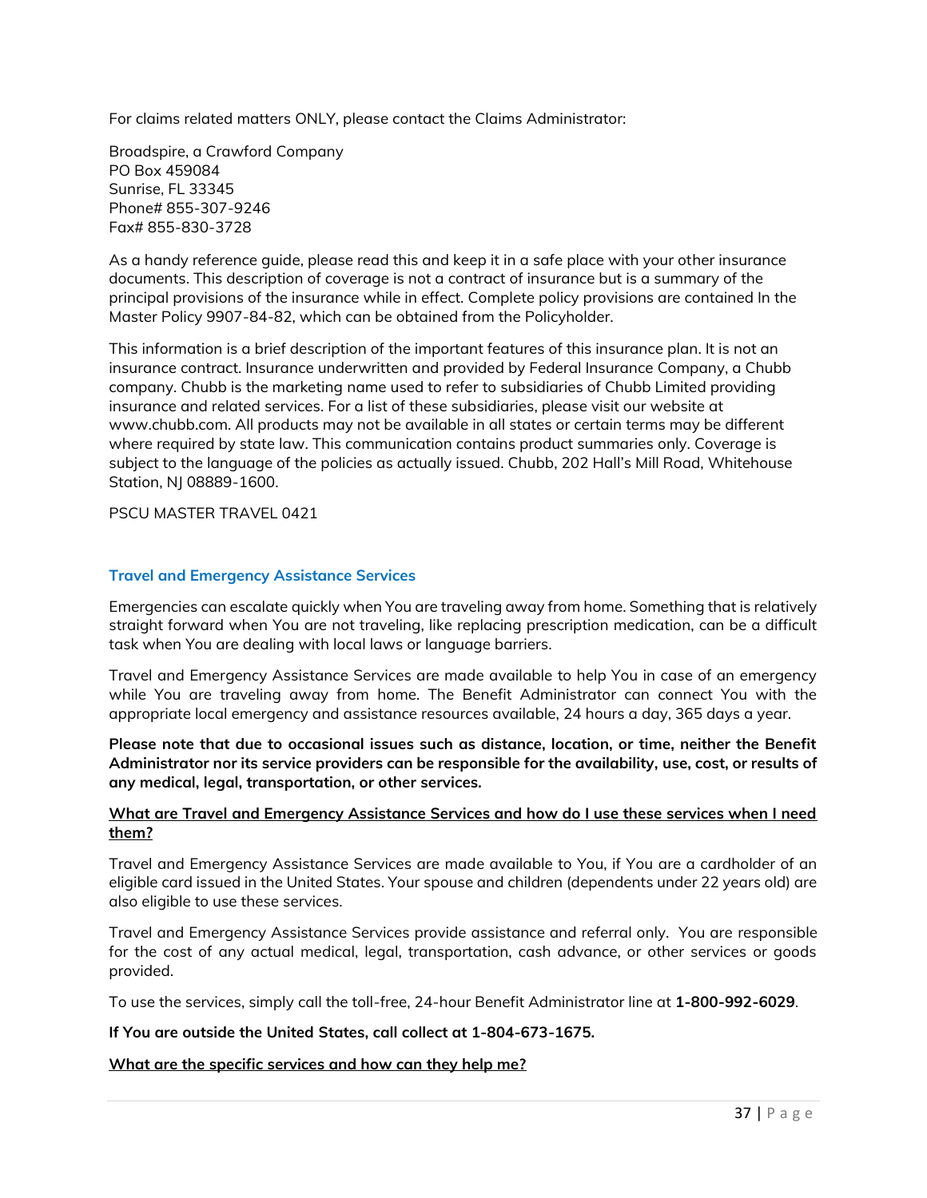For claims related matters ONLY, please contact the Claims Administrator:

Broadspire, a Crawford Company
PO Box 459084
Sunrise, FL 33345
Phone# 855-307-9246
Fax# 855-830-3728

As a handy reference guide, please read this and keep it in a safe place with your other insurance documents. This description of coverage is not a contract of insurance but is a summary of the principal provisions of the insurance while in effect. Complete policy provisions are contained In the Master Policy 9907-84-82, which can be obtained from the Policyholder.

This information is a brief description of the important features of this insurance plan. It is not an insurance contract. Insurance underwritten and provided by Federal Insurance Company, a Chubb company. Chubb is the marketing name used to refer to subsidiaries of Chubb Limited providing insurance and related services. For a list of these subsidiaries, please visit our website at www.chubb.com. All products may not be available in all states or certain terms may be different where required by state law. This communication contains product summaries only. Coverage is subject to the language of the policies as actually issued. Chubb, 202 Hall's Mill Road, Whitehouse Station, NJ 08889-1600.

PSCU MASTER TRAVEL 0421

## Travel and Emergency Assistance Services

Emergencies can escalate quickly when You are traveling away from home. Something that is relatively straight forward when You are not traveling, like replacing prescription medication, can be a difficult task when You are dealing with local laws or language barriers.

Travel and Emergency Assistance Services are made available to help You in case of an emergency while You are traveling away from home. The Benefit Administrator can connect You with the appropriate local emergency and assistance resources available, 24 hours a day, 365 days a year.

**Please note that due to occasional issues such as distance, location, or time, neither the Benefit Administrator nor its service providers can be responsible for the availability, use, cost, or results of any medical, legal, transportation, or other services.**

**What are Travel and Emergency Assistance Services and how do I use these services when I need them?**

Travel and Emergency Assistance Services are made available to You, if You are a cardholder of an eligible card issued in the United States. Your spouse and children (dependents under 22 years old) are also eligible to use these services.

Travel and Emergency Assistance Services provide assistance and referral only. You are responsible for the cost of any actual medical, legal, transportation, cash advance, or other services or goods provided.

To use the services, simply call the toll-free, 24-hour Benefit Administrator line at **1-800-992-6029**.

**If You are outside the United States, call collect at 1-804-673-1675.**

**What are the specific services and how can they help me?**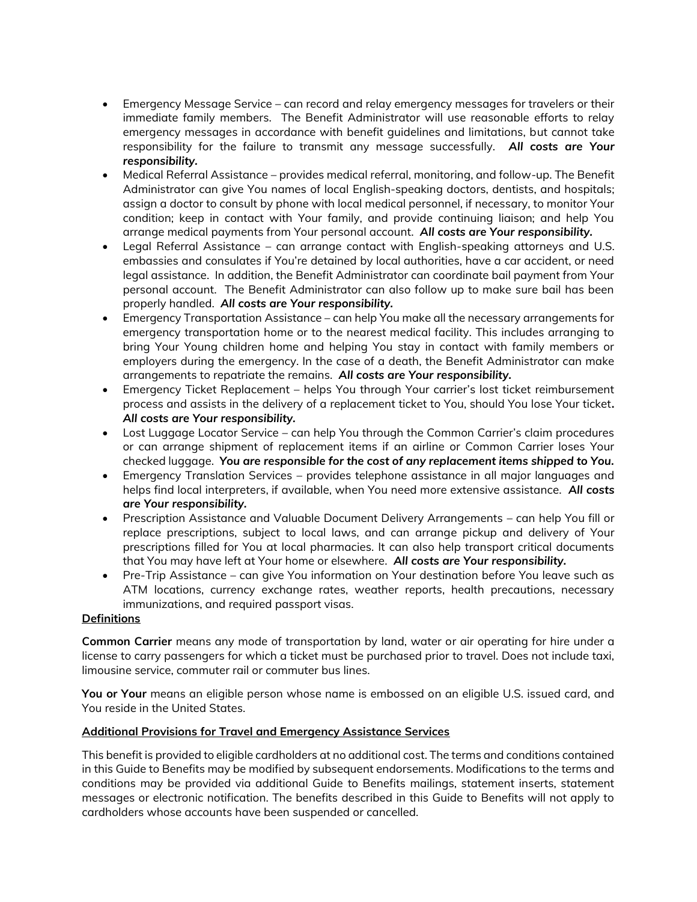- Emergency Message Service – can record and relay emergency messages for travelers or their immediate family members. The Benefit Administrator will use reasonable efforts to relay emergency messages in accordance with benefit guidelines and limitations, but cannot take responsibility for the failure to transmit any message successfully. ***All costs are Your responsibility.***
- Medical Referral Assistance – provides medical referral, monitoring, and follow-up. The Benefit Administrator can give You names of local English-speaking doctors, dentists, and hospitals; assign a doctor to consult by phone with local medical personnel, if necessary, to monitor Your condition; keep in contact with Your family, and provide continuing liaison; and help You arrange medical payments from Your personal account. ***All costs are Your responsibility.***
- Legal Referral Assistance – can arrange contact with English-speaking attorneys and U.S. embassies and consulates if You're detained by local authorities, have a car accident, or need legal assistance. In addition, the Benefit Administrator can coordinate bail payment from Your personal account. The Benefit Administrator can also follow up to make sure bail has been properly handled. ***All costs are Your responsibility.***
- Emergency Transportation Assistance – can help You make all the necessary arrangements for emergency transportation home or to the nearest medical facility. This includes arranging to bring Your Young children home and helping You stay in contact with family members or employers during the emergency. In the case of a death, the Benefit Administrator can make arrangements to repatriate the remains. ***All costs are Your responsibility.***
- Emergency Ticket Replacement – helps You through Your carrier's lost ticket reimbursement process and assists in the delivery of a replacement ticket to You, should You lose Your ticket**.** ***All costs are Your responsibility.***
- Lost Luggage Locator Service – can help You through the Common Carrier's claim procedures or can arrange shipment of replacement items if an airline or Common Carrier loses Your checked luggage. ***You are responsible for the cost of any replacement items shipped to You.***
- Emergency Translation Services – provides telephone assistance in all major languages and helps find local interpreters, if available, when You need more extensive assistance. ***All costs are Your responsibility.***
- Prescription Assistance and Valuable Document Delivery Arrangements – can help You fill or replace prescriptions, subject to local laws, and can arrange pickup and delivery of Your prescriptions filled for You at local pharmacies. It can also help transport critical documents that You may have left at Your home or elsewhere. ***All costs are Your responsibility.***
- Pre-Trip Assistance – can give You information on Your destination before You leave such as ATM locations, currency exchange rates, weather reports, health precautions, necessary immunizations, and required passport visas.

**Definitions**

**Common Carrier** means any mode of transportation by land, water or air operating for hire under a license to carry passengers for which a ticket must be purchased prior to travel. Does not include taxi, limousine service, commuter rail or commuter bus lines.

**You or Your** means an eligible person whose name is embossed on an eligible U.S. issued card, and You reside in the United States.

**Additional Provisions for Travel and Emergency Assistance Services**

This benefit is provided to eligible cardholders at no additional cost. The terms and conditions contained in this Guide to Benefits may be modified by subsequent endorsements. Modifications to the terms and conditions may be provided via additional Guide to Benefits mailings, statement inserts, statement messages or electronic notification. The benefits described in this Guide to Benefits will not apply to cardholders whose accounts have been suspended or cancelled.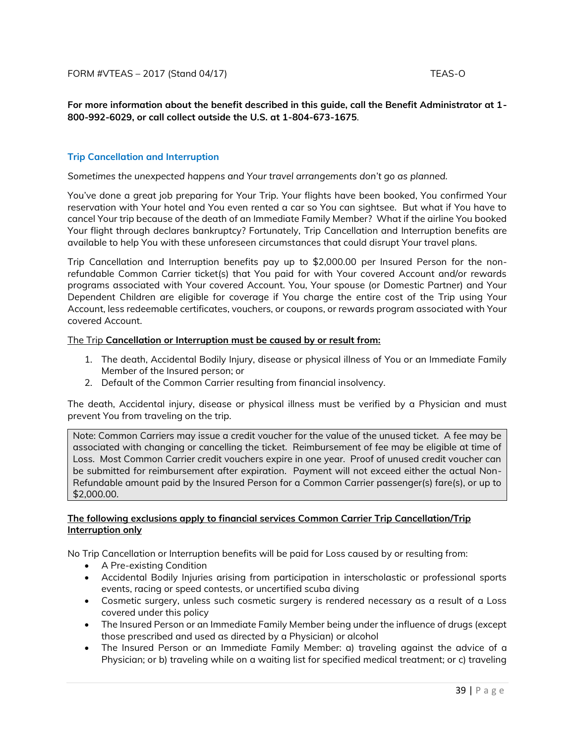FORM #VTEAS – 2017 (Stand 04/17) TEAS-O

**For more information about the benefit described in this guide, call the Benefit Administrator at 1-800-992-6029, or call collect outside the U.S. at 1-804-673-1675**.

## Trip Cancellation and Interruption

*Sometimes the unexpected happens and Your travel arrangements don't go as planned.*

You've done a great job preparing for Your Trip. Your flights have been booked, You confirmed Your reservation with Your hotel and You even rented a car so You can sightsee. But what if You have to cancel Your trip because of the death of an Immediate Family Member? What if the airline You booked Your flight through declares bankruptcy? Fortunately, Trip Cancellation and Interruption benefits are available to help You with these unforeseen circumstances that could disrupt Your travel plans.

Trip Cancellation and Interruption benefits pay up to $2,000.00 per Insured Person for the non-refundable Common Carrier ticket(s) that You paid for with Your covered Account and/or rewards programs associated with Your covered Account. You, Your spouse (or Domestic Partner) and Your Dependent Children are eligible for coverage if You charge the entire cost of the Trip using Your Account, less redeemable certificates, vouchers, or coupons, or rewards program associated with Your covered Account.

The Trip **Cancellation or Interruption must be caused by or result from:**

1. The death, Accidental Bodily Injury, disease or physical illness of You or an Immediate Family Member of the Insured person; or
2. Default of the Common Carrier resulting from financial insolvency.

The death, Accidental injury, disease or physical illness must be verified by a Physician and must prevent You from traveling on the trip.

Note: Common Carriers may issue a credit voucher for the value of the unused ticket. A fee may be associated with changing or cancelling the ticket. Reimbursement of fee may be eligible at time of Loss. Most Common Carrier credit vouchers expire in one year. Proof of unused credit voucher can be submitted for reimbursement after expiration. Payment will not exceed either the actual Non-Refundable amount paid by the Insured Person for a Common Carrier passenger(s) fare(s), or up to $2,000.00.

**The following exclusions apply to financial services Common Carrier Trip Cancellation/Trip Interruption only**

No Trip Cancellation or Interruption benefits will be paid for Loss caused by or resulting from:

- A Pre-existing Condition
- Accidental Bodily Injuries arising from participation in interscholastic or professional sports events, racing or speed contests, or uncertified scuba diving
- Cosmetic surgery, unless such cosmetic surgery is rendered necessary as a result of a Loss covered under this policy
- The Insured Person or an Immediate Family Member being under the influence of drugs (except those prescribed and used as directed by a Physician) or alcohol
- The Insured Person or an Immediate Family Member: a) traveling against the advice of a Physician; or b) traveling while on a waiting list for specified medical treatment; or c) traveling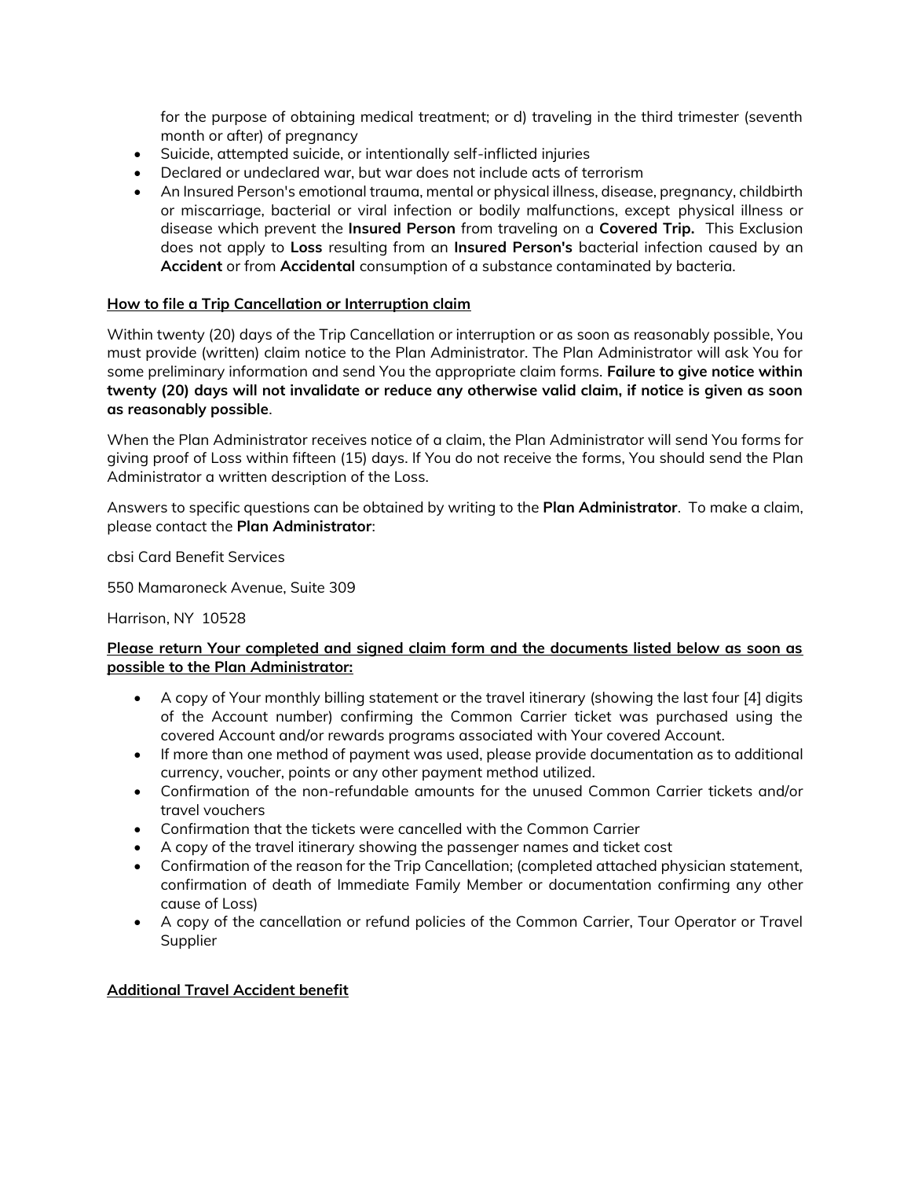for the purpose of obtaining medical treatment; or d) traveling in the third trimester (seventh month or after) of pregnancy

- Suicide, attempted suicide, or intentionally self-inflicted injuries
- Declared or undeclared war, but war does not include acts of terrorism
- An Insured Person's emotional trauma, mental or physical illness, disease, pregnancy, childbirth or miscarriage, bacterial or viral infection or bodily malfunctions, except physical illness or disease which prevent the **Insured Person** from traveling on a **Covered Trip.** This Exclusion does not apply to **Loss** resulting from an **Insured Person's** bacterial infection caused by an **Accident** or from **Accidental** consumption of a substance contaminated by bacteria.

**How to file a Trip Cancellation or Interruption claim**

Within twenty (20) days of the Trip Cancellation or interruption or as soon as reasonably possible, You must provide (written) claim notice to the Plan Administrator. The Plan Administrator will ask You for some preliminary information and send You the appropriate claim forms. **Failure to give notice within twenty (20) days will not invalidate or reduce any otherwise valid claim, if notice is given as soon as reasonably possible**.

When the Plan Administrator receives notice of a claim, the Plan Administrator will send You forms for giving proof of Loss within fifteen (15) days. If You do not receive the forms, You should send the Plan Administrator a written description of the Loss.

Answers to specific questions can be obtained by writing to the **Plan Administrator**. To make a claim, please contact the **Plan Administrator**:

cbsi Card Benefit Services

550 Mamaroneck Avenue, Suite 309

Harrison, NY 10528

**Please return Your completed and signed claim form and the documents listed below as soon as possible to the Plan Administrator:**

- A copy of Your monthly billing statement or the travel itinerary (showing the last four [4] digits of the Account number) confirming the Common Carrier ticket was purchased using the covered Account and/or rewards programs associated with Your covered Account.
- If more than one method of payment was used, please provide documentation as to additional currency, voucher, points or any other payment method utilized.
- Confirmation of the non-refundable amounts for the unused Common Carrier tickets and/or travel vouchers
- Confirmation that the tickets were cancelled with the Common Carrier
- A copy of the travel itinerary showing the passenger names and ticket cost
- Confirmation of the reason for the Trip Cancellation; (completed attached physician statement, confirmation of death of Immediate Family Member or documentation confirming any other cause of Loss)
- A copy of the cancellation or refund policies of the Common Carrier, Tour Operator or Travel Supplier

**Additional Travel Accident benefit**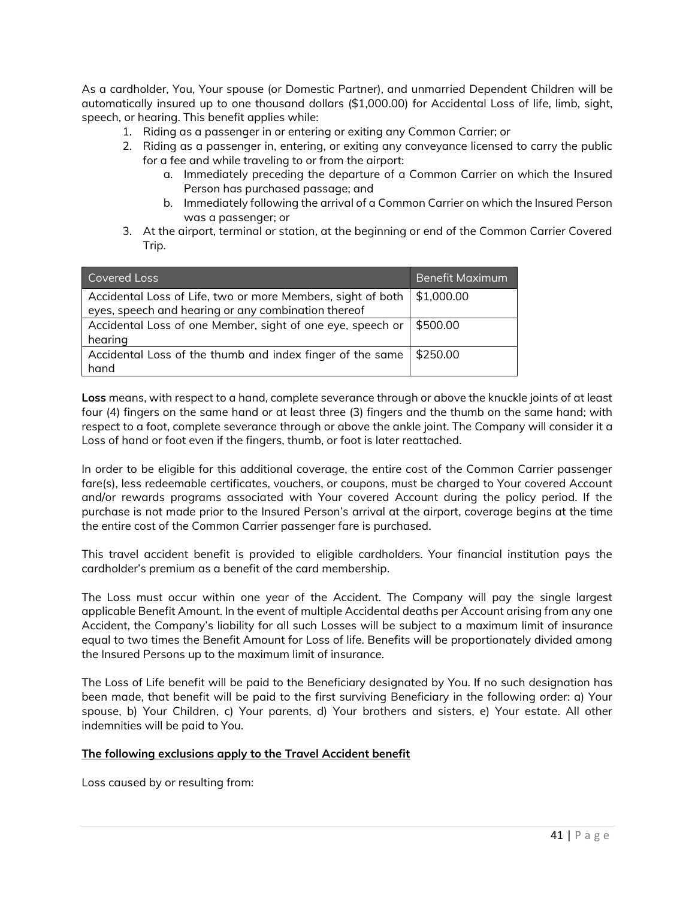As a cardholder, You, Your spouse (or Domestic Partner), and unmarried Dependent Children will be automatically insured up to one thousand dollars ($1,000.00) for Accidental Loss of life, limb, sight, speech, or hearing. This benefit applies while:

1. Riding as a passenger in or entering or exiting any Common Carrier; or
2. Riding as a passenger in, entering, or exiting any conveyance licensed to carry the public for a fee and while traveling to or from the airport:
   a. Immediately preceding the departure of a Common Carrier on which the Insured Person has purchased passage; and
   b. Immediately following the arrival of a Common Carrier on which the Insured Person was a passenger; or
3. At the airport, terminal or station, at the beginning or end of the Common Carrier Covered Trip.

| Covered Loss | Benefit Maximum |
| --- | --- |
| Accidental Loss of Life, two or more Members, sight of both eyes, speech and hearing or any combination thereof | $1,000.00 |
| Accidental Loss of one Member, sight of one eye, speech or hearing | $500.00 |
| Accidental Loss of the thumb and index finger of the same hand | $250.00 |

**Loss** means, with respect to a hand, complete severance through or above the knuckle joints of at least four (4) fingers on the same hand or at least three (3) fingers and the thumb on the same hand; with respect to a foot, complete severance through or above the ankle joint. The Company will consider it a Loss of hand or foot even if the fingers, thumb, or foot is later reattached.

In order to be eligible for this additional coverage, the entire cost of the Common Carrier passenger fare(s), less redeemable certificates, vouchers, or coupons, must be charged to Your covered Account and/or rewards programs associated with Your covered Account during the policy period. If the purchase is not made prior to the Insured Person's arrival at the airport, coverage begins at the time the entire cost of the Common Carrier passenger fare is purchased.

This travel accident benefit is provided to eligible cardholders. Your financial institution pays the cardholder's premium as a benefit of the card membership.

The Loss must occur within one year of the Accident. The Company will pay the single largest applicable Benefit Amount. In the event of multiple Accidental deaths per Account arising from any one Accident, the Company's liability for all such Losses will be subject to a maximum limit of insurance equal to two times the Benefit Amount for Loss of life. Benefits will be proportionately divided among the Insured Persons up to the maximum limit of insurance.

The Loss of Life benefit will be paid to the Beneficiary designated by You. If no such designation has been made, that benefit will be paid to the first surviving Beneficiary in the following order: a) Your spouse, b) Your Children, c) Your parents, d) Your brothers and sisters, e) Your estate. All other indemnities will be paid to You.

**The following exclusions apply to the Travel Accident benefit**

Loss caused by or resulting from: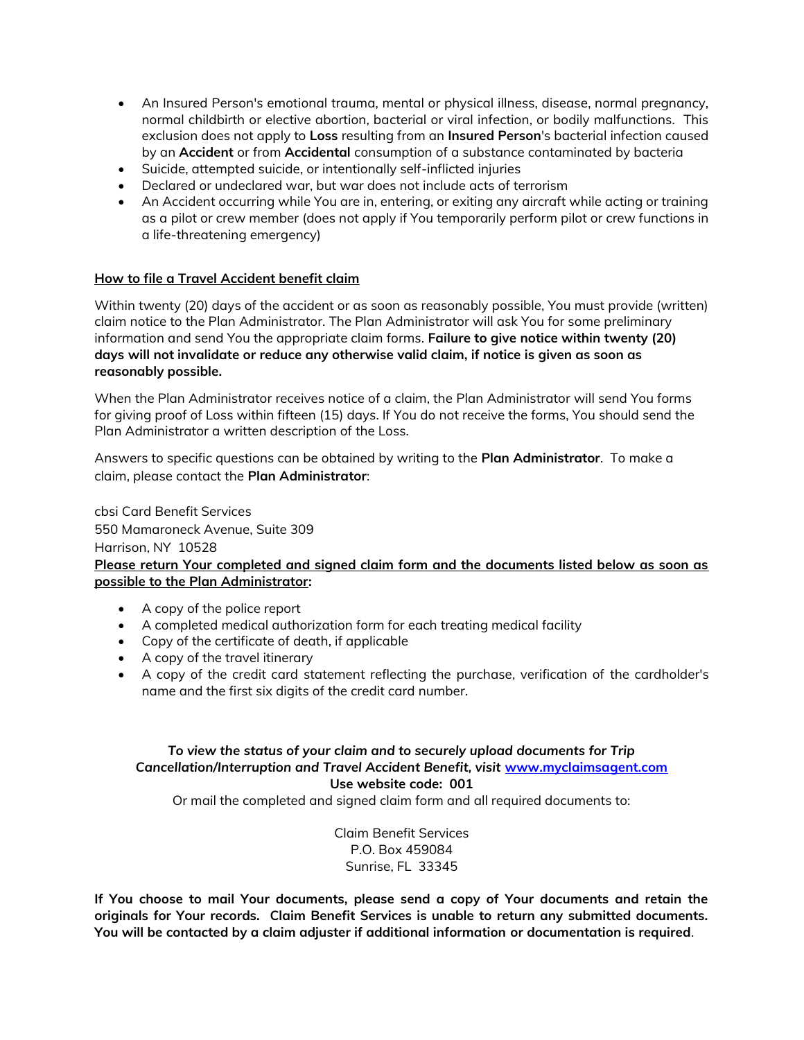- An Insured Person's emotional trauma, mental or physical illness, disease, normal pregnancy, normal childbirth or elective abortion, bacterial or viral infection, or bodily malfunctions. This exclusion does not apply to **Loss** resulting from an **Insured Person**'s bacterial infection caused by an **Accident** or from **Accidental** consumption of a substance contaminated by bacteria
- Suicide, attempted suicide, or intentionally self-inflicted injuries
- Declared or undeclared war, but war does not include acts of terrorism
- An Accident occurring while You are in, entering, or exiting any aircraft while acting or training as a pilot or crew member (does not apply if You temporarily perform pilot or crew functions in a life-threatening emergency)

**How to file a Travel Accident benefit claim**

Within twenty (20) days of the accident or as soon as reasonably possible, You must provide (written) claim notice to the Plan Administrator. The Plan Administrator will ask You for some preliminary information and send You the appropriate claim forms. **Failure to give notice within twenty (20) days will not invalidate or reduce any otherwise valid claim, if notice is given as soon as reasonably possible.**

When the Plan Administrator receives notice of a claim, the Plan Administrator will send You forms for giving proof of Loss within fifteen (15) days. If You do not receive the forms, You should send the Plan Administrator a written description of the Loss.

Answers to specific questions can be obtained by writing to the **Plan Administrator**. To make a claim, please contact the **Plan Administrator**:

cbsi Card Benefit Services
550 Mamaroneck Avenue, Suite 309
Harrison, NY 10528
**Please return Your completed and signed claim form and the documents listed below as soon as possible to the Plan Administrator:**

- A copy of the police report
- A completed medical authorization form for each treating medical facility
- Copy of the certificate of death, if applicable
- A copy of the travel itinerary
- A copy of the credit card statement reflecting the purchase, verification of the cardholder's name and the first six digits of the credit card number.

***To view the status of your claim and to securely upload documents for Trip Cancellation/Interruption and Travel Accident Benefit, visit www.myclaimsagent.com***
**Use website code: 001**
Or mail the completed and signed claim form and all required documents to:

Claim Benefit Services
P.O. Box 459084
Sunrise, FL 33345

**If You choose to mail Your documents, please send a copy of Your documents and retain the originals for Your records. Claim Benefit Services is unable to return any submitted documents. You will be contacted by a claim adjuster if additional information or documentation is required.**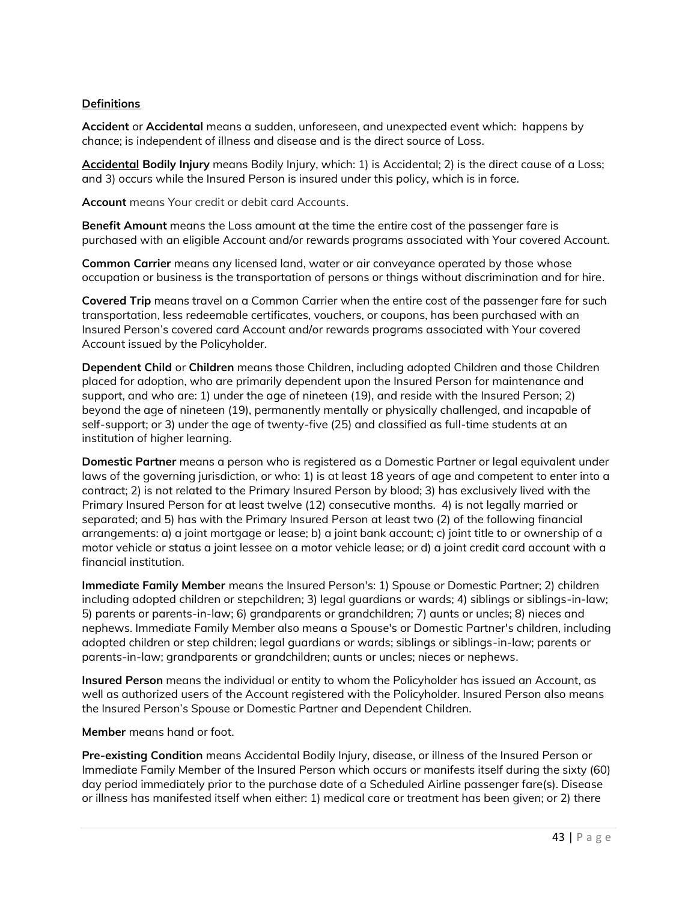**Definitions**

**Accident** or **Accidental** means a sudden, unforeseen, and unexpected event which: happens by chance; is independent of illness and disease and is the direct source of Loss.

**Accidental Bodily Injury** means Bodily Injury, which: 1) is Accidental; 2) is the direct cause of a Loss; and 3) occurs while the Insured Person is insured under this policy, which is in force.

**Account** means Your credit or debit card Accounts.

**Benefit Amount** means the Loss amount at the time the entire cost of the passenger fare is purchased with an eligible Account and/or rewards programs associated with Your covered Account.

**Common Carrier** means any licensed land, water or air conveyance operated by those whose occupation or business is the transportation of persons or things without discrimination and for hire.

**Covered Trip** means travel on a Common Carrier when the entire cost of the passenger fare for such transportation, less redeemable certificates, vouchers, or coupons, has been purchased with an Insured Person's covered card Account and/or rewards programs associated with Your covered Account issued by the Policyholder.

**Dependent Child** or **Children** means those Children, including adopted Children and those Children placed for adoption, who are primarily dependent upon the Insured Person for maintenance and support, and who are: 1) under the age of nineteen (19), and reside with the Insured Person; 2) beyond the age of nineteen (19), permanently mentally or physically challenged, and incapable of self-support; or 3) under the age of twenty-five (25) and classified as full-time students at an institution of higher learning.

**Domestic Partner** means a person who is registered as a Domestic Partner or legal equivalent under laws of the governing jurisdiction, or who: 1) is at least 18 years of age and competent to enter into a contract; 2) is not related to the Primary Insured Person by blood; 3) has exclusively lived with the Primary Insured Person for at least twelve (12) consecutive months. 4) is not legally married or separated; and 5) has with the Primary Insured Person at least two (2) of the following financial arrangements: a) a joint mortgage or lease; b) a joint bank account; c) joint title to or ownership of a motor vehicle or status a joint lessee on a motor vehicle lease; or d) a joint credit card account with a financial institution.

**Immediate Family Member** means the Insured Person's: 1) Spouse or Domestic Partner; 2) children including adopted children or stepchildren; 3) legal guardians or wards; 4) siblings or siblings-in-law; 5) parents or parents-in-law; 6) grandparents or grandchildren; 7) aunts or uncles; 8) nieces and nephews. Immediate Family Member also means a Spouse's or Domestic Partner's children, including adopted children or step children; legal guardians or wards; siblings or siblings-in-law; parents or parents-in-law; grandparents or grandchildren; aunts or uncles; nieces or nephews.

**Insured Person** means the individual or entity to whom the Policyholder has issued an Account, as well as authorized users of the Account registered with the Policyholder. Insured Person also means the Insured Person's Spouse or Domestic Partner and Dependent Children.

**Member** means hand or foot.

**Pre-existing Condition** means Accidental Bodily Injury, disease, or illness of the Insured Person or Immediate Family Member of the Insured Person which occurs or manifests itself during the sixty (60) day period immediately prior to the purchase date of a Scheduled Airline passenger fare(s). Disease or illness has manifested itself when either: 1) medical care or treatment has been given; or 2) there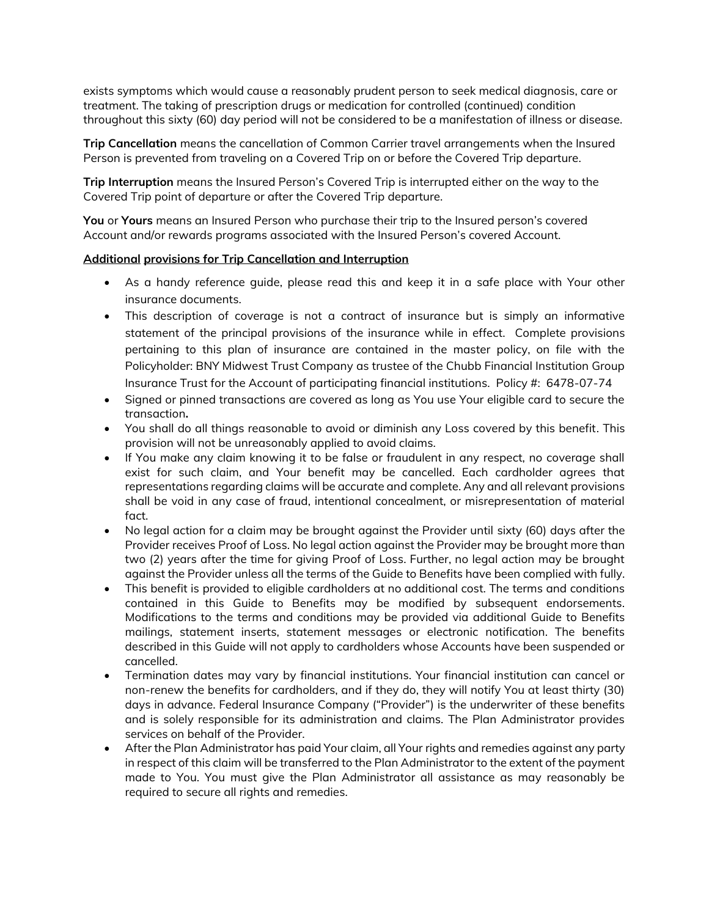exists symptoms which would cause a reasonably prudent person to seek medical diagnosis, care or treatment. The taking of prescription drugs or medication for controlled (continued) condition throughout this sixty (60) day period will not be considered to be a manifestation of illness or disease.

**Trip Cancellation** means the cancellation of Common Carrier travel arrangements when the Insured Person is prevented from traveling on a Covered Trip on or before the Covered Trip departure.

**Trip Interruption** means the Insured Person's Covered Trip is interrupted either on the way to the Covered Trip point of departure or after the Covered Trip departure.

**You** or **Yours** means an Insured Person who purchase their trip to the Insured person's covered Account and/or rewards programs associated with the Insured Person's covered Account.

**Additional provisions for Trip Cancellation and Interruption**

- As a handy reference guide, please read this and keep it in a safe place with Your other insurance documents.
- This description of coverage is not a contract of insurance but is simply an informative statement of the principal provisions of the insurance while in effect. Complete provisions pertaining to this plan of insurance are contained in the master policy, on file with the Policyholder: BNY Midwest Trust Company as trustee of the Chubb Financial Institution Group Insurance Trust for the Account of participating financial institutions. Policy #: 6478-07-74
- Signed or pinned transactions are covered as long as You use Your eligible card to secure the transaction**.**
- You shall do all things reasonable to avoid or diminish any Loss covered by this benefit. This provision will not be unreasonably applied to avoid claims.
- If You make any claim knowing it to be false or fraudulent in any respect, no coverage shall exist for such claim, and Your benefit may be cancelled. Each cardholder agrees that representations regarding claims will be accurate and complete. Any and all relevant provisions shall be void in any case of fraud, intentional concealment, or misrepresentation of material fact.
- No legal action for a claim may be brought against the Provider until sixty (60) days after the Provider receives Proof of Loss. No legal action against the Provider may be brought more than two (2) years after the time for giving Proof of Loss. Further, no legal action may be brought against the Provider unless all the terms of the Guide to Benefits have been complied with fully.
- This benefit is provided to eligible cardholders at no additional cost. The terms and conditions contained in this Guide to Benefits may be modified by subsequent endorsements. Modifications to the terms and conditions may be provided via additional Guide to Benefits mailings, statement inserts, statement messages or electronic notification. The benefits described in this Guide will not apply to cardholders whose Accounts have been suspended or cancelled.
- Termination dates may vary by financial institutions. Your financial institution can cancel or non-renew the benefits for cardholders, and if they do, they will notify You at least thirty (30) days in advance. Federal Insurance Company ("Provider") is the underwriter of these benefits and is solely responsible for its administration and claims. The Plan Administrator provides services on behalf of the Provider.
- After the Plan Administrator has paid Your claim, all Your rights and remedies against any party in respect of this claim will be transferred to the Plan Administrator to the extent of the payment made to You. You must give the Plan Administrator all assistance as may reasonably be required to secure all rights and remedies.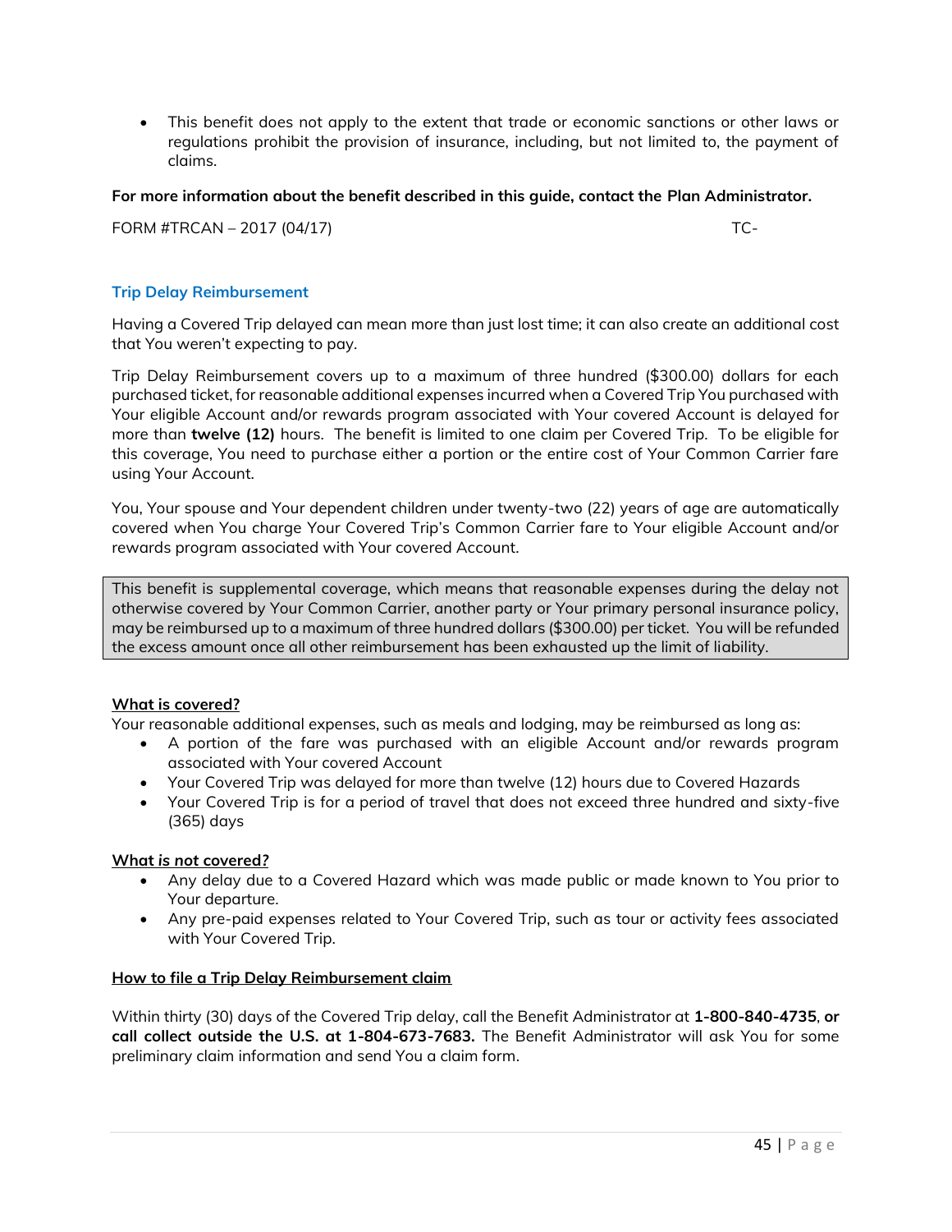- This benefit does not apply to the extent that trade or economic sanctions or other laws or regulations prohibit the provision of insurance, including, but not limited to, the payment of claims.

**For more information about the benefit described in this guide, contact the Plan Administrator.**

FORM #TRCAN – 2017 (04/17) TC-

### Trip Delay Reimbursement

Having a Covered Trip delayed can mean more than just lost time; it can also create an additional cost that You weren't expecting to pay.

Trip Delay Reimbursement covers up to a maximum of three hundred ($300.00) dollars for each purchased ticket, for reasonable additional expenses incurred when a Covered Trip You purchased with Your eligible Account and/or rewards program associated with Your covered Account is delayed for more than **twelve (12)** hours. The benefit is limited to one claim per Covered Trip. To be eligible for this coverage, You need to purchase either a portion or the entire cost of Your Common Carrier fare using Your Account.

You, Your spouse and Your dependent children under twenty-two (22) years of age are automatically covered when You charge Your Covered Trip's Common Carrier fare to Your eligible Account and/or rewards program associated with Your covered Account.

This benefit is supplemental coverage, which means that reasonable expenses during the delay not otherwise covered by Your Common Carrier, another party or Your primary personal insurance policy, may be reimbursed up to a maximum of three hundred dollars ($300.00) per ticket. You will be refunded the excess amount once all other reimbursement has been exhausted up the limit of liability.

**<u>What is covered?</u>**

Your reasonable additional expenses, such as meals and lodging, may be reimbursed as long as:

- A portion of the fare was purchased with an eligible Account and/or rewards program associated with Your covered Account
- Your Covered Trip was delayed for more than twelve (12) hours due to Covered Hazards
- Your Covered Trip is for a period of travel that does not exceed three hundred and sixty-five (365) days

**<u>What *is not* covered?</u>**

- Any delay due to a Covered Hazard which was made public or made known to You prior to Your departure.
- Any pre-paid expenses related to Your Covered Trip, such as tour or activity fees associated with Your Covered Trip.

**<u>How to file a Trip Delay Reimbursement claim</u>**

Within thirty (30) days of the Covered Trip delay, call the Benefit Administrator at **1-800-840-4735**, **or call collect outside the U.S. at 1-804-673-7683.** The Benefit Administrator will ask You for some preliminary claim information and send You a claim form.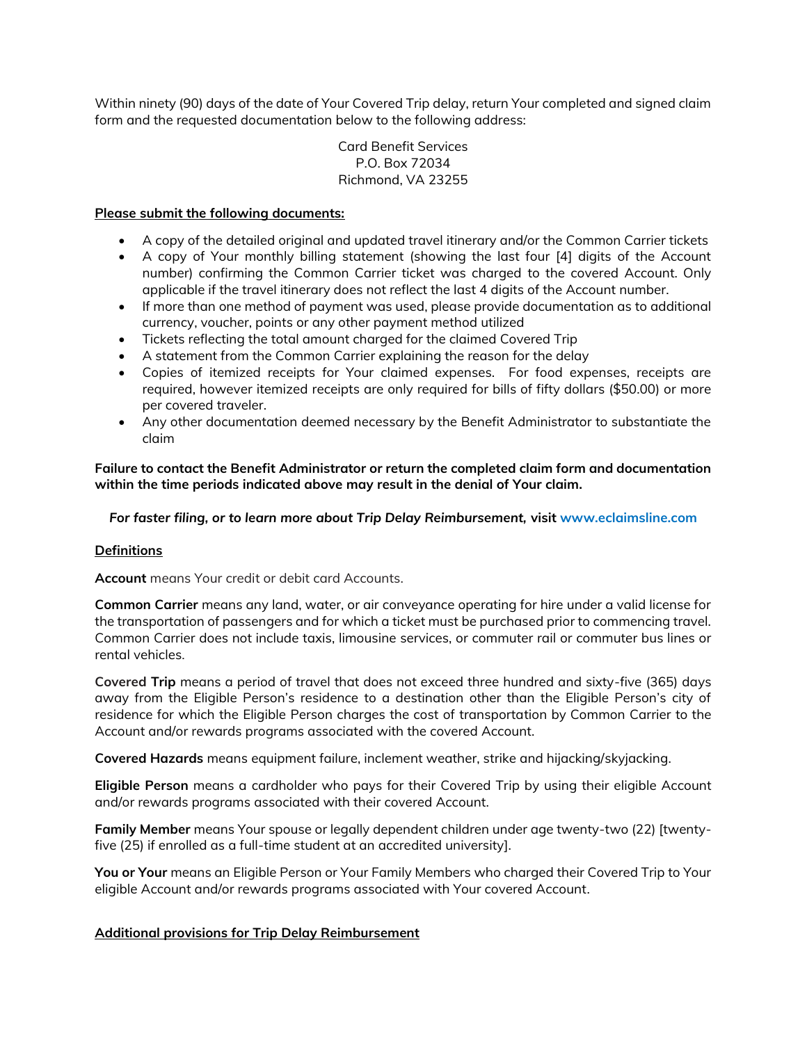Within ninety (90) days of the date of Your Covered Trip delay, return Your completed and signed claim form and the requested documentation below to the following address:

Card Benefit Services
P.O. Box 72034
Richmond, VA 23255

**Please submit the following documents:**

- A copy of the detailed original and updated travel itinerary and/or the Common Carrier tickets
- A copy of Your monthly billing statement (showing the last four [4] digits of the Account number) confirming the Common Carrier ticket was charged to the covered Account. Only applicable if the travel itinerary does not reflect the last 4 digits of the Account number.
- If more than one method of payment was used, please provide documentation as to additional currency, voucher, points or any other payment method utilized
- Tickets reflecting the total amount charged for the claimed Covered Trip
- A statement from the Common Carrier explaining the reason for the delay
- Copies of itemized receipts for Your claimed expenses. For food expenses, receipts are required, however itemized receipts are only required for bills of fifty dollars ($50.00) or more per covered traveler.
- Any other documentation deemed necessary by the Benefit Administrator to substantiate the claim

**Failure to contact the Benefit Administrator or return the completed claim form and documentation within the time periods indicated above may result in the denial of Your claim.**

***For faster filing, or to learn more about Trip Delay Reimbursement,* visit www.eclaimsline.com**

**Definitions**

**Account** means Your credit or debit card Accounts.

**Common Carrier** means any land, water, or air conveyance operating for hire under a valid license for the transportation of passengers and for which a ticket must be purchased prior to commencing travel. Common Carrier does not include taxis, limousine services, or commuter rail or commuter bus lines or rental vehicles.

**Covered Trip** means a period of travel that does not exceed three hundred and sixty-five (365) days away from the Eligible Person's residence to a destination other than the Eligible Person's city of residence for which the Eligible Person charges the cost of transportation by Common Carrier to the Account and/or rewards programs associated with the covered Account.

**Covered Hazards** means equipment failure, inclement weather, strike and hijacking/skyjacking.

**Eligible Person** means a cardholder who pays for their Covered Trip by using their eligible Account and/or rewards programs associated with their covered Account.

**Family Member** means Your spouse or legally dependent children under age twenty-two (22) [twenty-five (25) if enrolled as a full-time student at an accredited university].

**You or Your** means an Eligible Person or Your Family Members who charged their Covered Trip to Your eligible Account and/or rewards programs associated with Your covered Account.

**Additional provisions for Trip Delay Reimbursement**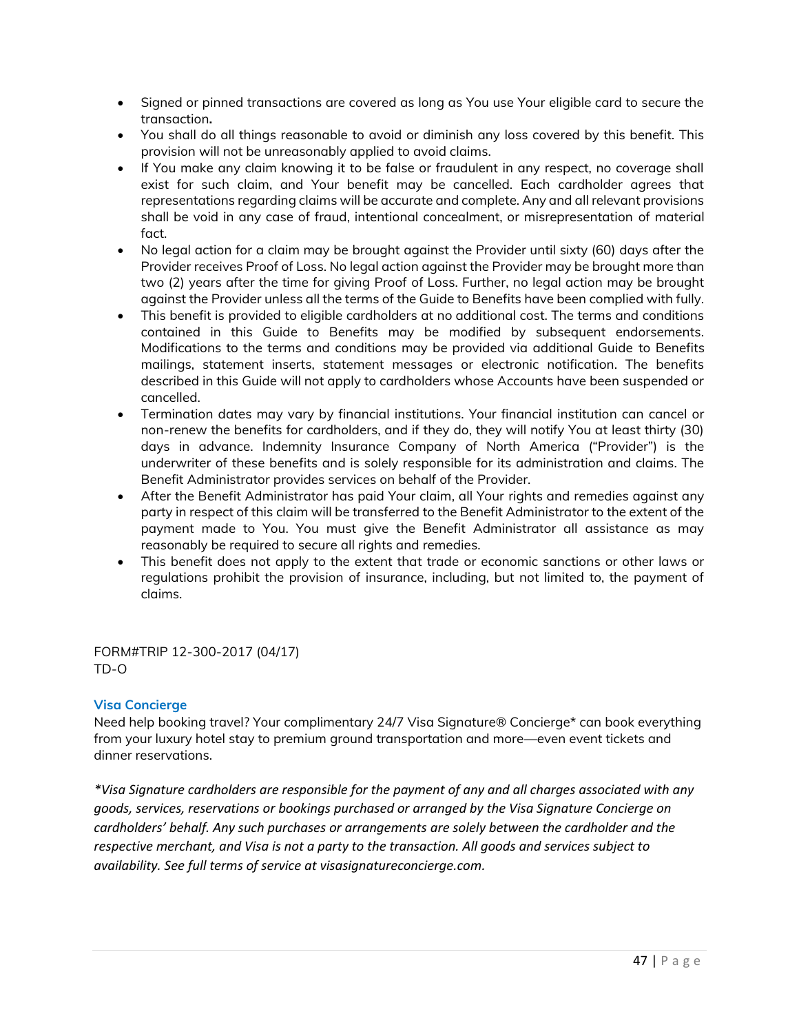- Signed or pinned transactions are covered as long as You use Your eligible card to secure the transaction**.**
- You shall do all things reasonable to avoid or diminish any loss covered by this benefit. This provision will not be unreasonably applied to avoid claims.
- If You make any claim knowing it to be false or fraudulent in any respect, no coverage shall exist for such claim, and Your benefit may be cancelled. Each cardholder agrees that representations regarding claims will be accurate and complete. Any and all relevant provisions shall be void in any case of fraud, intentional concealment, or misrepresentation of material fact.
- No legal action for a claim may be brought against the Provider until sixty (60) days after the Provider receives Proof of Loss. No legal action against the Provider may be brought more than two (2) years after the time for giving Proof of Loss. Further, no legal action may be brought against the Provider unless all the terms of the Guide to Benefits have been complied with fully.
- This benefit is provided to eligible cardholders at no additional cost. The terms and conditions contained in this Guide to Benefits may be modified by subsequent endorsements. Modifications to the terms and conditions may be provided via additional Guide to Benefits mailings, statement inserts, statement messages or electronic notification. The benefits described in this Guide will not apply to cardholders whose Accounts have been suspended or cancelled.
- Termination dates may vary by financial institutions. Your financial institution can cancel or non-renew the benefits for cardholders, and if they do, they will notify You at least thirty (30) days in advance. Indemnity Insurance Company of North America ("Provider") is the underwriter of these benefits and is solely responsible for its administration and claims. The Benefit Administrator provides services on behalf of the Provider.
- After the Benefit Administrator has paid Your claim, all Your rights and remedies against any party in respect of this claim will be transferred to the Benefit Administrator to the extent of the payment made to You. You must give the Benefit Administrator all assistance as may reasonably be required to secure all rights and remedies.
- This benefit does not apply to the extent that trade or economic sanctions or other laws or regulations prohibit the provision of insurance, including, but not limited to, the payment of claims.

FORM#TRIP 12-300-2017 (04/17)
TD-O

## Visa Concierge

Need help booking travel? Your complimentary 24/7 Visa Signature® Concierge* can book everything from your luxury hotel stay to premium ground transportation and more—even event tickets and dinner reservations.

*\*Visa Signature cardholders are responsible for the payment of any and all charges associated with any goods, services, reservations or bookings purchased or arranged by the Visa Signature Concierge on cardholders' behalf. Any such purchases or arrangements are solely between the cardholder and the respective merchant, and Visa is not a party to the transaction. All goods and services subject to availability. See full terms of service at visasignatureconcierge.com.*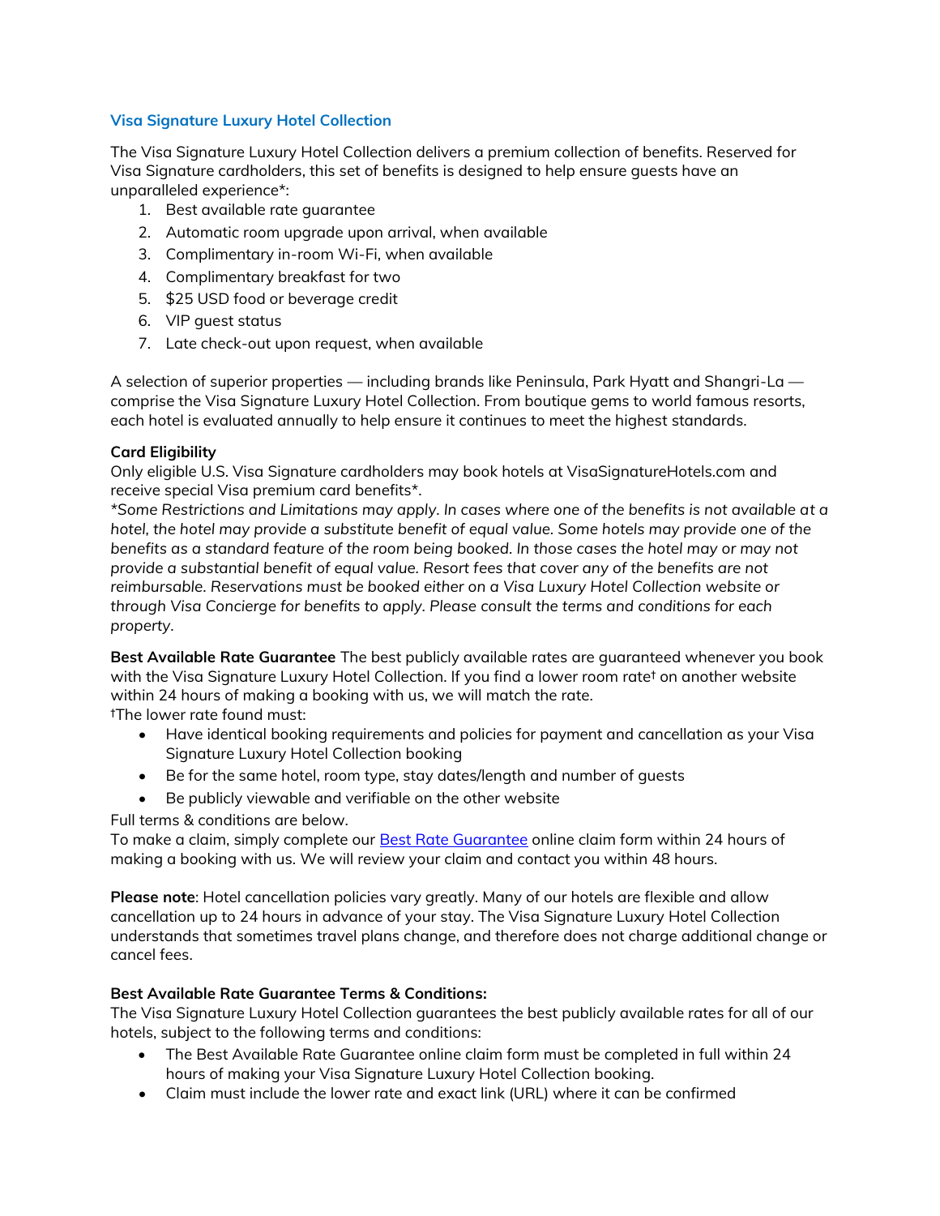### Visa Signature Luxury Hotel Collection

The Visa Signature Luxury Hotel Collection delivers a premium collection of benefits. Reserved for Visa Signature cardholders, this set of benefits is designed to help ensure guests have an unparalleled experience*:

1. Best available rate guarantee
2. Automatic room upgrade upon arrival, when available
3. Complimentary in-room Wi-Fi, when available
4. Complimentary breakfast for two
5. $25 USD food or beverage credit
6. VIP guest status
7. Late check-out upon request, when available

A selection of superior properties — including brands like Peninsula, Park Hyatt and Shangri-La — comprise the Visa Signature Luxury Hotel Collection. From boutique gems to world famous resorts, each hotel is evaluated annually to help ensure it continues to meet the highest standards.

**Card Eligibility**
Only eligible U.S. Visa Signature cardholders may book hotels at VisaSignatureHotels.com and receive special Visa premium card benefits*.
*\*Some Restrictions and Limitations may apply. In cases where one of the benefits is not available at a hotel, the hotel may provide a substitute benefit of equal value. Some hotels may provide one of the benefits as a standard feature of the room being booked. In those cases the hotel may or may not provide a substantial benefit of equal value. Resort fees that cover any of the benefits are not reimbursable. Reservations must be booked either on a Visa Luxury Hotel Collection website or through Visa Concierge for benefits to apply. Please consult the terms and conditions for each property.*

**Best Available Rate Guarantee** The best publicly available rates are guaranteed whenever you book with the Visa Signature Luxury Hotel Collection. If you find a lower room rate† on another website within 24 hours of making a booking with us, we will match the rate.
†The lower rate found must:

- Have identical booking requirements and policies for payment and cancellation as your Visa Signature Luxury Hotel Collection booking
- Be for the same hotel, room type, stay dates/length and number of guests
- Be publicly viewable and verifiable on the other website

Full terms & conditions are below.
To make a claim, simply complete our Best Rate Guarantee online claim form within 24 hours of making a booking with us. We will review your claim and contact you within 48 hours.

**Please note**: Hotel cancellation policies vary greatly. Many of our hotels are flexible and allow cancellation up to 24 hours in advance of your stay. The Visa Signature Luxury Hotel Collection understands that sometimes travel plans change, and therefore does not charge additional change or cancel fees.

**Best Available Rate Guarantee Terms & Conditions:**
The Visa Signature Luxury Hotel Collection guarantees the best publicly available rates for all of our hotels, subject to the following terms and conditions:

- The Best Available Rate Guarantee online claim form must be completed in full within 24 hours of making your Visa Signature Luxury Hotel Collection booking.
- Claim must include the lower rate and exact link (URL) where it can be confirmed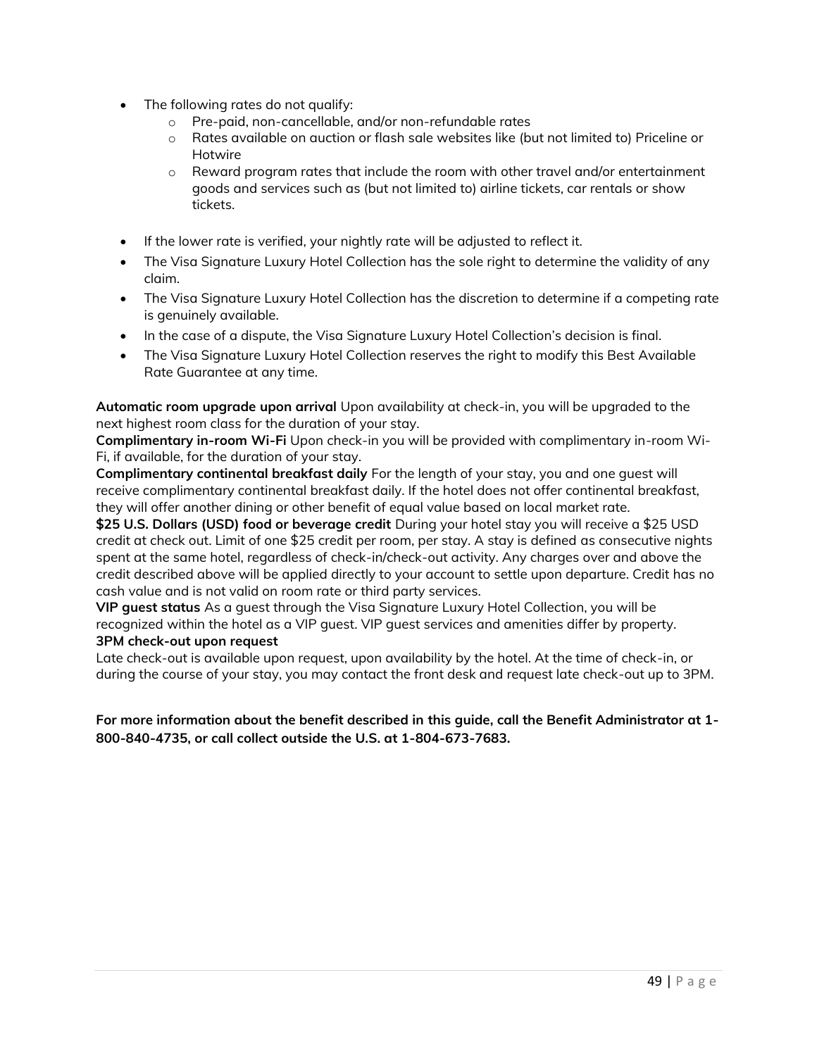- The following rates do not qualify:
  - Pre-paid, non-cancellable, and/or non-refundable rates
  - Rates available on auction or flash sale websites like (but not limited to) Priceline or Hotwire
  - Reward program rates that include the room with other travel and/or entertainment goods and services such as (but not limited to) airline tickets, car rentals or show tickets.

- If the lower rate is verified, your nightly rate will be adjusted to reflect it.
- The Visa Signature Luxury Hotel Collection has the sole right to determine the validity of any claim.
- The Visa Signature Luxury Hotel Collection has the discretion to determine if a competing rate is genuinely available.
- In the case of a dispute, the Visa Signature Luxury Hotel Collection's decision is final.
- The Visa Signature Luxury Hotel Collection reserves the right to modify this Best Available Rate Guarantee at any time.

**Automatic room upgrade upon arrival** Upon availability at check-in, you will be upgraded to the next highest room class for the duration of your stay.
**Complimentary in-room Wi-Fi** Upon check-in you will be provided with complimentary in-room Wi-Fi, if available, for the duration of your stay.
**Complimentary continental breakfast daily** For the length of your stay, you and one guest will receive complimentary continental breakfast daily. If the hotel does not offer continental breakfast, they will offer another dining or other benefit of equal value based on local market rate.
**$25 U.S. Dollars (USD) food or beverage credit** During your hotel stay you will receive a $25 USD credit at check out. Limit of one $25 credit per room, per stay. A stay is defined as consecutive nights spent at the same hotel, regardless of check-in/check-out activity. Any charges over and above the credit described above will be applied directly to your account to settle upon departure. Credit has no cash value and is not valid on room rate or third party services.
**VIP guest status** As a guest through the Visa Signature Luxury Hotel Collection, you will be recognized within the hotel as a VIP guest. VIP guest services and amenities differ by property.
**3PM check-out upon request**
Late check-out is available upon request, upon availability by the hotel. At the time of check-in, or during the course of your stay, you may contact the front desk and request late check-out up to 3PM.

**For more information about the benefit described in this guide, call the Benefit Administrator at 1-800-840-4735, or call collect outside the U.S. at 1-804-673-7683.**